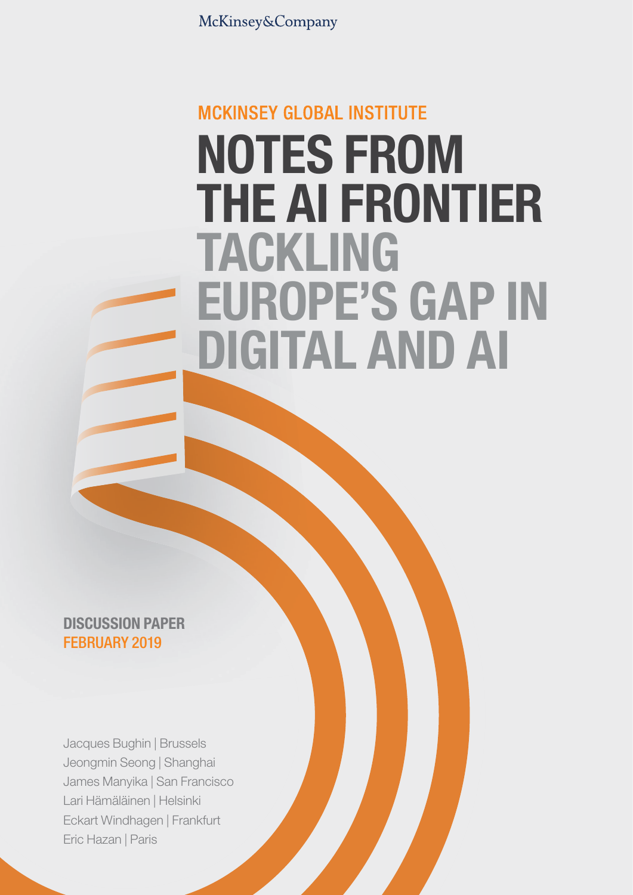McKinsey&Company

MCKINSEY GLOBAL INSTITUTE

# NOTES FROM THE AI FRONTIER

## TACKLING EUROPE'S GAP IN DIGITAL AND AI

**DISCUSSION PAPER**
**FEBRUARY 2019**

Jacques Bughin | Brussels
Jeongmin Seong | Shanghai
James Manyika | San Francisco
Lari Hämäläinen | Helsinki
Eckart Windhagen | Frankfurt
Eric Hazan | Paris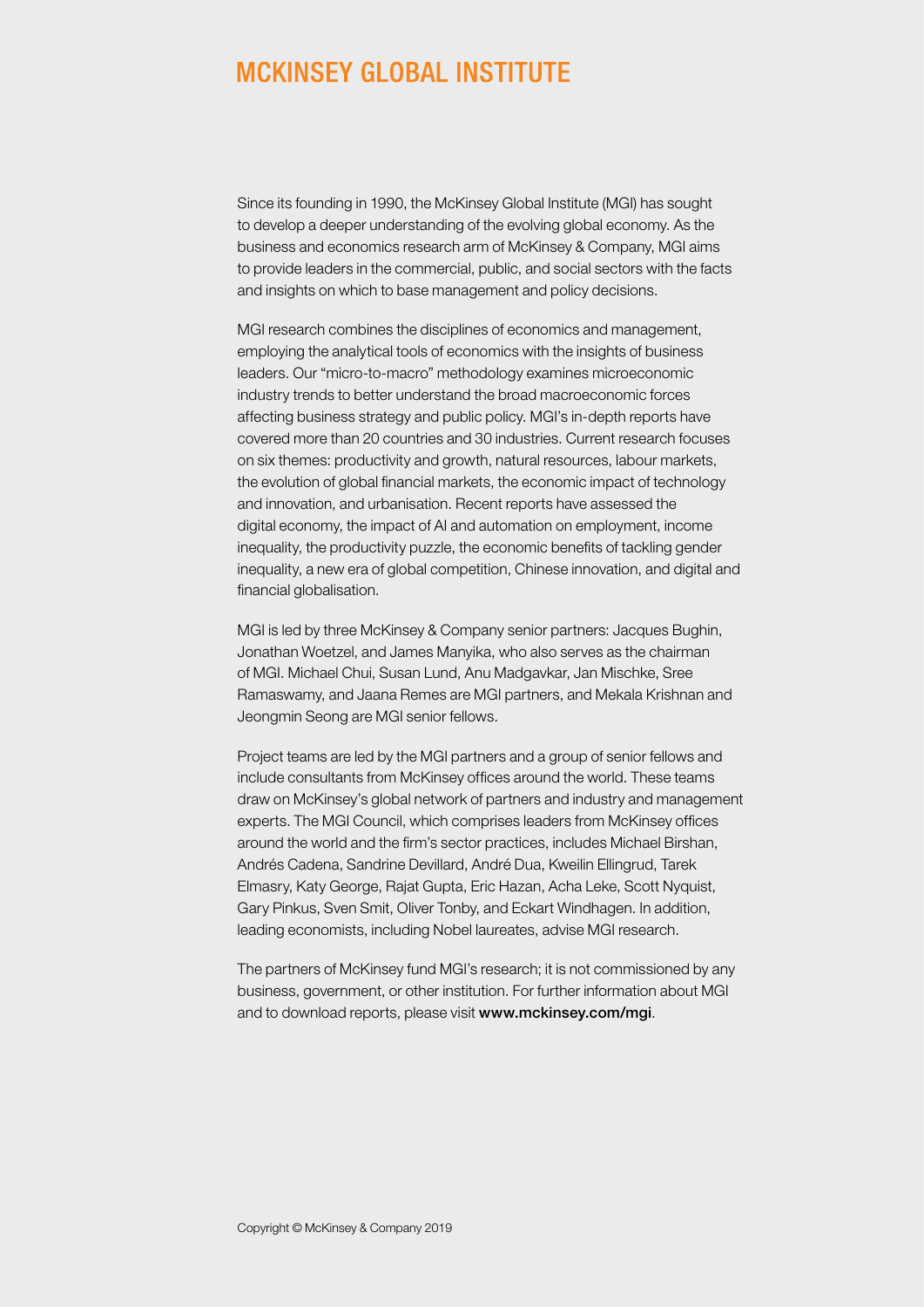# MCKINSEY GLOBAL INSTITUTE

Since its founding in 1990, the McKinsey Global Institute (MGI) has sought to develop a deeper understanding of the evolving global economy. As the business and economics research arm of McKinsey & Company, MGI aims to provide leaders in the commercial, public, and social sectors with the facts and insights on which to base management and policy decisions.

MGI research combines the disciplines of economics and management, employing the analytical tools of economics with the insights of business leaders. Our "micro-to-macro" methodology examines microeconomic industry trends to better understand the broad macroeconomic forces affecting business strategy and public policy. MGI's in-depth reports have covered more than 20 countries and 30 industries. Current research focuses on six themes: productivity and growth, natural resources, labour markets, the evolution of global financial markets, the economic impact of technology and innovation, and urbanisation. Recent reports have assessed the digital economy, the impact of AI and automation on employment, income inequality, the productivity puzzle, the economic benefits of tackling gender inequality, a new era of global competition, Chinese innovation, and digital and financial globalisation.

MGI is led by three McKinsey & Company senior partners: Jacques Bughin, Jonathan Woetzel, and James Manyika, who also serves as the chairman of MGI. Michael Chui, Susan Lund, Anu Madgavkar, Jan Mischke, Sree Ramaswamy, and Jaana Remes are MGI partners, and Mekala Krishnan and Jeongmin Seong are MGI senior fellows.

Project teams are led by the MGI partners and a group of senior fellows and include consultants from McKinsey offices around the world. These teams draw on McKinsey's global network of partners and industry and management experts. The MGI Council, which comprises leaders from McKinsey offices around the world and the firm's sector practices, includes Michael Birshan, Andrés Cadena, Sandrine Devillard, André Dua, Kweilin Ellingrud, Tarek Elmasry, Katy George, Rajat Gupta, Eric Hazan, Acha Leke, Scott Nyquist, Gary Pinkus, Sven Smit, Oliver Tonby, and Eckart Windhagen. In addition, leading economists, including Nobel laureates, advise MGI research.

The partners of McKinsey fund MGI's research; it is not commissioned by any business, government, or other institution. For further information about MGI and to download reports, please visit **www.mckinsey.com/mgi**.

Copyright © McKinsey & Company 2019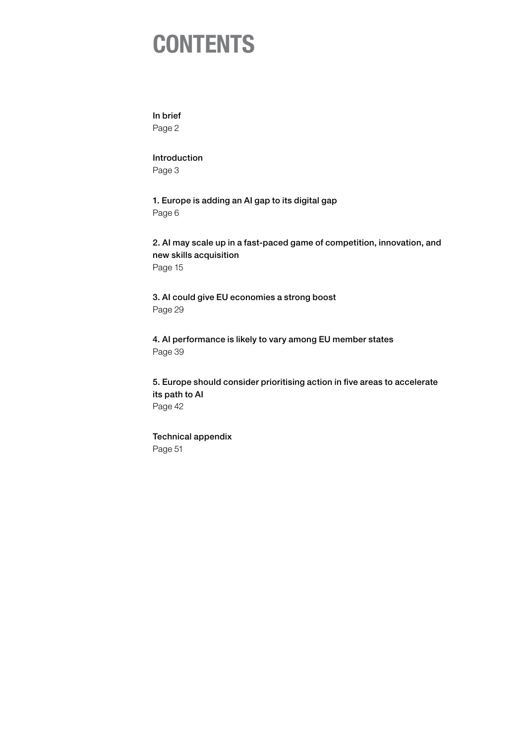# CONTENTS

In brief
Page 2

Introduction
Page 3

1. Europe is adding an AI gap to its digital gap
Page 6

2. AI may scale up in a fast-paced game of competition, innovation, and new skills acquisition
Page 15

3. AI could give EU economies a strong boost
Page 29

4. AI performance is likely to vary among EU member states
Page 39

5. Europe should consider prioritising action in five areas to accelerate its path to AI
Page 42

Technical appendix
Page 51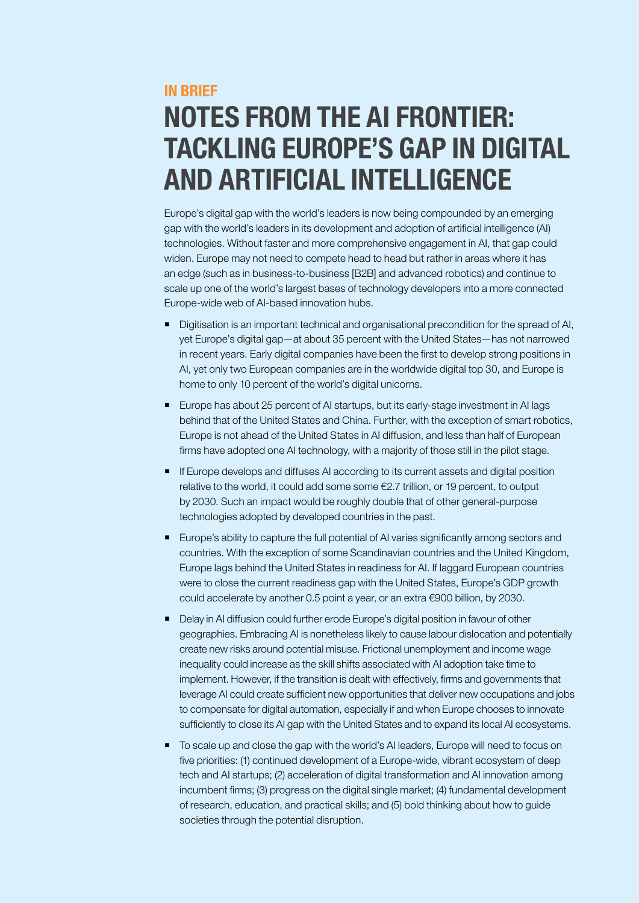**IN BRIEF**

# NOTES FROM THE AI FRONTIER: TACKLING EUROPE'S GAP IN DIGITAL AND ARTIFICIAL INTELLIGENCE

Europe's digital gap with the world's leaders is now being compounded by an emerging gap with the world's leaders in its development and adoption of artificial intelligence (AI) technologies. Without faster and more comprehensive engagement in AI, that gap could widen. Europe may not need to compete head to head but rather in areas where it has an edge (such as in business-to-business [B2B] and advanced robotics) and continue to scale up one of the world's largest bases of technology developers into a more connected Europe-wide web of AI-based innovation hubs.

- Digitisation is an important technical and organisational precondition for the spread of AI, yet Europe's digital gap—at about 35 percent with the United States—has not narrowed in recent years. Early digital companies have been the first to develop strong positions in AI, yet only two European companies are in the worldwide digital top 30, and Europe is home to only 10 percent of the world's digital unicorns.
- Europe has about 25 percent of AI startups, but its early-stage investment in AI lags behind that of the United States and China. Further, with the exception of smart robotics, Europe is not ahead of the United States in AI diffusion, and less than half of European firms have adopted one AI technology, with a majority of those still in the pilot stage.
- If Europe develops and diffuses AI according to its current assets and digital position relative to the world, it could add some some €2.7 trillion, or 19 percent, to output by 2030. Such an impact would be roughly double that of other general-purpose technologies adopted by developed countries in the past.
- Europe's ability to capture the full potential of AI varies significantly among sectors and countries. With the exception of some Scandinavian countries and the United Kingdom, Europe lags behind the United States in readiness for AI. If laggard European countries were to close the current readiness gap with the United States, Europe's GDP growth could accelerate by another 0.5 point a year, or an extra €900 billion, by 2030.
- Delay in AI diffusion could further erode Europe's digital position in favour of other geographies. Embracing AI is nonetheless likely to cause labour dislocation and potentially create new risks around potential misuse. Frictional unemployment and income wage inequality could increase as the skill shifts associated with AI adoption take time to implement. However, if the transition is dealt with effectively, firms and governments that leverage AI could create sufficient new opportunities that deliver new occupations and jobs to compensate for digital automation, especially if and when Europe chooses to innovate sufficiently to close its AI gap with the United States and to expand its local AI ecosystems.
- To scale up and close the gap with the world's AI leaders, Europe will need to focus on five priorities: (1) continued development of a Europe-wide, vibrant ecosystem of deep tech and AI startups; (2) acceleration of digital transformation and AI innovation among incumbent firms; (3) progress on the digital single market; (4) fundamental development of research, education, and practical skills; and (5) bold thinking about how to guide societies through the potential disruption.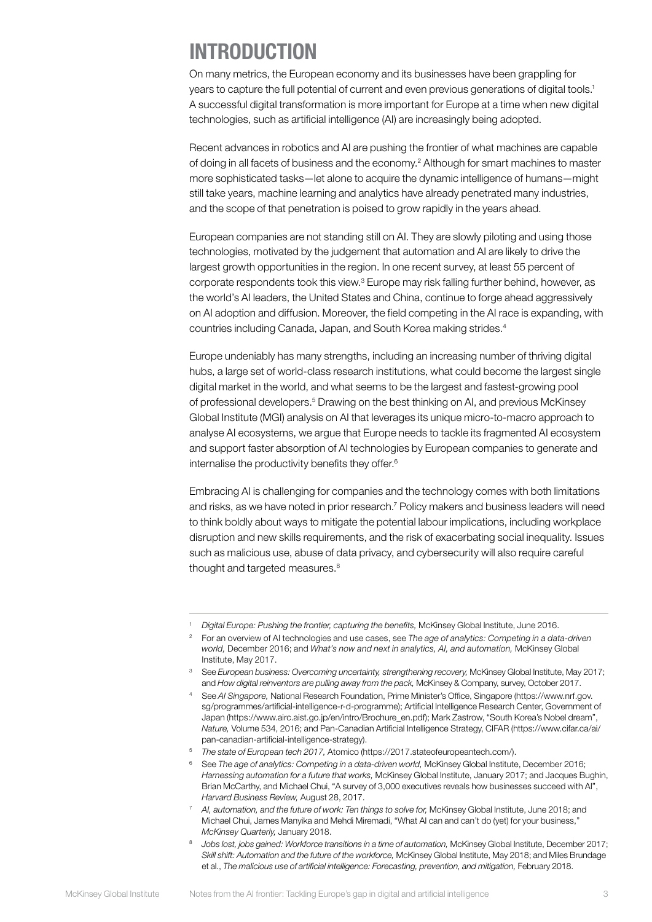# INTRODUCTION

On many metrics, the European economy and its businesses have been grappling for years to capture the full potential of current and even previous generations of digital tools.[1] A successful digital transformation is more important for Europe at a time when new digital technologies, such as artificial intelligence (AI) are increasingly being adopted.

Recent advances in robotics and AI are pushing the frontier of what machines are capable of doing in all facets of business and the economy.[2] Although for smart machines to master more sophisticated tasks—let alone to acquire the dynamic intelligence of humans—might still take years, machine learning and analytics have already penetrated many industries, and the scope of that penetration is poised to grow rapidly in the years ahead.

European companies are not standing still on AI. They are slowly piloting and using those technologies, motivated by the judgement that automation and AI are likely to drive the largest growth opportunities in the region. In one recent survey, at least 55 percent of corporate respondents took this view.[3] Europe may risk falling further behind, however, as the world's AI leaders, the United States and China, continue to forge ahead aggressively on AI adoption and diffusion. Moreover, the field competing in the AI race is expanding, with countries including Canada, Japan, and South Korea making strides.[4]

Europe undeniably has many strengths, including an increasing number of thriving digital hubs, a large set of world-class research institutions, what could become the largest single digital market in the world, and what seems to be the largest and fastest-growing pool of professional developers.[5] Drawing on the best thinking on AI, and previous McKinsey Global Institute (MGI) analysis on AI that leverages its unique micro-to-macro approach to analyse AI ecosystems, we argue that Europe needs to tackle its fragmented AI ecosystem and support faster absorption of AI technologies by European companies to generate and internalise the productivity benefits they offer.[6]

Embracing AI is challenging for companies and the technology comes with both limitations and risks, as we have noted in prior research.[7] Policy makers and business leaders will need to think boldly about ways to mitigate the potential labour implications, including workplace disruption and new skills requirements, and the risk of exacerbating social inequality. Issues such as malicious use, abuse of data privacy, and cybersecurity will also require careful thought and targeted measures.[8]

---

[1] *Digital Europe: Pushing the frontier, capturing the benefits,* McKinsey Global Institute, June 2016.

[2] For an overview of AI technologies and use cases, see *The age of analytics: Competing in a data-driven world,* December 2016; and *What's now and next in analytics, AI, and automation,* McKinsey Global Institute, May 2017.

[3] See *European business: Overcoming uncertainty, strengthening recovery,* McKinsey Global Institute, May 2017; and *How digital reinventors are pulling away from the pack,* McKinsey & Company, survey, October 2017.

[4] See *AI Singapore,* National Research Foundation, Prime Minister's Office, Singapore (https://www.nrf.gov.sg/programmes/artificial-intelligence-r-d-programme); Artificial Intelligence Research Center, Government of Japan (https://www.airc.aist.go.jp/en/intro/Brochure_en.pdf); Mark Zastrow, "South Korea's Nobel dream", *Nature,* Volume 534, 2016; and Pan-Canadian Artificial Intelligence Strategy, CIFAR (https://www.cifar.ca/ai/pan-canadian-artificial-intelligence-strategy).

[5] *The state of European tech 2017,* Atomico (https://2017.stateofeuropeantech.com/).

[6] See *The age of analytics: Competing in a data-driven world,* McKinsey Global Institute, December 2016; *Harnessing automation for a future that works,* McKinsey Global Institute, January 2017; and Jacques Bughin, Brian McCarthy, and Michael Chui, "A survey of 3,000 executives reveals how businesses succeed with AI", *Harvard Business Review,* August 28, 2017.

[7] *AI, automation, and the future of work: Ten things to solve for,* McKinsey Global Institute, June 2018; and Michael Chui, James Manyika and Mehdi Miremadi, "What AI can and can't do (yet) for your business," *McKinsey Quarterly,* January 2018.

[8] *Jobs lost, jobs gained: Workforce transitions in a time of automation,* McKinsey Global Institute, December 2017; *Skill shift: Automation and the future of the workforce,* McKinsey Global Institute, May 2018; and Miles Brundage et al., *The malicious use of artificial intelligence: Forecasting, prevention, and mitigation,* February 2018.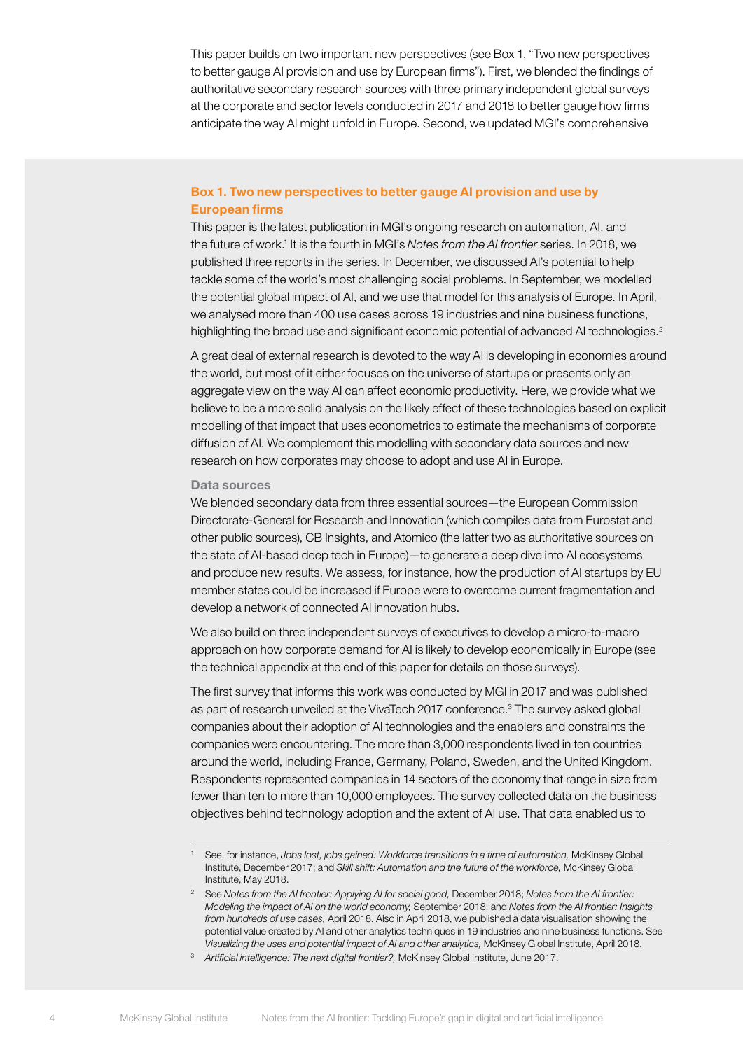This paper builds on two important new perspectives (see Box 1, "Two new perspectives to better gauge AI provision and use by European firms"). First, we blended the findings of authoritative secondary research sources with three primary independent global surveys at the corporate and sector levels conducted in 2017 and 2018 to better gauge how firms anticipate the way AI might unfold in Europe. Second, we updated MGI's comprehensive

### Box 1. Two new perspectives to better gauge AI provision and use by European firms

This paper is the latest publication in MGI's ongoing research on automation, AI, and the future of work.[1] It is the fourth in MGI's *Notes from the AI frontier* series. In 2018, we published three reports in the series. In December, we discussed AI's potential to help tackle some of the world's most challenging social problems. In September, we modelled the potential global impact of AI, and we use that model for this analysis of Europe. In April, we analysed more than 400 use cases across 19 industries and nine business functions, highlighting the broad use and significant economic potential of advanced AI technologies.[2]

A great deal of external research is devoted to the way AI is developing in economies around the world, but most of it either focuses on the universe of startups or presents only an aggregate view on the way AI can affect economic productivity. Here, we provide what we believe to be a more solid analysis on the likely effect of these technologies based on explicit modelling of that impact that uses econometrics to estimate the mechanisms of corporate diffusion of AI. We complement this modelling with secondary data sources and new research on how corporates may choose to adopt and use AI in Europe.

#### Data sources

We blended secondary data from three essential sources—the European Commission Directorate-General for Research and Innovation (which compiles data from Eurostat and other public sources), CB Insights, and Atomico (the latter two as authoritative sources on the state of AI-based deep tech in Europe)—to generate a deep dive into AI ecosystems and produce new results. We assess, for instance, how the production of AI startups by EU member states could be increased if Europe were to overcome current fragmentation and develop a network of connected AI innovation hubs.

We also build on three independent surveys of executives to develop a micro-to-macro approach on how corporate demand for AI is likely to develop economically in Europe (see the technical appendix at the end of this paper for details on those surveys).

The first survey that informs this work was conducted by MGI in 2017 and was published as part of research unveiled at the VivaTech 2017 conference.[3] The survey asked global companies about their adoption of AI technologies and the enablers and constraints the companies were encountering. The more than 3,000 respondents lived in ten countries around the world, including France, Germany, Poland, Sweden, and the United Kingdom. Respondents represented companies in 14 sectors of the economy that range in size from fewer than ten to more than 10,000 employees. The survey collected data on the business objectives behind technology adoption and the extent of AI use. That data enabled us to

---

[1] See, for instance, *Jobs lost, jobs gained: Workforce transitions in a time of automation,* McKinsey Global Institute, December 2017; and *Skill shift: Automation and the future of the workforce,* McKinsey Global Institute, May 2018.

[2] See *Notes from the AI frontier: Applying AI for social good,* December 2018; *Notes from the AI frontier: Modeling the impact of AI on the world economy,* September 2018; and *Notes from the AI frontier: Insights from hundreds of use cases,* April 2018. Also in April 2018, we published a data visualisation showing the potential value created by AI and other analytics techniques in 19 industries and nine business functions. See *Visualizing the uses and potential impact of AI and other analytics,* McKinsey Global Institute, April 2018.

[3] *Artificial intelligence: The next digital frontier?,* McKinsey Global Institute, June 2017.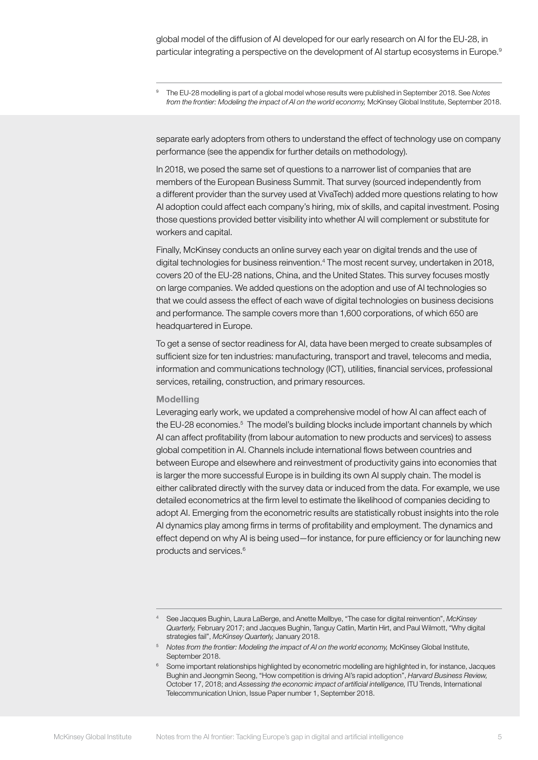global model of the diffusion of AI developed for our early research on AI for the EU-28, in particular integrating a perspective on the development of AI startup ecosystems in Europe.[9]

[9] The EU-28 modelling is part of a global model whose results were published in September 2018. See *Notes from the frontier: Modeling the impact of AI on the world economy,* McKinsey Global Institute, September 2018.

separate early adopters from others to understand the effect of technology use on company performance (see the appendix for further details on methodology).

In 2018, we posed the same set of questions to a narrower list of companies that are members of the European Business Summit. That survey (sourced independently from a different provider than the survey used at VivaTech) added more questions relating to how AI adoption could affect each company's hiring, mix of skills, and capital investment. Posing those questions provided better visibility into whether AI will complement or substitute for workers and capital.

Finally, McKinsey conducts an online survey each year on digital trends and the use of digital technologies for business reinvention.[4] The most recent survey, undertaken in 2018, covers 20 of the EU-28 nations, China, and the United States. This survey focuses mostly on large companies. We added questions on the adoption and use of AI technologies so that we could assess the effect of each wave of digital technologies on business decisions and performance. The sample covers more than 1,600 corporations, of which 650 are headquartered in Europe.

To get a sense of sector readiness for AI, data have been merged to create subsamples of sufficient size for ten industries: manufacturing, transport and travel, telecoms and media, information and communications technology (ICT), utilities, financial services, professional services, retailing, construction, and primary resources.

**Modelling**

Leveraging early work, we updated a comprehensive model of how AI can affect each of the EU-28 economies.[5] The model's building blocks include important channels by which AI can affect profitability (from labour automation to new products and services) to assess global competition in AI. Channels include international flows between countries and between Europe and elsewhere and reinvestment of productivity gains into economies that is larger the more successful Europe is in building its own AI supply chain. The model is either calibrated directly with the survey data or induced from the data. For example, we use detailed econometrics at the firm level to estimate the likelihood of companies deciding to adopt AI. Emerging from the econometric results are statistically robust insights into the role AI dynamics play among firms in terms of profitability and employment. The dynamics and effect depend on why AI is being used—for instance, for pure efficiency or for launching new products and services.[6]

[4] See Jacques Bughin, Laura LaBerge, and Anette Mellbye, "The case for digital reinvention", *McKinsey Quarterly,* February 2017; and Jacques Bughin, Tanguy Catlin, Martin Hirt, and Paul Wilmott, "Why digital strategies fail", *McKinsey Quarterly,* January 2018.

[5] *Notes from the frontier: Modeling the impact of AI on the world economy,* McKinsey Global Institute, September 2018.

[6] Some important relationships highlighted by econometric modelling are highlighted in, for instance, Jacques Bughin and Jeongmin Seong, "How competition is driving AI's rapid adoption", *Harvard Business Review,* October 17, 2018; and *Assessing the economic impact of artificial intelligence,* ITU Trends, International Telecommunication Union, Issue Paper number 1, September 2018.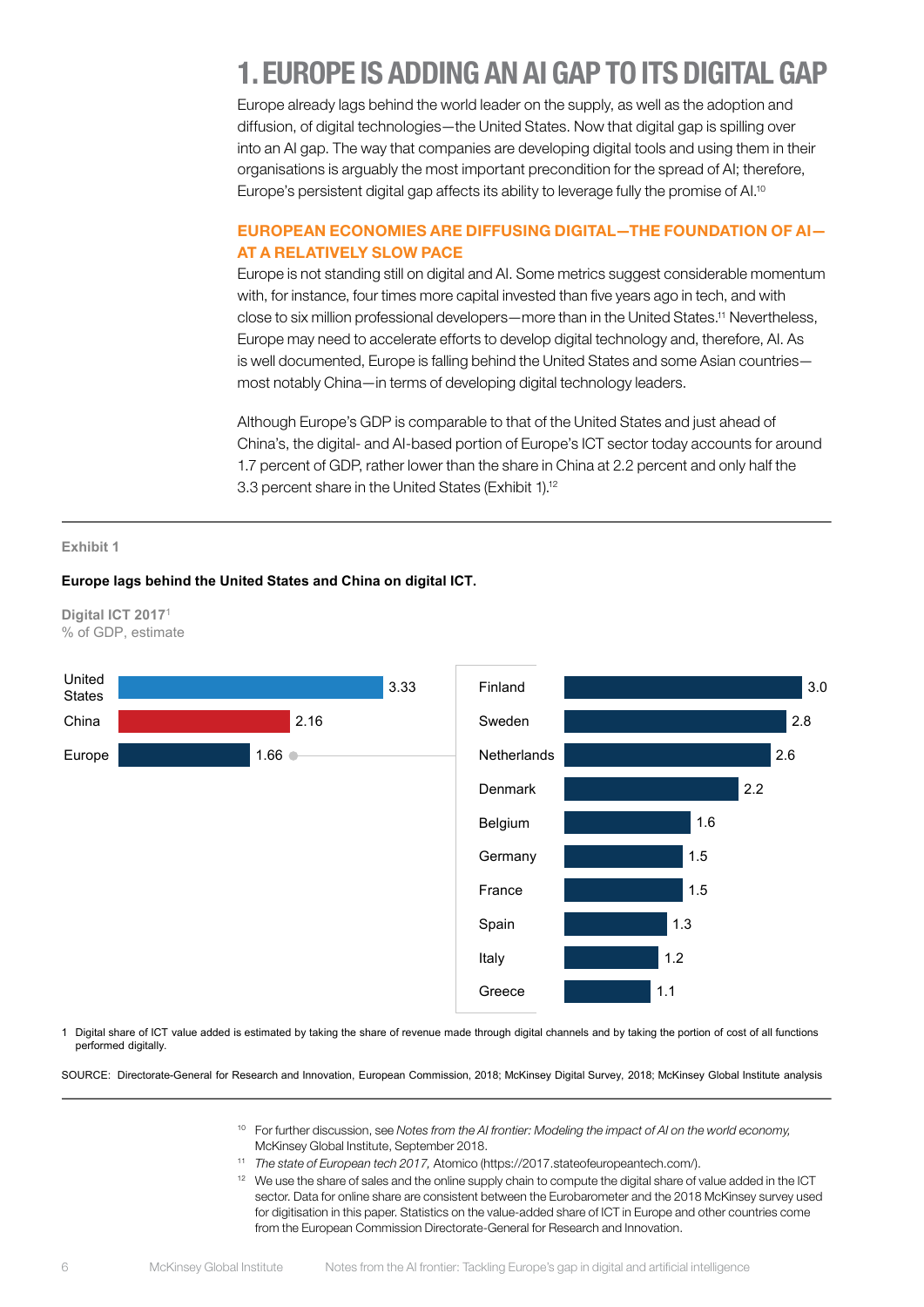# 1. EUROPE IS ADDING AN AI GAP TO ITS DIGITAL GAP

Europe already lags behind the world leader on the supply, as well as the adoption and diffusion, of digital technologies—the United States. Now that digital gap is spilling over into an AI gap. The way that companies are developing digital tools and using them in their organisations is arguably the most important precondition for the spread of AI; therefore, Europe's persistent digital gap affects its ability to leverage fully the promise of AI.[10]

## EUROPEAN ECONOMIES ARE DIFFUSING DIGITAL—THE FOUNDATION OF AI—AT A RELATIVELY SLOW PACE

Europe is not standing still on digital and AI. Some metrics suggest considerable momentum with, for instance, four times more capital invested than five years ago in tech, and with close to six million professional developers—more than in the United States.[11] Nevertheless, Europe may need to accelerate efforts to develop digital technology and, therefore, AI. As is well documented, Europe is falling behind the United States and some Asian countries—most notably China—in terms of developing digital technology leaders.

Although Europe's GDP is comparable to that of the United States and just ahead of China's, the digital- and AI-based portion of Europe's ICT sector today accounts for around 1.7 percent of GDP, rather lower than the share in China at 2.2 percent and only half the 3.3 percent share in the United States (Exhibit 1).[12]

Exhibit 1

**Europe lags behind the United States and China on digital ICT.**

Digital ICT 2017[1]
% of GDP, estimate

| Region | % of GDP |
|---|---|
| United States | 3.33 |
| China | 2.16 |
| Europe | 1.66 |

| Country | % of GDP |
|---|---|
| Finland | 3.0 |
| Sweden | 2.8 |
| Netherlands | 2.6 |
| Denmark | 2.2 |
| Belgium | 1.6 |
| Germany | 1.5 |
| France | 1.5 |
| Spain | 1.3 |
| Italy | 1.2 |
| Greece | 1.1 |

1 Digital share of ICT value added is estimated by taking the share of revenue made through digital channels and by taking the portion of cost of all functions performed digitally.

SOURCE: Directorate-General for Research and Innovation, European Commission, 2018; McKinsey Digital Survey, 2018; McKinsey Global Institute analysis

[10] For further discussion, see *Notes from the AI frontier: Modeling the impact of AI on the world economy,* McKinsey Global Institute, September 2018.

[11] *The state of European tech 2017,* Atomico (https://2017.stateofeuropeantech.com/).

[12] We use the share of sales and the online supply chain to compute the digital share of value added in the ICT sector. Data for online share are consistent between the Eurobarometer and the 2018 McKinsey survey used for digitisation in this paper. Statistics on the value-added share of ICT in Europe and other countries come from the European Commission Directorate-General for Research and Innovation.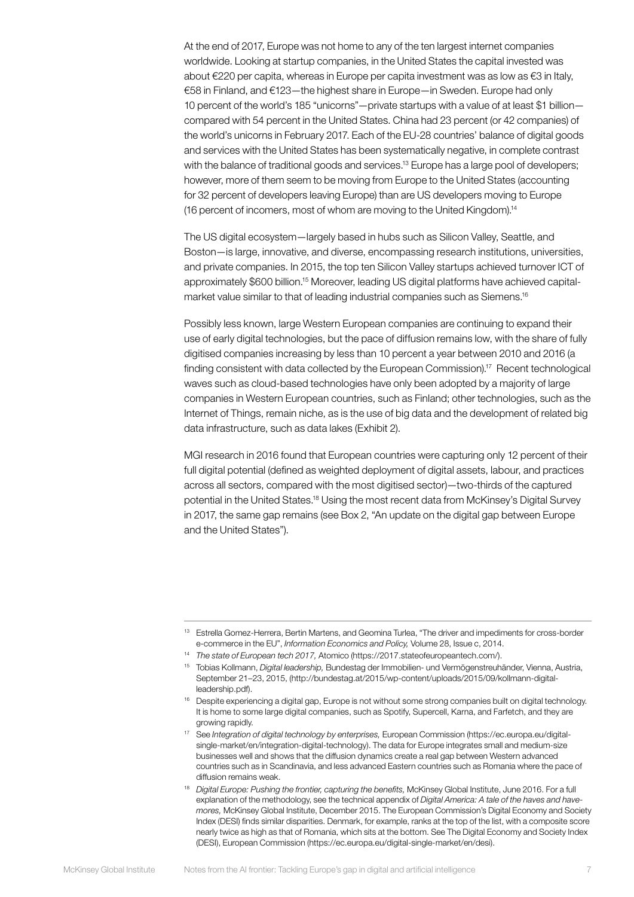At the end of 2017, Europe was not home to any of the ten largest internet companies worldwide. Looking at startup companies, in the United States the capital invested was about €220 per capita, whereas in Europe per capita investment was as low as €3 in Italy, €58 in Finland, and €123—the highest share in Europe—in Sweden. Europe had only 10 percent of the world's 185 "unicorns"—private startups with a value of at least $1 billion—compared with 54 percent in the United States. China had 23 percent (or 42 companies) of the world's unicorns in February 2017. Each of the EU-28 countries' balance of digital goods and services with the United States has been systematically negative, in complete contrast with the balance of traditional goods and services.[13] Europe has a large pool of developers; however, more of them seem to be moving from Europe to the United States (accounting for 32 percent of developers leaving Europe) than are US developers moving to Europe (16 percent of incomers, most of whom are moving to the United Kingdom).[14]

The US digital ecosystem—largely based in hubs such as Silicon Valley, Seattle, and Boston—is large, innovative, and diverse, encompassing research institutions, universities, and private companies. In 2015, the top ten Silicon Valley startups achieved turnover ICT of approximately $600 billion.[15] Moreover, leading US digital platforms have achieved capital-market value similar to that of leading industrial companies such as Siemens.[16]

Possibly less known, large Western European companies are continuing to expand their use of early digital technologies, but the pace of diffusion remains low, with the share of fully digitised companies increasing by less than 10 percent a year between 2010 and 2016 (a finding consistent with data collected by the European Commission).[17] Recent technological waves such as cloud-based technologies have only been adopted by a majority of large companies in Western European countries, such as Finland; other technologies, such as the Internet of Things, remain niche, as is the use of big data and the development of related big data infrastructure, such as data lakes (Exhibit 2).

MGI research in 2016 found that European countries were capturing only 12 percent of their full digital potential (defined as weighted deployment of digital assets, labour, and practices across all sectors, compared with the most digitised sector)—two-thirds of the captured potential in the United States.[18] Using the most recent data from McKinsey's Digital Survey in 2017, the same gap remains (see Box 2, "An update on the digital gap between Europe and the United States").

---

[13] Estrella Gomez-Herrera, Bertin Martens, and Geomina Turlea, "The driver and impediments for cross-border e-commerce in the EU", *Information Economics and Policy,* Volume 28, Issue c, 2014.

[14] *The state of European tech 2017,* Atomico (https://2017.stateofeuropeantech.com/).

[15] Tobias Kollmann, *Digital leadership,* Bundestag der Immobilien- und Vermögenstreuhänder, Vienna, Austria, September 21–23, 2015, (http://bundestag.at/2015/wp-content/uploads/2015/09/kollmann-digital-leadership.pdf).

[16] Despite experiencing a digital gap, Europe is not without some strong companies built on digital technology. It is home to some large digital companies, such as Spotify, Supercell, Karna, and Farfetch, and they are growing rapidly.

[17] See *Integration of digital technology by enterprises,* European Commission (https://ec.europa.eu/digital-single-market/en/integration-digital-technology). The data for Europe integrates small and medium-size businesses well and shows that the diffusion dynamics create a real gap between Western advanced countries such as in Scandinavia, and less advanced Eastern countries such as Romania where the pace of diffusion remains weak.

[18] *Digital Europe: Pushing the frontier, capturing the benefits,* McKinsey Global Institute, June 2016. For a full explanation of the methodology, see the technical appendix of *Digital America: A tale of the haves and have-mores,* McKinsey Global Institute, December 2015. The European Commission's Digital Economy and Society Index (DESI) finds similar disparities. Denmark, for example, ranks at the top of the list, with a composite score nearly twice as high as that of Romania, which sits at the bottom. See The Digital Economy and Society Index (DESI), European Commission (https://ec.europa.eu/digital-single-market/en/desi).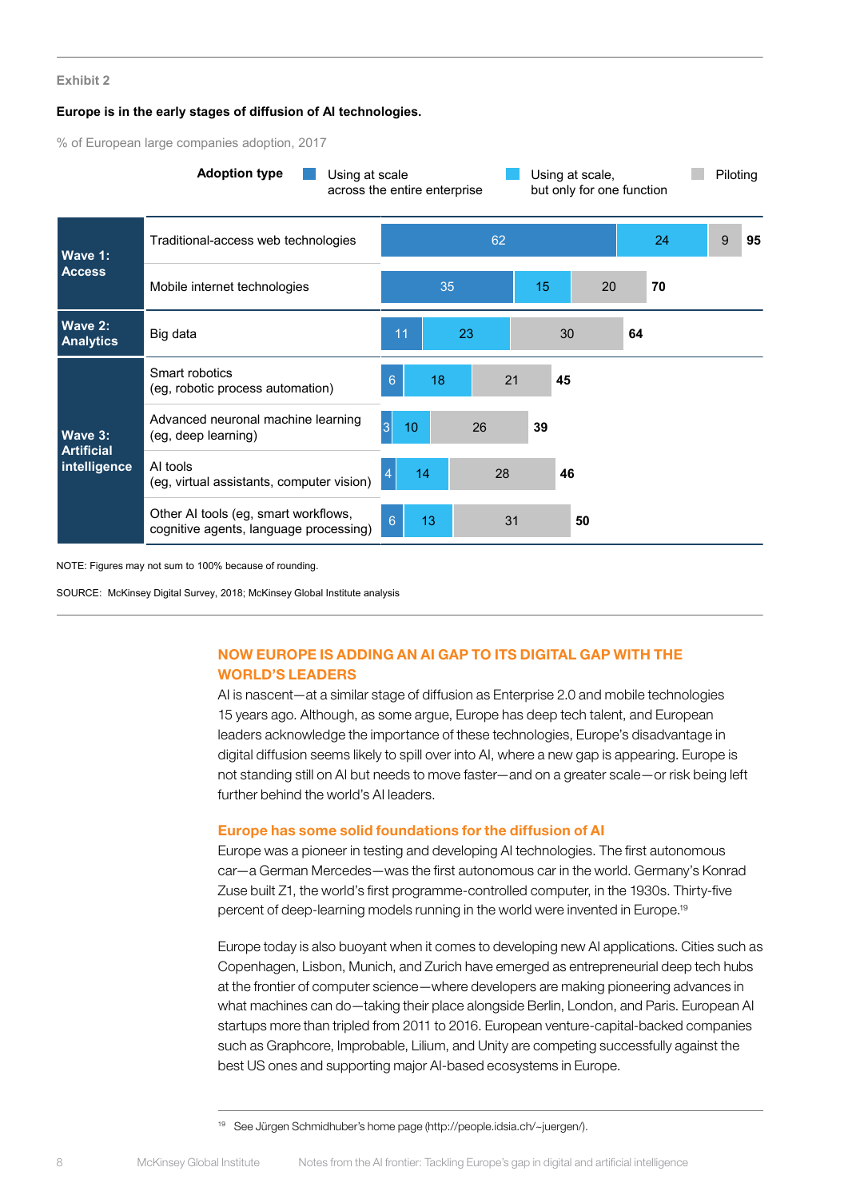Exhibit 2

**Europe is in the early stages of diffusion of AI technologies.**

% of European large companies adoption, 2017

| Wave | Technology | Using at scale across the entire enterprise | Using at scale, but only for one function | Piloting | Total |
|---|---|---|---|---|---|
| Wave 1: Access | Traditional-access web technologies | 62 | 24 | 9 | 95 |
| | Mobile internet technologies | 35 | 15 | 20 | 70 |
| Wave 2: Analytics | Big data | 11 | 23 | 30 | 64 |
| Wave 3: Artificial intelligence | Smart robotics (eg, robotic process automation) | 6 | 18 | 21 | 45 |
| | Advanced neuronal machine learning (eg, deep learning) | 3 | 10 | 26 | 39 |
| | AI tools (eg, virtual assistants, computer vision) | 4 | 14 | 28 | 46 |
| | Other AI tools (eg, smart workflows, cognitive agents, language processing) | 6 | 13 | 31 | 50 |

NOTE: Figures may not sum to 100% because of rounding.

SOURCE: McKinsey Digital Survey, 2018; McKinsey Global Institute analysis

## NOW EUROPE IS ADDING AN AI GAP TO ITS DIGITAL GAP WITH THE WORLD'S LEADERS

AI is nascent—at a similar stage of diffusion as Enterprise 2.0 and mobile technologies 15 years ago. Although, as some argue, Europe has deep tech talent, and European leaders acknowledge the importance of these technologies, Europe's disadvantage in digital diffusion seems likely to spill over into AI, where a new gap is appearing. Europe is not standing still on AI but needs to move faster—and on a greater scale—or risk being left further behind the world's AI leaders.

### Europe has some solid foundations for the diffusion of AI

Europe was a pioneer in testing and developing AI technologies. The first autonomous car—a German Mercedes—was the first autonomous car in the world. Germany's Konrad Zuse built Z1, the world's first programme-controlled computer, in the 1930s. Thirty-five percent of deep-learning models running in the world were invented in Europe.[19]

Europe today is also buoyant when it comes to developing new AI applications. Cities such as Copenhagen, Lisbon, Munich, and Zurich have emerged as entrepreneurial deep tech hubs at the frontier of computer science—where developers are making pioneering advances in what machines can do—taking their place alongside Berlin, London, and Paris. European AI startups more than tripled from 2011 to 2016. European venture-capital-backed companies such as Graphcore, Improbable, Lilium, and Unity are competing successfully against the best US ones and supporting major AI-based ecosystems in Europe.

[19] See Jürgen Schmidhuber's home page (http://people.idsia.ch/~juergen/).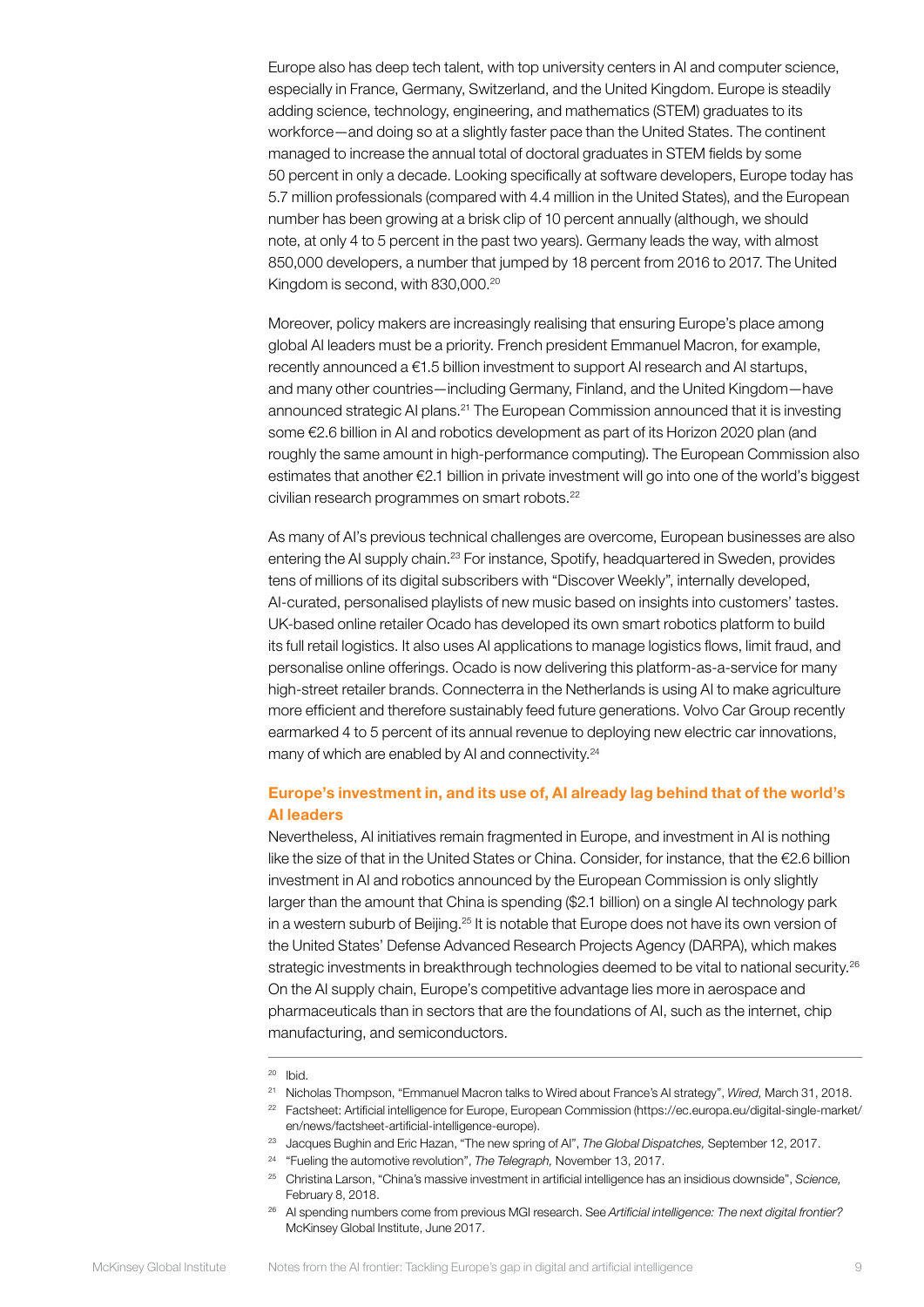Europe also has deep tech talent, with top university centers in AI and computer science, especially in France, Germany, Switzerland, and the United Kingdom. Europe is steadily adding science, technology, engineering, and mathematics (STEM) graduates to its workforce—and doing so at a slightly faster pace than the United States. The continent managed to increase the annual total of doctoral graduates in STEM fields by some 50 percent in only a decade. Looking specifically at software developers, Europe today has 5.7 million professionals (compared with 4.4 million in the United States), and the European number has been growing at a brisk clip of 10 percent annually (although, we should note, at only 4 to 5 percent in the past two years). Germany leads the way, with almost 850,000 developers, a number that jumped by 18 percent from 2016 to 2017. The United Kingdom is second, with 830,000.[20]

Moreover, policy makers are increasingly realising that ensuring Europe's place among global AI leaders must be a priority. French president Emmanuel Macron, for example, recently announced a €1.5 billion investment to support AI research and AI startups, and many other countries—including Germany, Finland, and the United Kingdom—have announced strategic AI plans.[21] The European Commission announced that it is investing some €2.6 billion in AI and robotics development as part of its Horizon 2020 plan (and roughly the same amount in high-performance computing). The European Commission also estimates that another €2.1 billion in private investment will go into one of the world's biggest civilian research programmes on smart robots.[22]

As many of AI's previous technical challenges are overcome, European businesses are also entering the AI supply chain.[23] For instance, Spotify, headquartered in Sweden, provides tens of millions of its digital subscribers with "Discover Weekly", internally developed, AI-curated, personalised playlists of new music based on insights into customers' tastes. UK-based online retailer Ocado has developed its own smart robotics platform to build its full retail logistics. It also uses AI applications to manage logistics flows, limit fraud, and personalise online offerings. Ocado is now delivering this platform-as-a-service for many high-street retailer brands. Connecterra in the Netherlands is using AI to make agriculture more efficient and therefore sustainably feed future generations. Volvo Car Group recently earmarked 4 to 5 percent of its annual revenue to deploying new electric car innovations, many of which are enabled by AI and connectivity.[24]

### Europe's investment in, and its use of, AI already lag behind that of the world's AI leaders

Nevertheless, AI initiatives remain fragmented in Europe, and investment in AI is nothing like the size of that in the United States or China. Consider, for instance, that the €2.6 billion investment in AI and robotics announced by the European Commission is only slightly larger than the amount that China is spending ($2.1 billion) on a single AI technology park in a western suburb of Beijing.[25] It is notable that Europe does not have its own version of the United States' Defense Advanced Research Projects Agency (DARPA), which makes strategic investments in breakthrough technologies deemed to be vital to national security.[26] On the AI supply chain, Europe's competitive advantage lies more in aerospace and pharmaceuticals than in sectors that are the foundations of AI, such as the internet, chip manufacturing, and semiconductors.

---

[20] Ibid.

[21] Nicholas Thompson, "Emmanuel Macron talks to Wired about France's AI strategy", *Wired,* March 31, 2018.

[22] Factsheet: Artificial intelligence for Europe, European Commission (https://ec.europa.eu/digital-single-market/en/news/factsheet-artificial-intelligence-europe).

[23] Jacques Bughin and Eric Hazan, "The new spring of AI", *The Global Dispatches,* September 12, 2017.

[24] "Fueling the automotive revolution", *The Telegraph,* November 13, 2017.

[25] Christina Larson, "China's massive investment in artificial intelligence has an insidious downside", *Science,* February 8, 2018.

[26] AI spending numbers come from previous MGI research. See *Artificial intelligence: The next digital frontier?* McKinsey Global Institute, June 2017.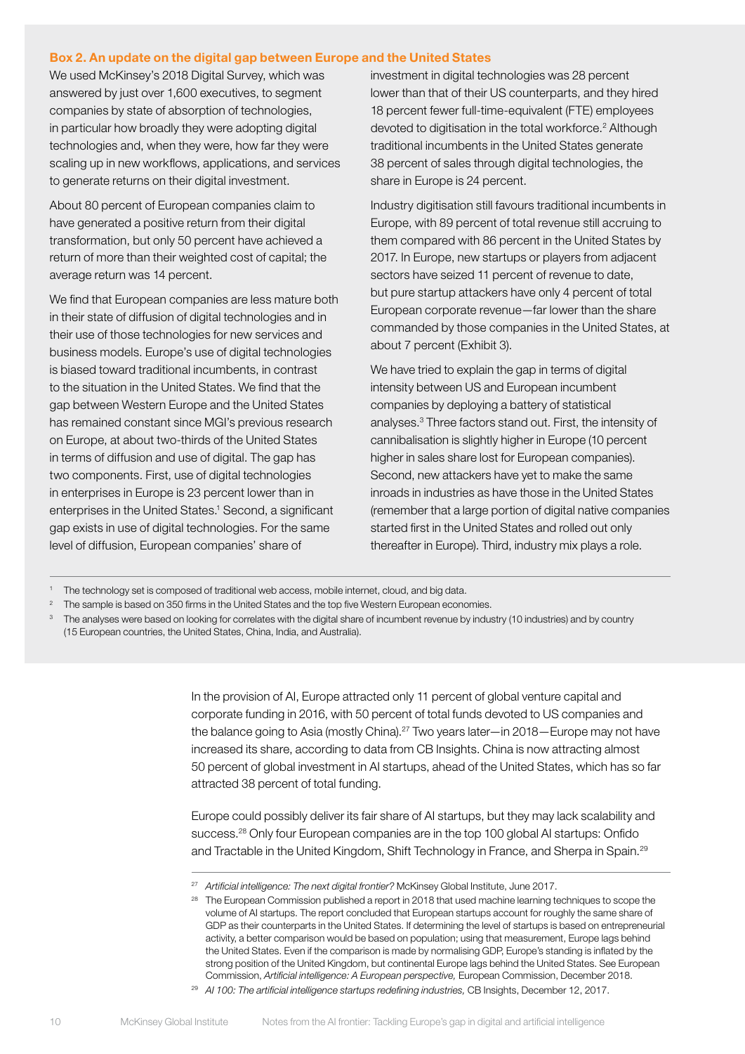### Box 2. An update on the digital gap between Europe and the United States

We used McKinsey's 2018 Digital Survey, which was answered by just over 1,600 executives, to segment companies by state of absorption of technologies, in particular how broadly they were adopting digital technologies and, when they were, how far they were scaling up in new workflows, applications, and services to generate returns on their digital investment.

About 80 percent of European companies claim to have generated a positive return from their digital transformation, but only 50 percent have achieved a return of more than their weighted cost of capital; the average return was 14 percent.

We find that European companies are less mature both in their state of diffusion of digital technologies and in their use of those technologies for new services and business models. Europe's use of digital technologies is biased toward traditional incumbents, in contrast to the situation in the United States. We find that the gap between Western Europe and the United States has remained constant since MGI's previous research on Europe, at about two-thirds of the United States in terms of diffusion and use of digital. The gap has two components. First, use of digital technologies in enterprises in Europe is 23 percent lower than in enterprises in the United States.[1] Second, a significant gap exists in use of digital technologies. For the same level of diffusion, European companies' share of investment in digital technologies was 28 percent lower than that of their US counterparts, and they hired 18 percent fewer full-time-equivalent (FTE) employees devoted to digitisation in the total workforce.[2] Although traditional incumbents in the United States generate 38 percent of sales through digital technologies, the share in Europe is 24 percent.

Industry digitisation still favours traditional incumbents in Europe, with 89 percent of total revenue still accruing to them compared with 86 percent in the United States by 2017. In Europe, new startups or players from adjacent sectors have seized 11 percent of revenue to date, but pure startup attackers have only 4 percent of total European corporate revenue—far lower than the share commanded by those companies in the United States, at about 7 percent (Exhibit 3).

We have tried to explain the gap in terms of digital intensity between US and European incumbent companies by deploying a battery of statistical analyses.[3] Three factors stand out. First, the intensity of cannibalisation is slightly higher in Europe (10 percent higher in sales share lost for European companies). Second, new attackers have yet to make the same inroads in industries as have those in the United States (remember that a large portion of digital native companies started first in the United States and rolled out only thereafter in Europe). Third, industry mix plays a role.

[1] The technology set is composed of traditional web access, mobile internet, cloud, and big data.

[2] The sample is based on 350 firms in the United States and the top five Western European economies.

[3] The analyses were based on looking for correlates with the digital share of incumbent revenue by industry (10 industries) and by country (15 European countries, the United States, China, India, and Australia).

In the provision of AI, Europe attracted only 11 percent of global venture capital and corporate funding in 2016, with 50 percent of total funds devoted to US companies and the balance going to Asia (mostly China).[27] Two years later—in 2018—Europe may not have increased its share, according to data from CB Insights. China is now attracting almost 50 percent of global investment in AI startups, ahead of the United States, which has so far attracted 38 percent of total funding.

Europe could possibly deliver its fair share of AI startups, but they may lack scalability and success.[28] Only four European companies are in the top 100 global AI startups: Onfido and Tractable in the United Kingdom, Shift Technology in France, and Sherpa in Spain.[29]

[27] *Artificial intelligence: The next digital frontier?* McKinsey Global Institute, June 2017.

[28] The European Commission published a report in 2018 that used machine learning techniques to scope the volume of AI startups. The report concluded that European startups account for roughly the same share of GDP as their counterparts in the United States. If determining the level of startups is based on entrepreneurial activity, a better comparison would be based on population; using that measurement, Europe lags behind the United States. Even if the comparison is made by normalising GDP, Europe's standing is inflated by the strong position of the United Kingdom, but continental Europe lags behind the United States. See European Commission, *Artificial intelligence: A European perspective,* European Commission, December 2018.

[29] *AI 100: The artificial intelligence startups redefining industries,* CB Insights, December 12, 2017.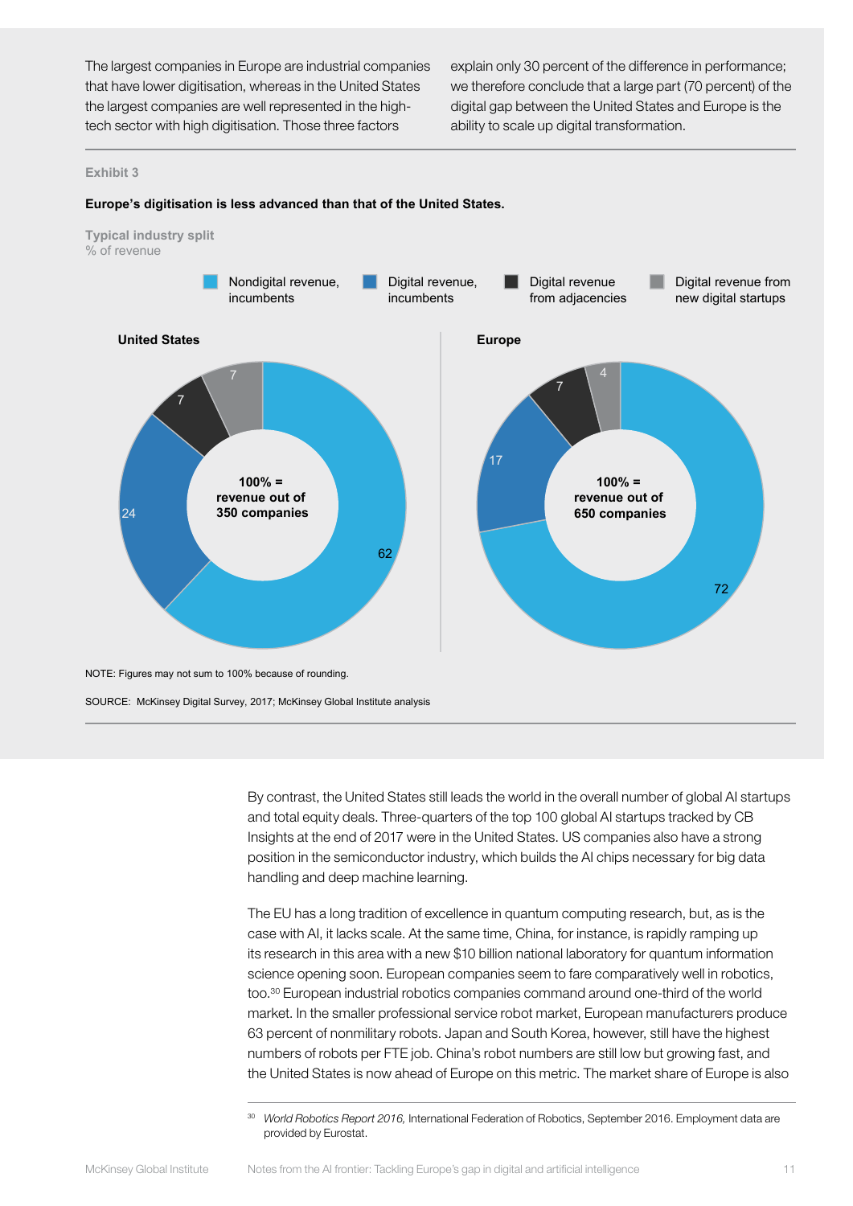The largest companies in Europe are industrial companies that have lower digitisation, whereas in the United States the largest companies are well represented in the high-tech sector with high digitisation. Those three factors explain only 30 percent of the difference in performance; we therefore conclude that a large part (70 percent) of the digital gap between the United States and Europe is the ability to scale up digital transformation.

**Exhibit 3**

**Europe's digitisation is less advanced than that of the United States.**

Typical industry split
% of revenue

| | United States (100% = revenue out of 350 companies) | Europe (100% = revenue out of 650 companies) |
|---|---|---|
| Nondigital revenue, incumbents | 62 | 72 |
| Digital revenue, incumbents | 24 | 17 |
| Digital revenue from adjacencies | 7 | 7 |
| Digital revenue from new digital startups | 7 | 4 |

NOTE: Figures may not sum to 100% because of rounding.

SOURCE: McKinsey Digital Survey, 2017; McKinsey Global Institute analysis

By contrast, the United States still leads the world in the overall number of global AI startups and total equity deals. Three-quarters of the top 100 global AI startups tracked by CB Insights at the end of 2017 were in the United States. US companies also have a strong position in the semiconductor industry, which builds the AI chips necessary for big data handling and deep machine learning.

The EU has a long tradition of excellence in quantum computing research, but, as is the case with AI, it lacks scale. At the same time, China, for instance, is rapidly ramping up its research in this area with a new $10 billion national laboratory for quantum information science opening soon. European companies seem to fare comparatively well in robotics, too.[30] European industrial robotics companies command around one-third of the world market. In the smaller professional service robot market, European manufacturers produce 63 percent of nonmilitary robots. Japan and South Korea, however, still have the highest numbers of robots per FTE job. China's robot numbers are still low but growing fast, and the United States is now ahead of Europe on this metric. The market share of Europe is also

[30] *World Robotics Report 2016,* International Federation of Robotics, September 2016. Employment data are provided by Eurostat.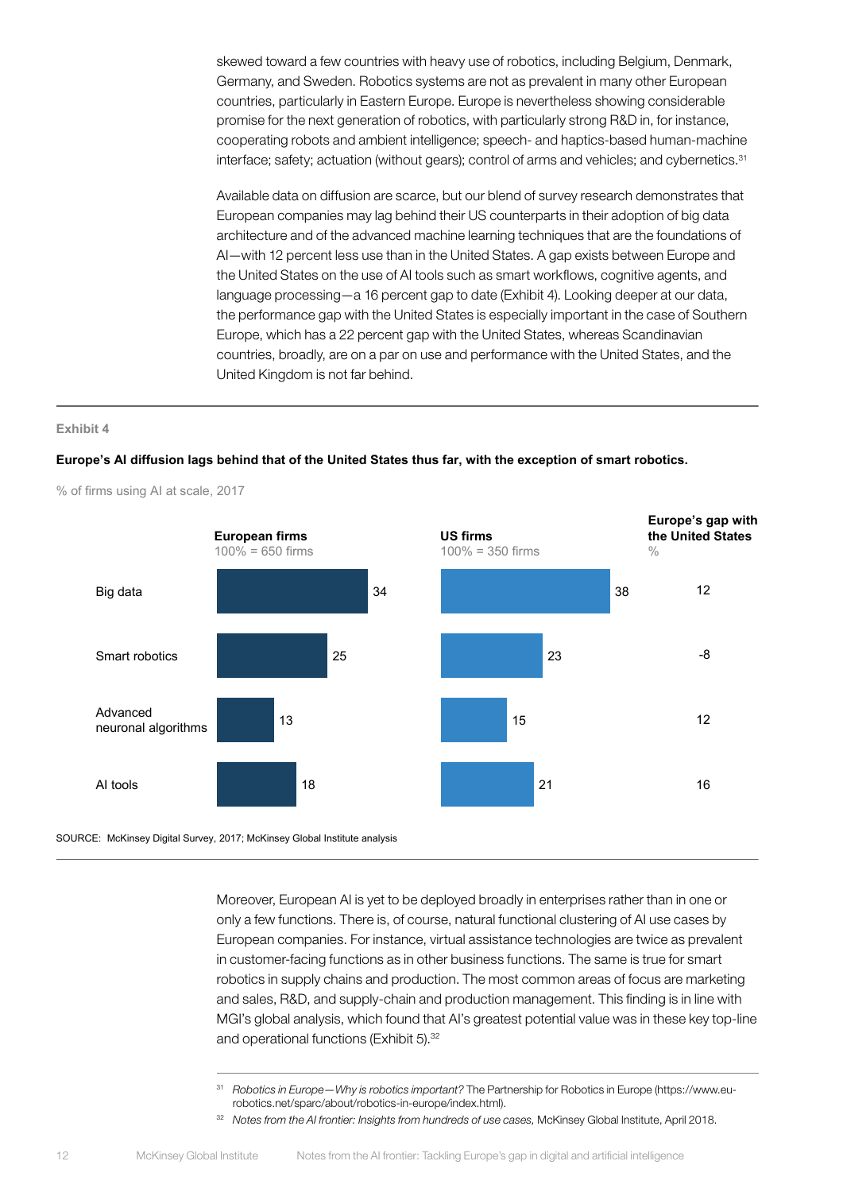skewed toward a few countries with heavy use of robotics, including Belgium, Denmark, Germany, and Sweden. Robotics systems are not as prevalent in many other European countries, particularly in Eastern Europe. Europe is nevertheless showing considerable promise for the next generation of robotics, with particularly strong R&D in, for instance, cooperating robots and ambient intelligence; speech- and haptics-based human-machine interface; safety; actuation (without gears); control of arms and vehicles; and cybernetics.[31]

Available data on diffusion are scarce, but our blend of survey research demonstrates that European companies may lag behind their US counterparts in their adoption of big data architecture and of the advanced machine learning techniques that are the foundations of AI—with 12 percent less use than in the United States. A gap exists between Europe and the United States on the use of AI tools such as smart workflows, cognitive agents, and language processing—a 16 percent gap to date (Exhibit 4). Looking deeper at our data, the performance gap with the United States is especially important in the case of Southern Europe, which has a 22 percent gap with the United States, whereas Scandinavian countries, broadly, are on a par on use and performance with the United States, and the United Kingdom is not far behind.

**Exhibit 4**

**Europe's AI diffusion lags behind that of the United States thus far, with the exception of smart robotics.**

% of firms using AI at scale, 2017

| | European firms (100% = 650 firms) | US firms (100% = 350 firms) | Europe's gap with the United States (%) |
|---|---|---|---|
| Big data | 34 | 38 | 12 |
| Smart robotics | 25 | 23 | -8 |
| Advanced neuronal algorithms | 13 | 15 | 12 |
| AI tools | 18 | 21 | 16 |

SOURCE: McKinsey Digital Survey, 2017; McKinsey Global Institute analysis

Moreover, European AI is yet to be deployed broadly in enterprises rather than in one or only a few functions. There is, of course, natural functional clustering of AI use cases by European companies. For instance, virtual assistance technologies are twice as prevalent in customer-facing functions as in other business functions. The same is true for smart robotics in supply chains and production. The most common areas of focus are marketing and sales, R&D, and supply-chain and production management. This finding is in line with MGI's global analysis, which found that AI's greatest potential value was in these key top-line and operational functions (Exhibit 5).[32]

[31] *Robotics in Europe—Why is robotics important?* The Partnership for Robotics in Europe (https://www.eu-robotics.net/sparc/about/robotics-in-europe/index.html).

[32] *Notes from the AI frontier: Insights from hundreds of use cases,* McKinsey Global Institute, April 2018.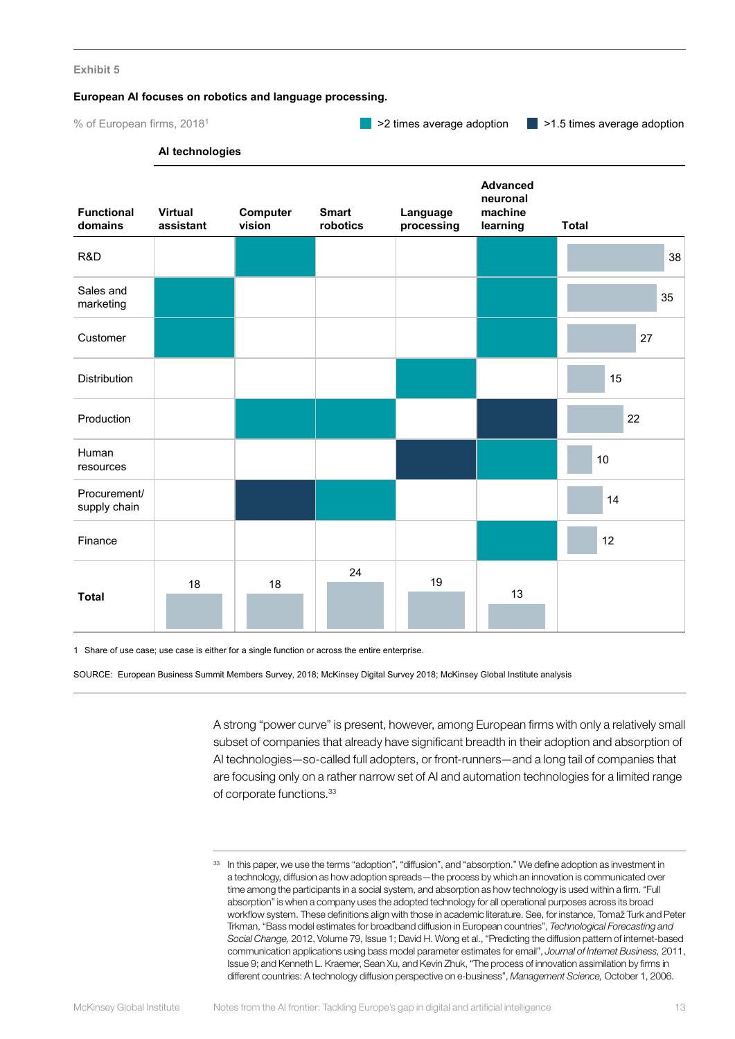Exhibit 5

**European AI focuses on robotics and language processing.**

% of European firms, 2018[1]

■ >2 times average adoption ■ >1.5 times average adoption

| Functional domains | Virtual assistant | Computer vision | Smart robotics | Language processing | Advanced neuronal machine learning | Total |
|---|---|---|---|---|---|---|
| R&D | | >2 times | | | >2 times | 38 |
| Sales and marketing | >2 times | | | | >2 times | 35 |
| Customer | >2 times | | | | >2 times | 27 |
| Distribution | | | | >2 times | | 15 |
| Production | | >2 times | >2 times | | >1.5 times | 22 |
| Human resources | | | | >1.5 times | >2 times | 10 |
| Procurement/ supply chain | | >1.5 times | >2 times | | | 14 |
| Finance | | | | | >2 times | 12 |
| **Total** | 18 | 18 | 24 | 19 | 13 | |

1 Share of use case; use case is either for a single function or across the entire enterprise.

SOURCE: European Business Summit Members Survey, 2018; McKinsey Digital Survey 2018; McKinsey Global Institute analysis

A strong "power curve" is present, however, among European firms with only a relatively small subset of companies that already have significant breadth in their adoption and absorption of AI technologies—so-called full adopters, or front-runners—and a long tail of companies that are focusing only on a rather narrow set of AI and automation technologies for a limited range of corporate functions.[33]

[33] In this paper, we use the terms "adoption", "diffusion", and "absorption." We define adoption as investment in a technology, diffusion as how adoption spreads—the process by which an innovation is communicated over time among the participants in a social system, and absorption as how technology is used within a firm. "Full absorption" is when a company uses the adopted technology for all operational purposes across its broad workflow system. These definitions align with those in academic literature. See, for instance, Tomaž Turk and Peter Trkman, "Bass model estimates for broadband diffusion in European countries", *Technological Forecasting and Social Change,* 2012, Volume 79, Issue 1; David H. Wong et al., "Predicting the diffusion pattern of internet-based communication applications using bass model parameter estimates for email", *Journal of Internet Business,* 2011, Issue 9; and Kenneth L. Kraemer, Sean Xu, and Kevin Zhuk, "The process of innovation assimilation by firms in different countries: A technology diffusion perspective on e-business", *Management Science,* October 1, 2006.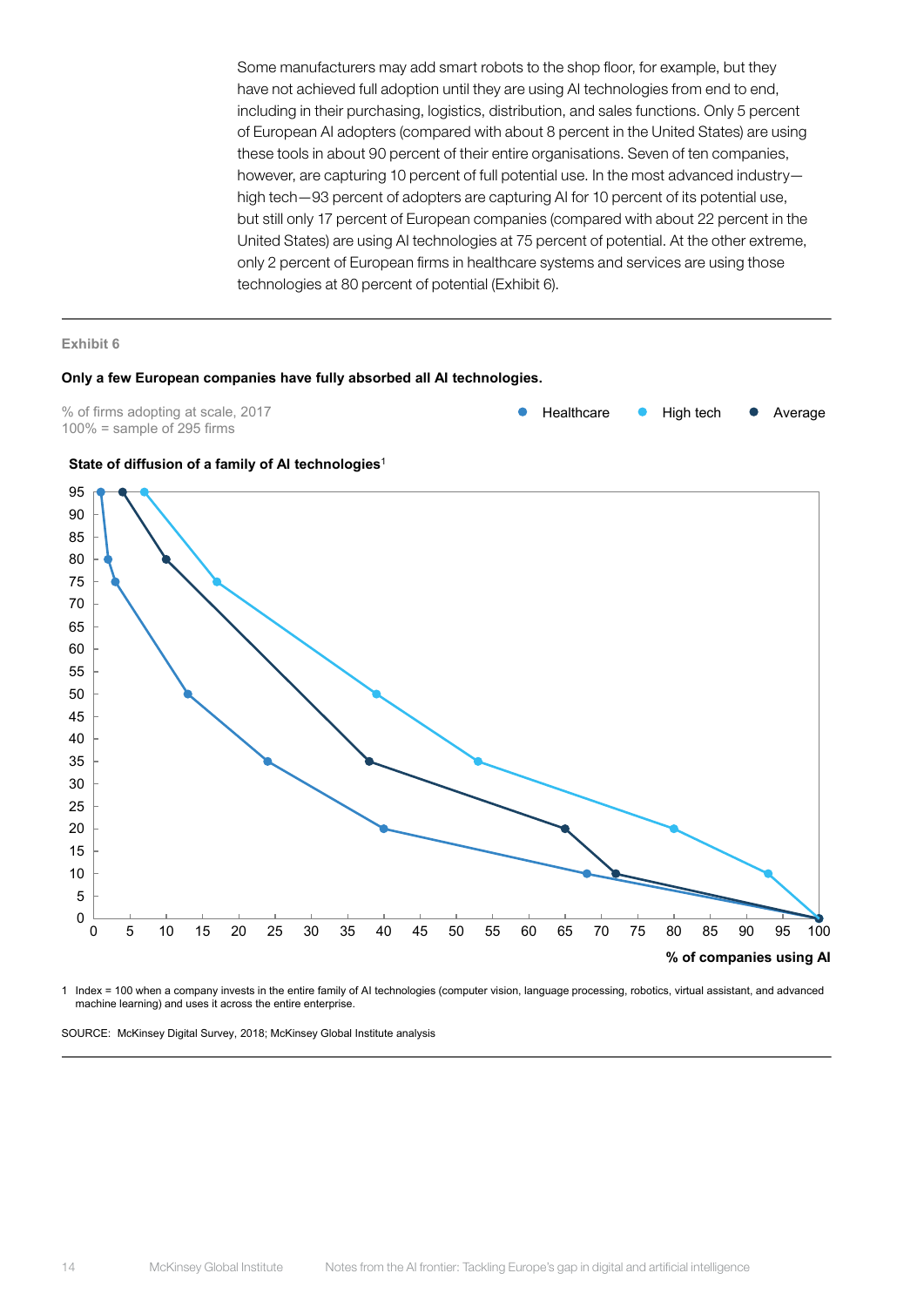Some manufacturers may add smart robots to the shop floor, for example, but they have not achieved full adoption until they are using AI technologies from end to end, including in their purchasing, logistics, distribution, and sales functions. Only 5 percent of European AI adopters (compared with about 8 percent in the United States) are using these tools in about 90 percent of their entire organisations. Seven of ten companies, however, are capturing 10 percent of full potential use. In the most advanced industry—high tech—93 percent of adopters are capturing AI for 10 percent of its potential use, but still only 17 percent of European companies (compared with about 22 percent in the United States) are using AI technologies at 75 percent of potential. At the other extreme, only 2 percent of European firms in healthcare systems and services are using those technologies at 80 percent of potential (Exhibit 6).

Exhibit 6

**Only a few European companies have fully absorbed all AI technologies.**

% of firms adopting at scale, 2017
100% = sample of 295 firms

Healthcare ● High tech ● Average

**State of diffusion of a family of AI technologies**[1]

| State of diffusion | Healthcare (% of companies using AI) | High tech (% of companies using AI) | Average (% of companies using AI) |
|---|---|---|---|
| 95 | 1 | 7 | 4 |
| 80 | 2 | | 10 |
| 75 | 3 | 17 | |
| 50 | 13 | 39 | |
| 35 | 24 | 53 | 38 |
| 20 | 40 | 80 | 65 |
| 10 | 68 | 93 | 72 |
| 0 | 100 | 100 | 100 |

% of companies using AI

1 Index = 100 when a company invests in the entire family of AI technologies (computer vision, language processing, robotics, virtual assistant, and advanced machine learning) and uses it across the entire enterprise.

SOURCE: McKinsey Digital Survey, 2018; McKinsey Global Institute analysis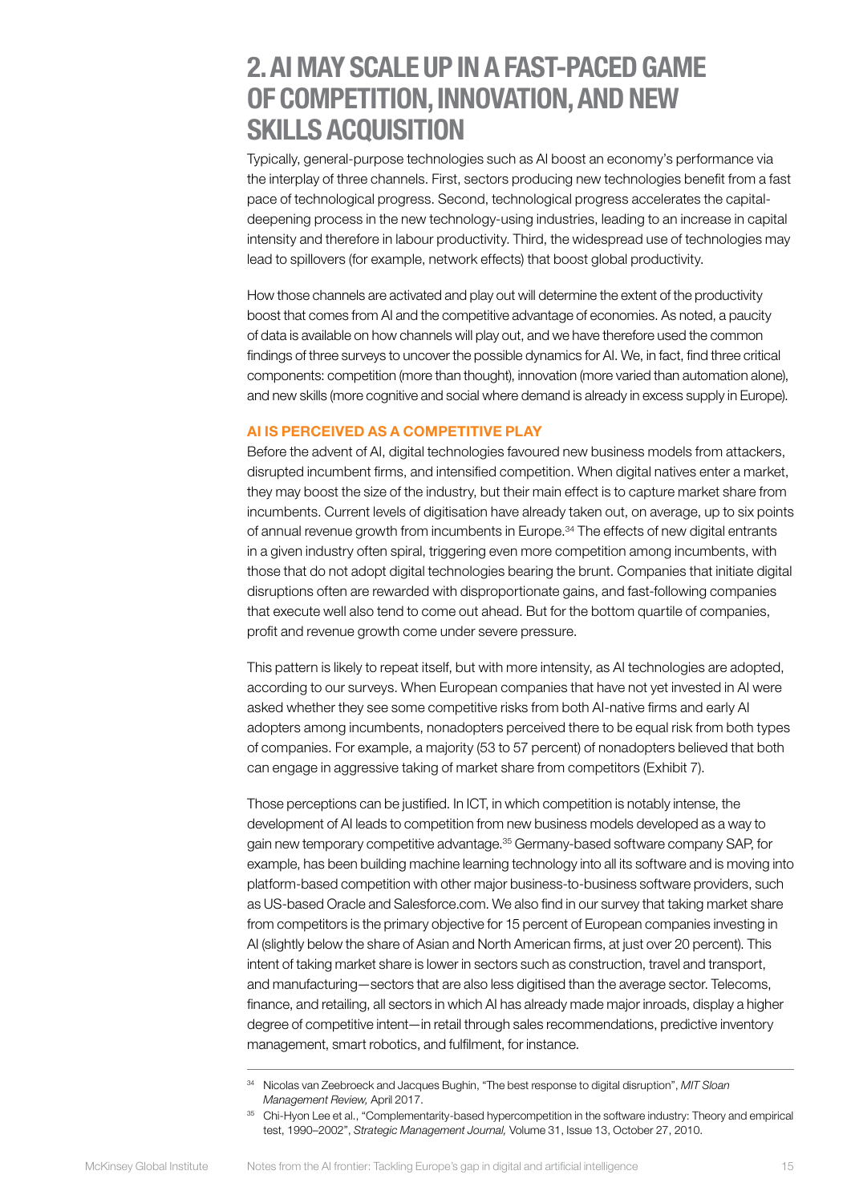## 2. AI MAY SCALE UP IN A FAST-PACED GAME OF COMPETITION, INNOVATION, AND NEW SKILLS ACQUISITION

Typically, general-purpose technologies such as AI boost an economy's performance via the interplay of three channels. First, sectors producing new technologies benefit from a fast pace of technological progress. Second, technological progress accelerates the capital-deepening process in the new technology-using industries, leading to an increase in capital intensity and therefore in labour productivity. Third, the widespread use of technologies may lead to spillovers (for example, network effects) that boost global productivity.

How those channels are activated and play out will determine the extent of the productivity boost that comes from AI and the competitive advantage of economies. As noted, a paucity of data is available on how channels will play out, and we have therefore used the common findings of three surveys to uncover the possible dynamics for AI. We, in fact, find three critical components: competition (more than thought), innovation (more varied than automation alone), and new skills (more cognitive and social where demand is already in excess supply in Europe).

### AI IS PERCEIVED AS A COMPETITIVE PLAY

Before the advent of AI, digital technologies favoured new business models from attackers, disrupted incumbent firms, and intensified competition. When digital natives enter a market, they may boost the size of the industry, but their main effect is to capture market share from incumbents. Current levels of digitisation have already taken out, on average, up to six points of annual revenue growth from incumbents in Europe.[34] The effects of new digital entrants in a given industry often spiral, triggering even more competition among incumbents, with those that do not adopt digital technologies bearing the brunt. Companies that initiate digital disruptions often are rewarded with disproportionate gains, and fast-following companies that execute well also tend to come out ahead. But for the bottom quartile of companies, profit and revenue growth come under severe pressure.

This pattern is likely to repeat itself, but with more intensity, as AI technologies are adopted, according to our surveys. When European companies that have not yet invested in AI were asked whether they see some competitive risks from both AI-native firms and early AI adopters among incumbents, nonadopters perceived there to be equal risk from both types of companies. For example, a majority (53 to 57 percent) of nonadopters believed that both can engage in aggressive taking of market share from competitors (Exhibit 7).

Those perceptions can be justified. In ICT, in which competition is notably intense, the development of AI leads to competition from new business models developed as a way to gain new temporary competitive advantage.[35] Germany-based software company SAP, for example, has been building machine learning technology into all its software and is moving into platform-based competition with other major business-to-business software providers, such as US-based Oracle and Salesforce.com. We also find in our survey that taking market share from competitors is the primary objective for 15 percent of European companies investing in AI (slightly below the share of Asian and North American firms, at just over 20 percent). This intent of taking market share is lower in sectors such as construction, travel and transport, and manufacturing—sectors that are also less digitised than the average sector. Telecoms, finance, and retailing, all sectors in which AI has already made major inroads, display a higher degree of competitive intent—in retail through sales recommendations, predictive inventory management, smart robotics, and fulfilment, for instance.

---

[34] Nicolas van Zeebroeck and Jacques Bughin, "The best response to digital disruption", *MIT Sloan Management Review,* April 2017.

[35] Chi-Hyon Lee et al., "Complementarity-based hypercompetition in the software industry: Theory and empirical test, 1990–2002", *Strategic Management Journal,* Volume 31, Issue 13, October 27, 2010.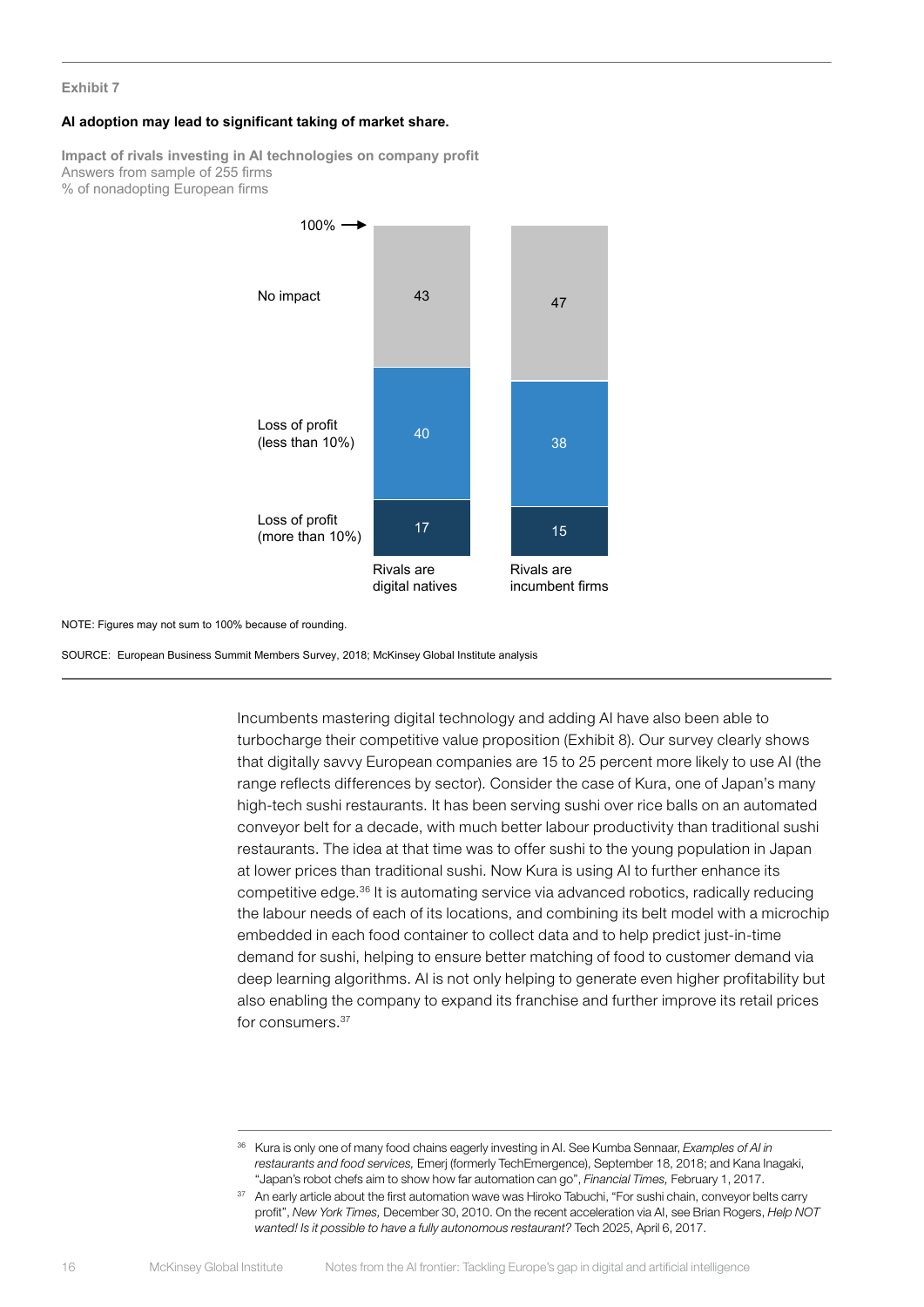Exhibit 7

**AI adoption may lead to significant taking of market share.**

Impact of rivals investing in AI technologies on company profit
Answers from sample of 255 firms
% of nonadopting European firms

| | Rivals are digital natives | Rivals are incumbent firms |
|---|---|---|
| No impact | 43 | 47 |
| Loss of profit (less than 10%) | 40 | 38 |
| Loss of profit (more than 10%) | 17 | 15 |

NOTE: Figures may not sum to 100% because of rounding.

SOURCE: European Business Summit Members Survey, 2018; McKinsey Global Institute analysis

Incumbents mastering digital technology and adding AI have also been able to turbocharge their competitive value proposition (Exhibit 8). Our survey clearly shows that digitally savvy European companies are 15 to 25 percent more likely to use AI (the range reflects differences by sector). Consider the case of Kura, one of Japan's many high-tech sushi restaurants. It has been serving sushi over rice balls on an automated conveyor belt for a decade, with much better labour productivity than traditional sushi restaurants. The idea at that time was to offer sushi to the young population in Japan at lower prices than traditional sushi. Now Kura is using AI to further enhance its competitive edge.[36] It is automating service via advanced robotics, radically reducing the labour needs of each of its locations, and combining its belt model with a microchip embedded in each food container to collect data and to help predict just-in-time demand for sushi, helping to ensure better matching of food to customer demand via deep learning algorithms. AI is not only helping to generate even higher profitability but also enabling the company to expand its franchise and further improve its retail prices for consumers.[37]

[36] Kura is only one of many food chains eagerly investing in AI. See Kumba Sennaar, *Examples of AI in restaurants and food services,* Emerj (formerly TechEmergence), September 18, 2018; and Kana Inagaki, "Japan's robot chefs aim to show how far automation can go", *Financial Times,* February 1, 2017.

[37] An early article about the first automation wave was Hiroko Tabuchi, "For sushi chain, conveyor belts carry profit", *New York Times,* December 30, 2010. On the recent acceleration via AI, see Brian Rogers, *Help NOT wanted! Is it possible to have a fully autonomous restaurant?* Tech 2025, April 6, 2017.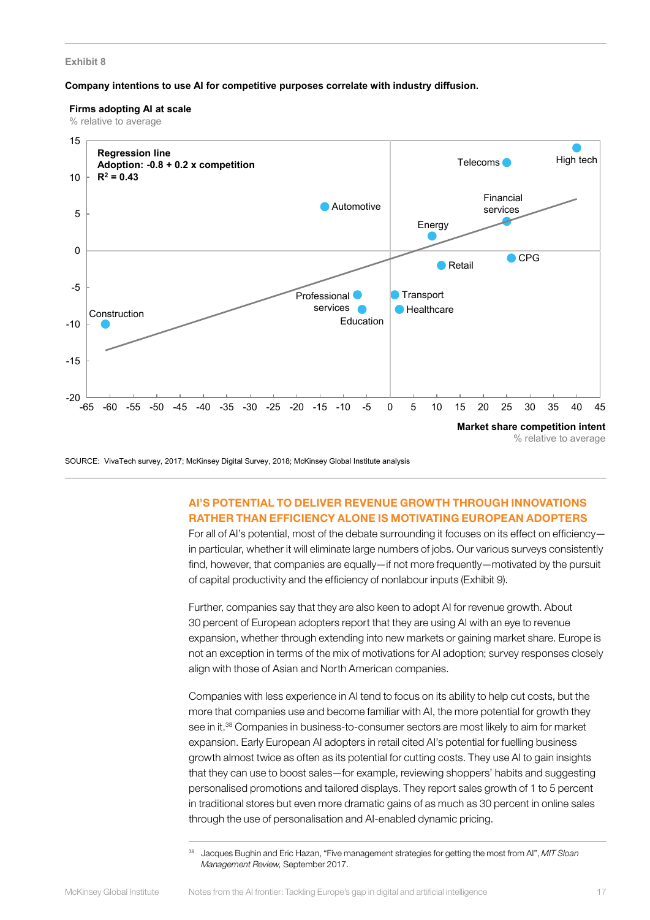Exhibit 8

**Company intentions to use AI for competitive purposes correlate with industry diffusion.**

**Firms adopting AI at scale**
% relative to average

**Regression line**
**Adoption: -0.8 + 0.2 x competition**
**$R^2$ = 0.43**

Telecoms, High tech, Automotive, Financial services, Energy, Retail, CPG, Professional services, Education, Transport, Healthcare, Construction

**Market share competition intent**
% relative to average

SOURCE: VivaTech survey, 2017; McKinsey Digital Survey, 2018; McKinsey Global Institute analysis

## AI'S POTENTIAL TO DELIVER REVENUE GROWTH THROUGH INNOVATIONS RATHER THAN EFFICIENCY ALONE IS MOTIVATING EUROPEAN ADOPTERS

For all of AI's potential, most of the debate surrounding it focuses on its effect on efficiency—in particular, whether it will eliminate large numbers of jobs. Our various surveys consistently find, however, that companies are equally—if not more frequently—motivated by the pursuit of capital productivity and the efficiency of nonlabour inputs (Exhibit 9).

Further, companies say that they are also keen to adopt AI for revenue growth. About 30 percent of European adopters report that they are using AI with an eye to revenue expansion, whether through extending into new markets or gaining market share. Europe is not an exception in terms of the mix of motivations for AI adoption; survey responses closely align with those of Asian and North American companies.

Companies with less experience in AI tend to focus on its ability to help cut costs, but the more that companies use and become familiar with AI, the more potential for growth they see in it.[38] Companies in business-to-consumer sectors are most likely to aim for market expansion. Early European AI adopters in retail cited AI's potential for fuelling business growth almost twice as often as its potential for cutting costs. They use AI to gain insights that they can use to boost sales—for example, reviewing shoppers' habits and suggesting personalised promotions and tailored displays. They report sales growth of 1 to 5 percent in traditional stores but even more dramatic gains of as much as 30 percent in online sales through the use of personalisation and AI-enabled dynamic pricing.

[38] Jacques Bughin and Eric Hazan, "Five management strategies for getting the most from AI", *MIT Sloan Management Review,* September 2017.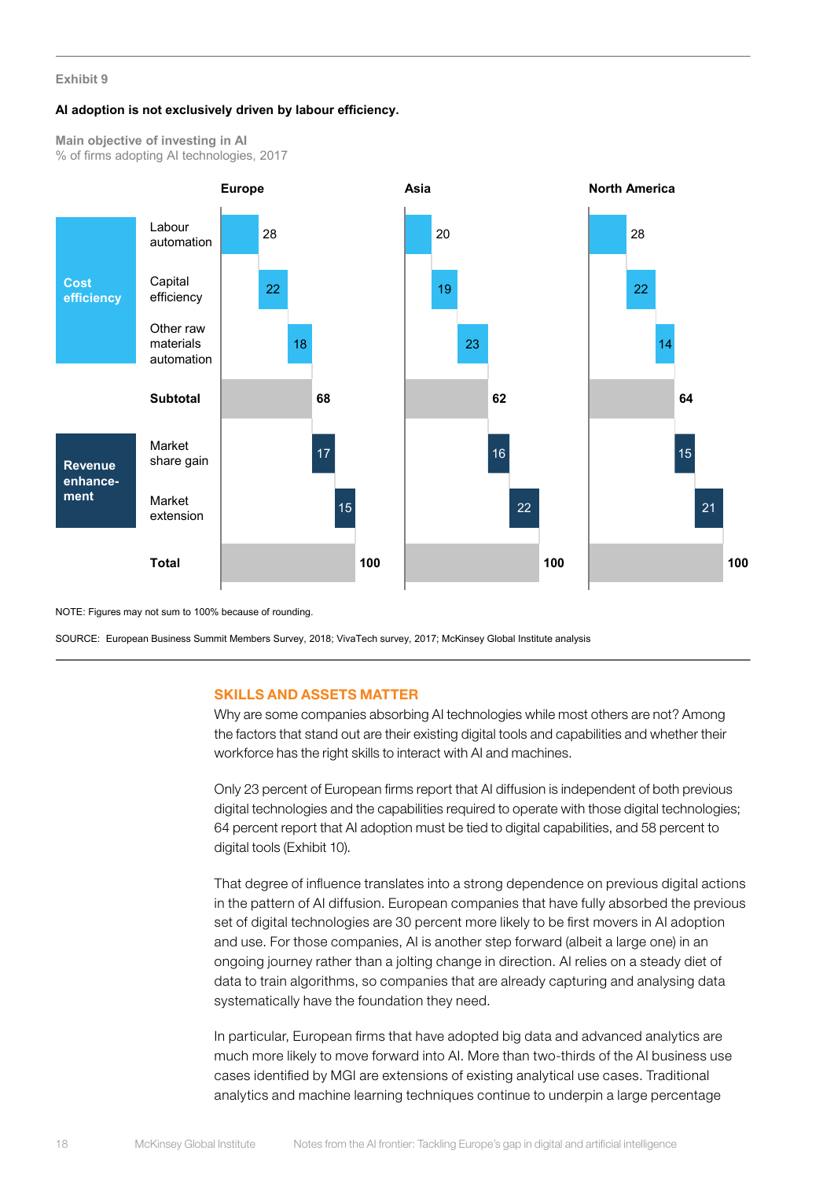Exhibit 9

**AI adoption is not exclusively driven by labour efficiency.**

Main objective of investing in AI
% of firms adopting AI technologies, 2017

| | | Europe | Asia | North America |
|---|---|---|---|---|
| Cost efficiency | Labour automation | 28 | 20 | 28 |
| | Capital efficiency | 22 | 19 | 22 |
| | Other raw materials automation | 18 | 23 | 14 |
| | **Subtotal** | 68 | 62 | 64 |
| Revenue enhancement | Market share gain | 17 | 16 | 15 |
| | Market extension | 15 | 22 | 21 |
| | **Total** | 100 | 100 | 100 |

NOTE: Figures may not sum to 100% because of rounding.

SOURCE: European Business Summit Members Survey, 2018; VivaTech survey, 2017; McKinsey Global Institute analysis

## SKILLS AND ASSETS MATTER

Why are some companies absorbing AI technologies while most others are not? Among the factors that stand out are their existing digital tools and capabilities and whether their workforce has the right skills to interact with AI and machines.

Only 23 percent of European firms report that AI diffusion is independent of both previous digital technologies and the capabilities required to operate with those digital technologies; 64 percent report that AI adoption must be tied to digital capabilities, and 58 percent to digital tools (Exhibit 10).

That degree of influence translates into a strong dependence on previous digital actions in the pattern of AI diffusion. European companies that have fully absorbed the previous set of digital technologies are 30 percent more likely to be first movers in AI adoption and use. For those companies, AI is another step forward (albeit a large one) in an ongoing journey rather than a jolting change in direction. AI relies on a steady diet of data to train algorithms, so companies that are already capturing and analysing data systematically have the foundation they need.

In particular, European firms that have adopted big data and advanced analytics are much more likely to move forward into AI. More than two-thirds of the AI business use cases identified by MGI are extensions of existing analytical use cases. Traditional analytics and machine learning techniques continue to underpin a large percentage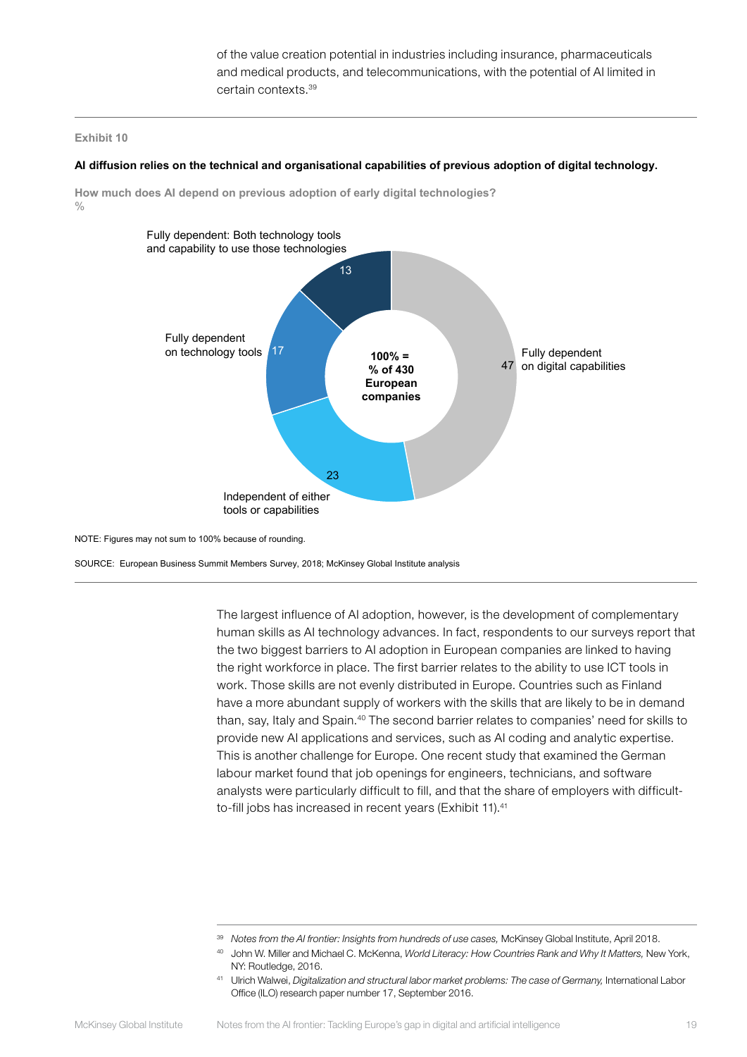of the value creation potential in industries including insurance, pharmaceuticals and medical products, and telecommunications, with the potential of AI limited in certain contexts.[39]

**Exhibit 10**

**AI diffusion relies on the technical and organisational capabilities of previous adoption of digital technology.**

**How much does AI depend on previous adoption of early digital technologies?**
%

100% = % of 430 European companies

| Category | % |
|---|---|
| Fully dependent on digital capabilities | 47 |
| Independent of either tools or capabilities | 23 |
| Fully dependent on technology tools | 17 |
| Fully dependent: Both technology tools and capability to use those technologies | 13 |

NOTE: Figures may not sum to 100% because of rounding.

SOURCE: European Business Summit Members Survey, 2018; McKinsey Global Institute analysis

The largest influence of AI adoption, however, is the development of complementary human skills as AI technology advances. In fact, respondents to our surveys report that the two biggest barriers to AI adoption in European companies are linked to having the right workforce in place. The first barrier relates to the ability to use ICT tools in work. Those skills are not evenly distributed in Europe. Countries such as Finland have a more abundant supply of workers with the skills that are likely to be in demand than, say, Italy and Spain.[40] The second barrier relates to companies' need for skills to provide new AI applications and services, such as AI coding and analytic expertise. This is another challenge for Europe. One recent study that examined the German labour market found that job openings for engineers, technicians, and software analysts were particularly difficult to fill, and that the share of employers with difficult-to-fill jobs has increased in recent years (Exhibit 11).[41]

[39] *Notes from the AI frontier: Insights from hundreds of use cases,* McKinsey Global Institute, April 2018.

[40] John W. Miller and Michael C. McKenna, *World Literacy: How Countries Rank and Why It Matters,* New York, NY: Routledge, 2016.

[41] Ulrich Walwei, *Digitalization and structural labor market problems: The case of Germany,* International Labor Office (ILO) research paper number 17, September 2016.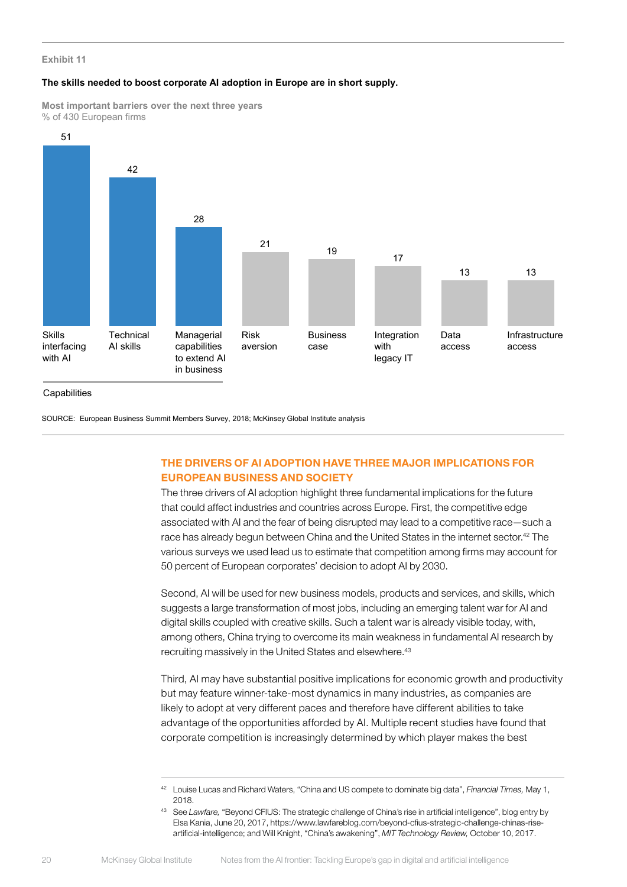Exhibit 11

**The skills needed to boost corporate AI adoption in Europe are in short supply.**

**Most important barriers over the next three years**
% of 430 European firms

| Barrier | % |
|---|---|
| Skills interfacing with AI (Capabilities) | 51 |
| Technical AI skills (Capabilities) | 42 |
| Managerial capabilities to extend AI in business (Capabilities) | 28 |
| Risk aversion | 21 |
| Business case | 19 |
| Integration with legacy IT | 17 |
| Data access | 13 |
| Infrastructure access | 13 |

SOURCE: European Business Summit Members Survey, 2018; McKinsey Global Institute analysis

## THE DRIVERS OF AI ADOPTION HAVE THREE MAJOR IMPLICATIONS FOR EUROPEAN BUSINESS AND SOCIETY

The three drivers of AI adoption highlight three fundamental implications for the future that could affect industries and countries across Europe. First, the competitive edge associated with AI and the fear of being disrupted may lead to a competitive race—such a race has already begun between China and the United States in the internet sector.[42] The various surveys we used lead us to estimate that competition among firms may account for 50 percent of European corporates' decision to adopt AI by 2030.

Second, AI will be used for new business models, products and services, and skills, which suggests a large transformation of most jobs, including an emerging talent war for AI and digital skills coupled with creative skills. Such a talent war is already visible today, with, among others, China trying to overcome its main weakness in fundamental AI research by recruiting massively in the United States and elsewhere.[43]

Third, AI may have substantial positive implications for economic growth and productivity but may feature winner-take-most dynamics in many industries, as companies are likely to adopt at very different paces and therefore have different abilities to take advantage of the opportunities afforded by AI. Multiple recent studies have found that corporate competition is increasingly determined by which player makes the best

---

[42] Louise Lucas and Richard Waters, "China and US compete to dominate big data", *Financial Times,* May 1, 2018.

[43] See *Lawfare,* "Beyond CFIUS: The strategic challenge of China's rise in artificial intelligence", blog entry by Elsa Kania, June 20, 2017, https://www.lawfareblog.com/beyond-cfius-strategic-challenge-chinas-rise-artificial-intelligence; and Will Knight, "China's awakening", *MIT Technology Review,* October 10, 2017.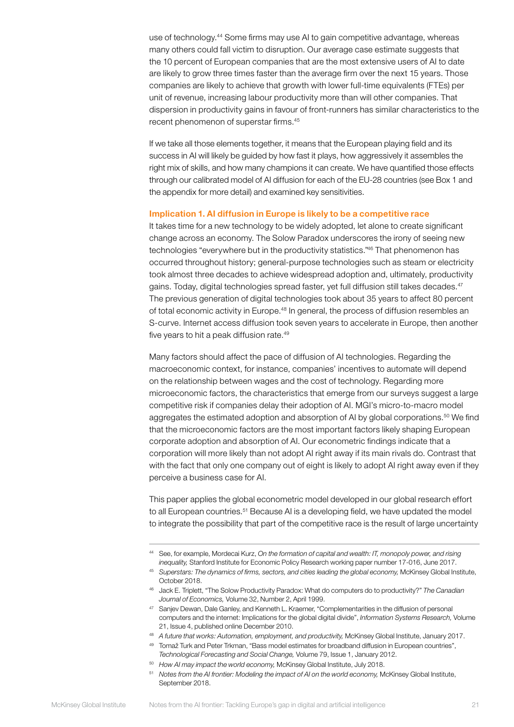use of technology.[44] Some firms may use AI to gain competitive advantage, whereas many others could fall victim to disruption. Our average case estimate suggests that the 10 percent of European companies that are the most extensive users of AI to date are likely to grow three times faster than the average firm over the next 15 years. Those companies are likely to achieve that growth with lower full-time equivalents (FTEs) per unit of revenue, increasing labour productivity more than will other companies. That dispersion in productivity gains in favour of front-runners has similar characteristics to the recent phenomenon of superstar firms.[45]

If we take all those elements together, it means that the European playing field and its success in AI will likely be guided by how fast it plays, how aggressively it assembles the right mix of skills, and how many champions it can create. We have quantified those effects through our calibrated model of AI diffusion for each of the EU-28 countries (see Box 1 and the appendix for more detail) and examined key sensitivities.

### Implication 1. AI diffusion in Europe is likely to be a competitive race

It takes time for a new technology to be widely adopted, let alone to create significant change across an economy. The Solow Paradox underscores the irony of seeing new technologies "everywhere but in the productivity statistics."[46] That phenomenon has occurred throughout history; general-purpose technologies such as steam or electricity took almost three decades to achieve widespread adoption and, ultimately, productivity gains. Today, digital technologies spread faster, yet full diffusion still takes decades.[47] The previous generation of digital technologies took about 35 years to affect 80 percent of total economic activity in Europe.[48] In general, the process of diffusion resembles an S-curve. Internet access diffusion took seven years to accelerate in Europe, then another five years to hit a peak diffusion rate.[49]

Many factors should affect the pace of diffusion of AI technologies. Regarding the macroeconomic context, for instance, companies' incentives to automate will depend on the relationship between wages and the cost of technology. Regarding more microeconomic factors, the characteristics that emerge from our surveys suggest a large competitive risk if companies delay their adoption of AI. MGI's micro-to-macro model aggregates the estimated adoption and absorption of AI by global corporations.[50] We find that the microeconomic factors are the most important factors likely shaping European corporate adoption and absorption of AI. Our econometric findings indicate that a corporation will more likely than not adopt AI right away if its main rivals do. Contrast that with the fact that only one company out of eight is likely to adopt AI right away even if they perceive a business case for AI.

This paper applies the global econometric model developed in our global research effort to all European countries.[51] Because AI is a developing field, we have updated the model to integrate the possibility that part of the competitive race is the result of large uncertainty

---

[44] See, for example, Mordecai Kurz, *On the formation of capital and wealth: IT, monopoly power, and rising inequality,* Stanford Institute for Economic Policy Research working paper number 17-016, June 2017.

[45] *Superstars: The dynamics of firms, sectors, and cities leading the global economy,* McKinsey Global Institute, October 2018.

[46] Jack E. Triplett, "The Solow Productivity Paradox: What do computers do to productivity?" *The Canadian Journal of Economics,* Volume 32, Number 2, April 1999.

[47] Sanjev Dewan, Dale Ganley, and Kenneth L. Kraemer, "Complementarities in the diffusion of personal computers and the internet: Implications for the global digital divide", *Information Systems Research,* Volume 21, Issue 4, published online December 2010.

[48] *A future that works: Automation, employment, and productivity,* McKinsey Global Institute, January 2017.

[49] Tomaž Turk and Peter Trkman, "Bass model estimates for broadband diffusion in European countries", *Technological Forecasting and Social Change,* Volume 79, Issue 1, January 2012.

[50] *How AI may impact the world economy,* McKinsey Global Institute, July 2018.

[51] *Notes from the AI frontier: Modeling the impact of AI on the world economy,* McKinsey Global Institute, September 2018.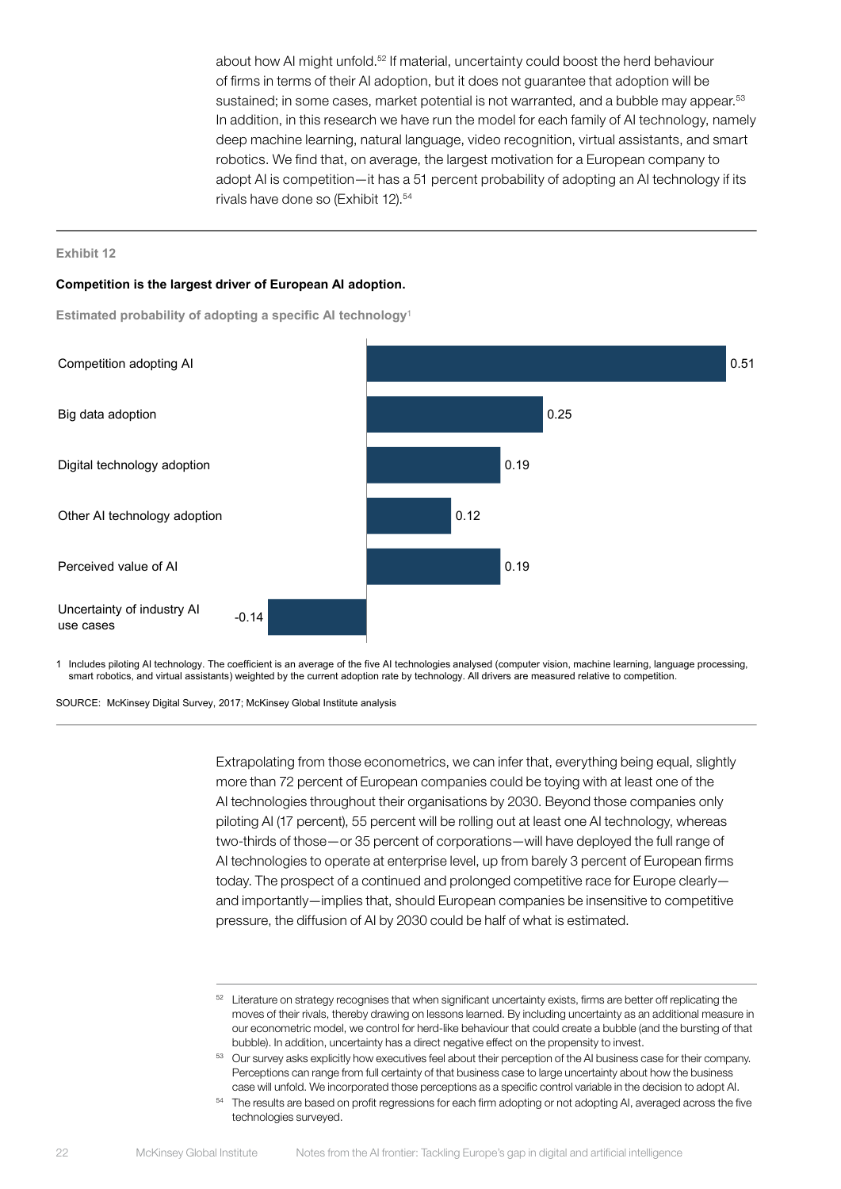about how AI might unfold.[52] If material, uncertainty could boost the herd behaviour of firms in terms of their AI adoption, but it does not guarantee that adoption will be sustained; in some cases, market potential is not warranted, and a bubble may appear.[53] In addition, in this research we have run the model for each family of AI technology, namely deep machine learning, natural language, video recognition, virtual assistants, and smart robotics. We find that, on average, the largest motivation for a European company to adopt AI is competition—it has a 51 percent probability of adopting an AI technology if its rivals have done so (Exhibit 12).[54]

Exhibit 12

**Competition is the largest driver of European AI adoption.**

Estimated probability of adopting a specific AI technology[1]

| Driver | Estimated probability |
|---|---|
| Competition adopting AI | 0.51 |
| Big data adoption | 0.25 |
| Digital technology adoption | 0.19 |
| Other AI technology adoption | 0.12 |
| Perceived value of AI | 0.19 |
| Uncertainty of industry AI use cases | -0.14 |

1 Includes piloting AI technology. The coefficient is an average of the five AI technologies analysed (computer vision, machine learning, language processing, smart robotics, and virtual assistants) weighted by the current adoption rate by technology. All drivers are measured relative to competition.

SOURCE: McKinsey Digital Survey, 2017; McKinsey Global Institute analysis

Extrapolating from those econometrics, we can infer that, everything being equal, slightly more than 72 percent of European companies could be toying with at least one of the AI technologies throughout their organisations by 2030. Beyond those companies only piloting AI (17 percent), 55 percent will be rolling out at least one AI technology, whereas two-thirds of those—or 35 percent of corporations—will have deployed the full range of AI technologies to operate at enterprise level, up from barely 3 percent of European firms today. The prospect of a continued and prolonged competitive race for Europe clearly—and importantly—implies that, should European companies be insensitive to competitive pressure, the diffusion of AI by 2030 could be half of what is estimated.

[52] Literature on strategy recognises that when significant uncertainty exists, firms are better off replicating the moves of their rivals, thereby drawing on lessons learned. By including uncertainty as an additional measure in our econometric model, we control for herd-like behaviour that could create a bubble (and the bursting of that bubble). In addition, uncertainty has a direct negative effect on the propensity to invest.

[53] Our survey asks explicitly how executives feel about their perception of the AI business case for their company. Perceptions can range from full certainty of that business case to large uncertainty about how the business case will unfold. We incorporated those perceptions as a specific control variable in the decision to adopt AI.

[54] The results are based on profit regressions for each firm adopting or not adopting AI, averaged across the five technologies surveyed.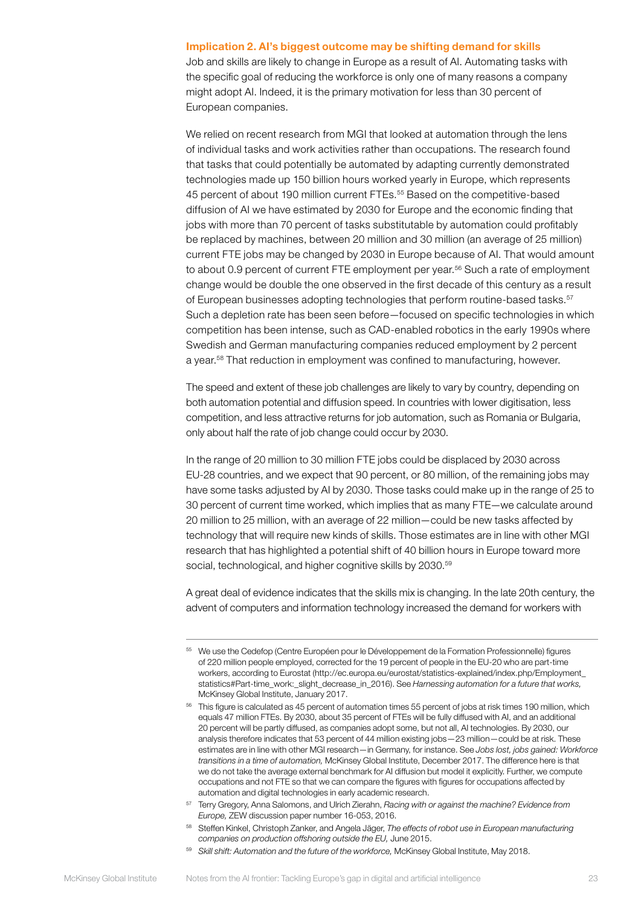### Implication 2. AI's biggest outcome may be shifting demand for skills

Job and skills are likely to change in Europe as a result of AI. Automating tasks with the specific goal of reducing the workforce is only one of many reasons a company might adopt AI. Indeed, it is the primary motivation for less than 30 percent of European companies.

We relied on recent research from MGI that looked at automation through the lens of individual tasks and work activities rather than occupations. The research found that tasks that could potentially be automated by adapting currently demonstrated technologies made up 150 billion hours worked yearly in Europe, which represents 45 percent of about 190 million current FTEs.[55] Based on the competitive-based diffusion of AI we have estimated by 2030 for Europe and the economic finding that jobs with more than 70 percent of tasks substitutable by automation could profitably be replaced by machines, between 20 million and 30 million (an average of 25 million) current FTE jobs may be changed by 2030 in Europe because of AI. That would amount to about 0.9 percent of current FTE employment per year.[56] Such a rate of employment change would be double the one observed in the first decade of this century as a result of European businesses adopting technologies that perform routine-based tasks.[57] Such a depletion rate has been seen before—focused on specific technologies in which competition has been intense, such as CAD-enabled robotics in the early 1990s where Swedish and German manufacturing companies reduced employment by 2 percent a year.[58] That reduction in employment was confined to manufacturing, however.

The speed and extent of these job challenges are likely to vary by country, depending on both automation potential and diffusion speed. In countries with lower digitisation, less competition, and less attractive returns for job automation, such as Romania or Bulgaria, only about half the rate of job change could occur by 2030.

In the range of 20 million to 30 million FTE jobs could be displaced by 2030 across EU-28 countries, and we expect that 90 percent, or 80 million, of the remaining jobs may have some tasks adjusted by AI by 2030. Those tasks could make up in the range of 25 to 30 percent of current time worked, which implies that as many FTE—we calculate around 20 million to 25 million, with an average of 22 million—could be new tasks affected by technology that will require new kinds of skills. Those estimates are in line with other MGI research that has highlighted a potential shift of 40 billion hours in Europe toward more social, technological, and higher cognitive skills by 2030.[59]

A great deal of evidence indicates that the skills mix is changing. In the late 20th century, the advent of computers and information technology increased the demand for workers with

---

[55] We use the Cedefop (Centre Européen pour le Développement de la Formation Professionnelle) figures of 220 million people employed, corrected for the 19 percent of people in the EU-20 who are part-time workers, according to Eurostat (http://ec.europa.eu/eurostat/statistics-explained/index.php/Employment_statistics#Part-time_work:_slight_decrease_in_2016). See *Harnessing automation for a future that works,* McKinsey Global Institute, January 2017.

[56] This figure is calculated as 45 percent of automation times 55 percent of jobs at risk times 190 million, which equals 47 million FTEs. By 2030, about 35 percent of FTEs will be fully diffused with AI, and an additional 20 percent will be partly diffused, as companies adopt some, but not all, AI technologies. By 2030, our analysis therefore indicates that 53 percent of 44 million existing jobs—23 million—could be at risk. These estimates are in line with other MGI research—in Germany, for instance. See *Jobs lost, jobs gained: Workforce transitions in a time of automation,* McKinsey Global Institute, December 2017. The difference here is that we do not take the average external benchmark for AI diffusion but model it explicitly. Further, we compute occupations and not FTE so that we can compare the figures with figures for occupations affected by automation and digital technologies in early academic research.

[57] Terry Gregory, Anna Salomons, and Ulrich Zierahn, *Racing with or against the machine? Evidence from Europe,* ZEW discussion paper number 16-053, 2016.

[58] Steffen Kinkel, Christoph Zanker, and Angela Jäger, *The effects of robot use in European manufacturing companies on production offshoring outside the EU,* June 2015.

[59] *Skill shift: Automation and the future of the workforce,* McKinsey Global Institute, May 2018.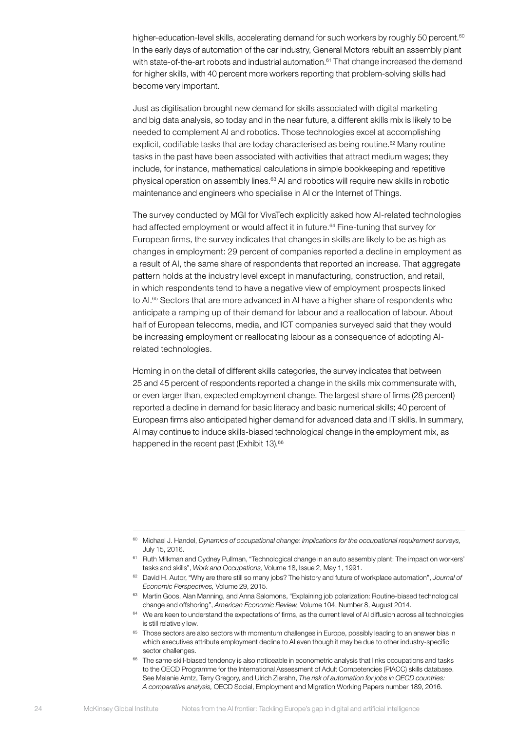higher-education-level skills, accelerating demand for such workers by roughly 50 percent.[60] In the early days of automation of the car industry, General Motors rebuilt an assembly plant with state-of-the-art robots and industrial automation.[61] That change increased the demand for higher skills, with 40 percent more workers reporting that problem-solving skills had become very important.

Just as digitisation brought new demand for skills associated with digital marketing and big data analysis, so today and in the near future, a different skills mix is likely to be needed to complement AI and robotics. Those technologies excel at accomplishing explicit, codifiable tasks that are today characterised as being routine.[62] Many routine tasks in the past have been associated with activities that attract medium wages; they include, for instance, mathematical calculations in simple bookkeeping and repetitive physical operation on assembly lines.[63] AI and robotics will require new skills in robotic maintenance and engineers who specialise in AI or the Internet of Things.

The survey conducted by MGI for VivaTech explicitly asked how AI-related technologies had affected employment or would affect it in future.[64] Fine-tuning that survey for European firms, the survey indicates that changes in skills are likely to be as high as changes in employment: 29 percent of companies reported a decline in employment as a result of AI, the same share of respondents that reported an increase. That aggregate pattern holds at the industry level except in manufacturing, construction, and retail, in which respondents tend to have a negative view of employment prospects linked to AI.[65] Sectors that are more advanced in AI have a higher share of respondents who anticipate a ramping up of their demand for labour and a reallocation of labour. About half of European telecoms, media, and ICT companies surveyed said that they would be increasing employment or reallocating labour as a consequence of adopting AI-related technologies.

Homing in on the detail of different skills categories, the survey indicates that between 25 and 45 percent of respondents reported a change in the skills mix commensurate with, or even larger than, expected employment change. The largest share of firms (28 percent) reported a decline in demand for basic literacy and basic numerical skills; 40 percent of European firms also anticipated higher demand for advanced data and IT skills. In summary, AI may continue to induce skills-biased technological change in the employment mix, as happened in the recent past (Exhibit 13).[66]

---

[60] Michael J. Handel, *Dynamics of occupational change: implications for the occupational requirement surveys,* July 15, 2016.

[61] Ruth Milkman and Cydney Pullman, "Technological change in an auto assembly plant: The impact on workers' tasks and skills", *Work and Occupations,* Volume 18, Issue 2, May 1, 1991.

[62] David H. Autor, "Why are there still so many jobs? The history and future of workplace automation", *Journal of Economic Perspectives,* Volume 29, 2015.

[63] Martin Goos, Alan Manning, and Anna Salomons, "Explaining job polarization: Routine-biased technological change and offshoring", *American Economic Review,* Volume 104, Number 8, August 2014.

[64] We are keen to understand the expectations of firms, as the current level of AI diffusion across all technologies is still relatively low.

[65] Those sectors are also sectors with momentum challenges in Europe, possibly leading to an answer bias in which executives attribute employment decline to AI even though it may be due to other industry-specific sector challenges.

[66] The same skill-biased tendency is also noticeable in econometric analysis that links occupations and tasks to the OECD Programme for the International Assessment of Adult Competencies (PIACC) skills database. See Melanie Arntz, Terry Gregory, and Ulrich Zierahn, *The risk of automation for jobs in OECD countries: A comparative analysis,* OECD Social, Employment and Migration Working Papers number 189, 2016.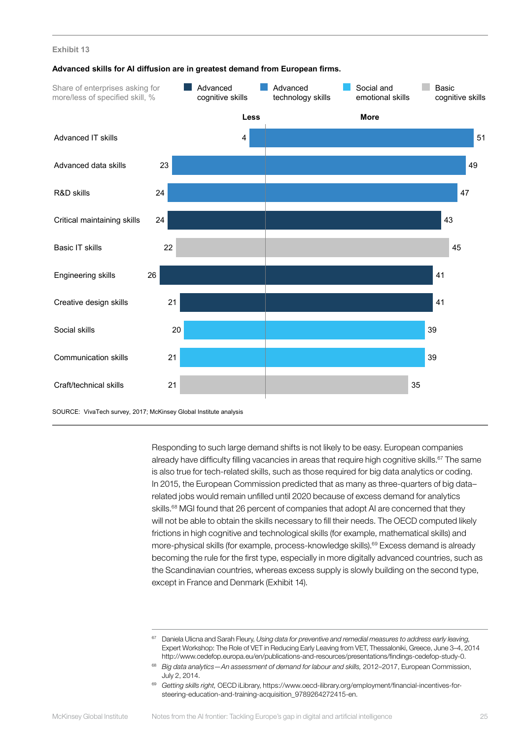Exhibit 13

**Advanced skills for AI diffusion are in greatest demand from European firms.**

Share of enterprises asking for more/less of specified skill, %

| Skill | Skill category | Less | More |
|---|---|---|---|
| Advanced IT skills | Advanced technology skills | 4 | 51 |
| Advanced data skills | Advanced technology skills | 23 | 49 |
| R&D skills | Advanced technology skills | 24 | 47 |
| Critical maintaining skills | Advanced cognitive skills | 24 | 43 |
| Basic IT skills | Basic cognitive skills | 22 | 45 |
| Engineering skills | Advanced cognitive skills | 26 | 41 |
| Creative design skills | Advanced cognitive skills | 21 | 41 |
| Social skills | Social and emotional skills | 20 | 39 |
| Communication skills | Social and emotional skills | 21 | 39 |
| Craft/technical skills | Basic cognitive skills | 21 | 35 |

SOURCE: VivaTech survey, 2017; McKinsey Global Institute analysis

Responding to such large demand shifts is not likely to be easy. European companies already have difficulty filling vacancies in areas that require high cognitive skills.[67] The same is also true for tech-related skills, such as those required for big data analytics or coding. In 2015, the European Commission predicted that as many as three-quarters of big data–related jobs would remain unfilled until 2020 because of excess demand for analytics skills.[68] MGI found that 26 percent of companies that adopt AI are concerned that they will not be able to obtain the skills necessary to fill their needs. The OECD computed likely frictions in high cognitive and technological skills (for example, mathematical skills) and more-physical skills (for example, process-knowledge skills).[69] Excess demand is already becoming the rule for the first type, especially in more digitally advanced countries, such as the Scandinavian countries, whereas excess supply is slowly building on the second type, except in France and Denmark (Exhibit 14).

[67] Daniela Ulicna and Sarah Fleury, *Using data for preventive and remedial measures to address early leaving,* Expert Workshop: The Role of VET in Reducing Early Leaving from VET, Thessaloniki, Greece, June 3–4, 2014 http://www.cedefop.europa.eu/en/publications-and-resources/presentations/findings-cedefop-study-0.

[68] *Big data analytics—An assessment of demand for labour and skills,* 2012–2017, European Commission, July 2, 2014.

[69] *Getting skills right,* OECD iLibrary, https://www.oecd-ilibrary.org/employment/financial-incentives-for-steering-education-and-training-acquisition_9789264272415-en.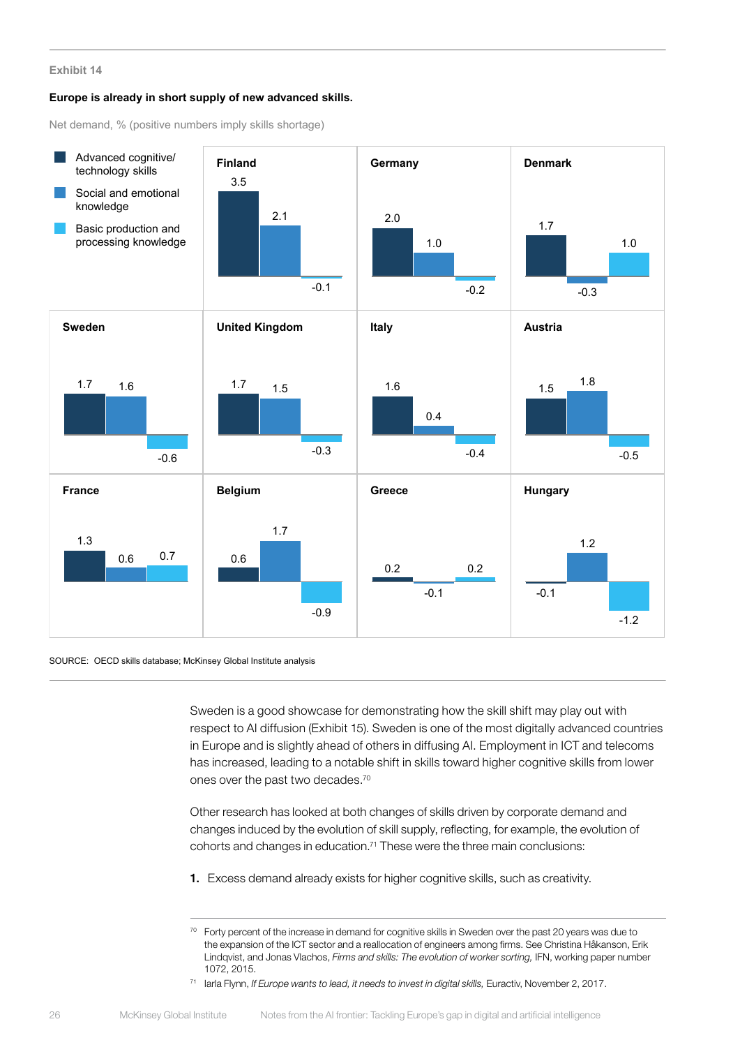Exhibit 14

**Europe is already in short supply of new advanced skills.**

Net demand, % (positive numbers imply skills shortage)

| Country | Advanced cognitive/ technology skills | Social and emotional knowledge | Basic production and processing knowledge |
|---|---|---|---|
| Finland | 3.5 | 2.1 | -0.1 |
| Germany | 2.0 | 1.0 | -0.2 |
| Denmark | 1.7 | -0.3 | 1.0 |
| Sweden | 1.7 | 1.6 | -0.6 |
| United Kingdom | 1.7 | 1.5 | -0.3 |
| Italy | 1.6 | 0.4 | -0.4 |
| Austria | 1.5 | 1.8 | -0.5 |
| France | 1.3 | 0.6 | 0.7 |
| Belgium | 0.6 | 1.7 | -0.9 |
| Greece | 0.2 | -0.1 | 0.2 |
| Hungary | -0.1 | 1.2 | -1.2 |

SOURCE: OECD skills database; McKinsey Global Institute analysis

Sweden is a good showcase for demonstrating how the skill shift may play out with respect to AI diffusion (Exhibit 15). Sweden is one of the most digitally advanced countries in Europe and is slightly ahead of others in diffusing AI. Employment in ICT and telecoms has increased, leading to a notable shift in skills toward higher cognitive skills from lower ones over the past two decades.[70]

Other research has looked at both changes of skills driven by corporate demand and changes induced by the evolution of skill supply, reflecting, for example, the evolution of cohorts and changes in education.[71] These were the three main conclusions:

1. Excess demand already exists for higher cognitive skills, such as creativity.

[70] Forty percent of the increase in demand for cognitive skills in Sweden over the past 20 years was due to the expansion of the ICT sector and a reallocation of engineers among firms. See Christina Håkanson, Erik Lindqvist, and Jonas Vlachos, *Firms and skills: The evolution of worker sorting,* IFN, working paper number 1072, 2015.

[71] Iarla Flynn, *If Europe wants to lead, it needs to invest in digital skills,* Euractiv, November 2, 2017.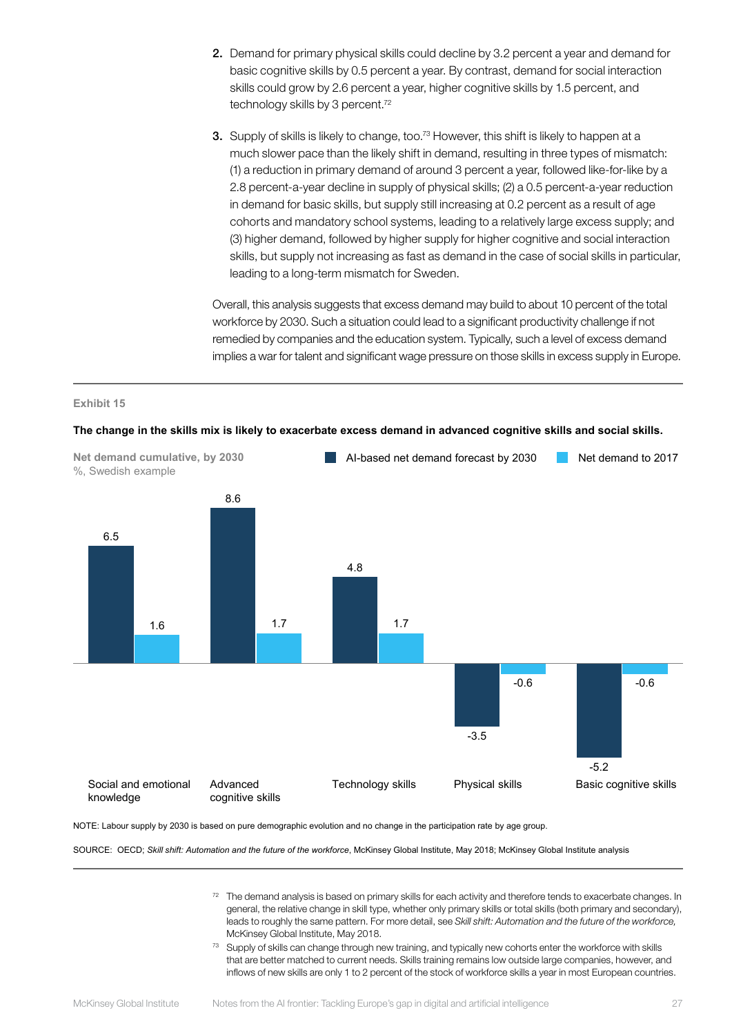2. Demand for primary physical skills could decline by 3.2 percent a year and demand for basic cognitive skills by 0.5 percent a year. By contrast, demand for social interaction skills could grow by 2.6 percent a year, higher cognitive skills by 1.5 percent, and technology skills by 3 percent.[72]

3. Supply of skills is likely to change, too.[73] However, this shift is likely to happen at a much slower pace than the likely shift in demand, resulting in three types of mismatch: (1) a reduction in primary demand of around 3 percent a year, followed like-for-like by a 2.8 percent-a-year decline in supply of physical skills; (2) a 0.5 percent-a-year reduction in demand for basic skills, but supply still increasing at 0.2 percent as a result of age cohorts and mandatory school systems, leading to a relatively large excess supply; and (3) higher demand, followed by higher supply for higher cognitive and social interaction skills, but supply not increasing as fast as demand in the case of social skills in particular, leading to a long-term mismatch for Sweden.

Overall, this analysis suggests that excess demand may build to about 10 percent of the total workforce by 2030. Such a situation could lead to a significant productivity challenge if not remedied by companies and the education system. Typically, such a level of excess demand implies a war for talent and significant wage pressure on those skills in excess supply in Europe.

**Exhibit 15**

**The change in the skills mix is likely to exacerbate excess demand in advanced cognitive skills and social skills.**

**Net demand cumulative, by 2030**
%, Swedish example

| | AI-based net demand forecast by 2030 | Net demand to 2017 |
|---|---|---|
| Social and emotional knowledge | 6.5 | 1.6 |
| Advanced cognitive skills | 8.6 | 1.7 |
| Technology skills | 4.8 | 1.7 |
| Physical skills | -3.5 | -0.6 |
| Basic cognitive skills | -5.2 | -0.6 |

NOTE: Labour supply by 2030 is based on pure demographic evolution and no change in the participation rate by age group.

SOURCE: OECD; *Skill shift: Automation and the future of the workforce*, McKinsey Global Institute, May 2018; McKinsey Global Institute analysis

[72] The demand analysis is based on primary skills for each activity and therefore tends to exacerbate changes. In general, the relative change in skill type, whether only primary skills or total skills (both primary and secondary), leads to roughly the same pattern. For more detail, see *Skill shift: Automation and the future of the workforce*, McKinsey Global Institute, May 2018.

[73] Supply of skills can change through new training, and typically new cohorts enter the workforce with skills that are better matched to current needs. Skills training remains low outside large companies, however, and inflows of new skills are only 1 to 2 percent of the stock of workforce skills a year in most European countries.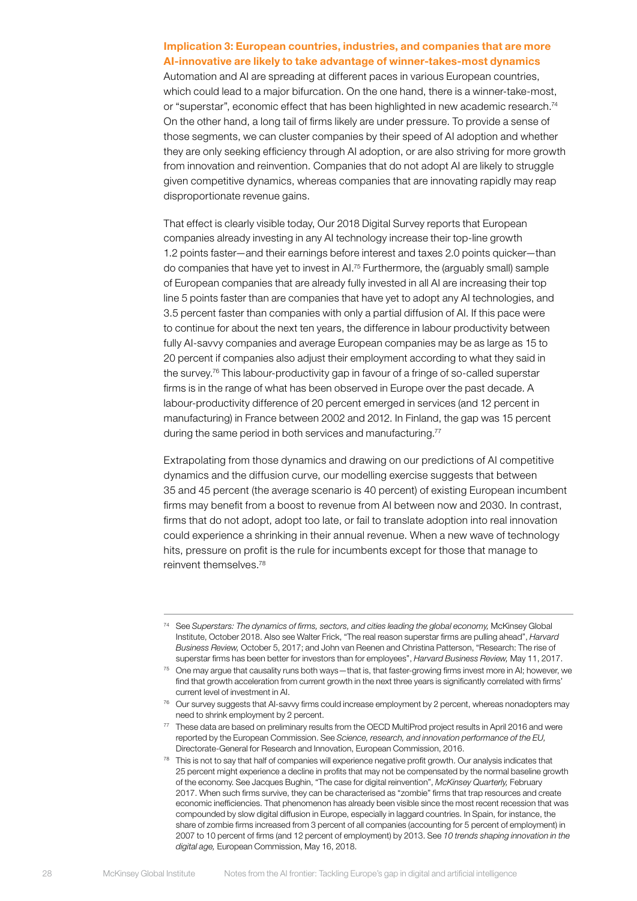### Implication 3: European countries, industries, and companies that are more AI-innovative are likely to take advantage of winner-takes-most dynamics

Automation and AI are spreading at different paces in various European countries, which could lead to a major bifurcation. On the one hand, there is a winner-take-most, or "superstar", economic effect that has been highlighted in new academic research.[74] On the other hand, a long tail of firms likely are under pressure. To provide a sense of those segments, we can cluster companies by their speed of AI adoption and whether they are only seeking efficiency through AI adoption, or are also striving for more growth from innovation and reinvention. Companies that do not adopt AI are likely to struggle given competitive dynamics, whereas companies that are innovating rapidly may reap disproportionate revenue gains.

That effect is clearly visible today, Our 2018 Digital Survey reports that European companies already investing in any AI technology increase their top-line growth 1.2 points faster—and their earnings before interest and taxes 2.0 points quicker—than do companies that have yet to invest in AI.[75] Furthermore, the (arguably small) sample of European companies that are already fully invested in all AI are increasing their top line 5 points faster than are companies that have yet to adopt any AI technologies, and 3.5 percent faster than companies with only a partial diffusion of AI. If this pace were to continue for about the next ten years, the difference in labour productivity between fully AI-savvy companies and average European companies may be as large as 15 to 20 percent if companies also adjust their employment according to what they said in the survey.[76] This labour-productivity gap in favour of a fringe of so-called superstar firms is in the range of what has been observed in Europe over the past decade. A labour-productivity difference of 20 percent emerged in services (and 12 percent in manufacturing) in France between 2002 and 2012. In Finland, the gap was 15 percent during the same period in both services and manufacturing.[77]

Extrapolating from those dynamics and drawing on our predictions of AI competitive dynamics and the diffusion curve, our modelling exercise suggests that between 35 and 45 percent (the average scenario is 40 percent) of existing European incumbent firms may benefit from a boost to revenue from AI between now and 2030. In contrast, firms that do not adopt, adopt too late, or fail to translate adoption into real innovation could experience a shrinking in their annual revenue. When a new wave of technology hits, pressure on profit is the rule for incumbents except for those that manage to reinvent themselves.[78]

---

[74] See *Superstars: The dynamics of firms, sectors, and cities leading the global economy,* McKinsey Global Institute, October 2018. Also see Walter Frick, "The real reason superstar firms are pulling ahead", *Harvard Business Review,* October 5, 2017; and John van Reenen and Christina Patterson, "Research: The rise of superstar firms has been better for investors than for employees", *Harvard Business Review,* May 11, 2017.

[75] One may argue that causality runs both ways—that is, that faster-growing firms invest more in AI; however, we find that growth acceleration from current growth in the next three years is significantly correlated with firms' current level of investment in AI.

[76] Our survey suggests that AI-savvy firms could increase employment by 2 percent, whereas nonadopters may need to shrink employment by 2 percent.

[77] These data are based on preliminary results from the OECD MultiProd project results in April 2016 and were reported by the European Commission. See *Science, research, and innovation performance of the EU,* Directorate-General for Research and Innovation, European Commission, 2016.

[78] This is not to say that half of companies will experience negative profit growth. Our analysis indicates that 25 percent might experience a decline in profits that may not be compensated by the normal baseline growth of the economy. See Jacques Bughin, "The case for digital reinvention", *McKinsey Quarterly,* February 2017. When such firms survive, they can be characterised as "zombie" firms that trap resources and create economic inefficiencies. That phenomenon has already been visible since the most recent recession that was compounded by slow digital diffusion in Europe, especially in laggard countries. In Spain, for instance, the share of zombie firms increased from 3 percent of all companies (accounting for 5 percent of employment) in 2007 to 10 percent of firms (and 12 percent of employment) by 2013. See *10 trends shaping innovation in the digital age,* European Commission, May 16, 2018.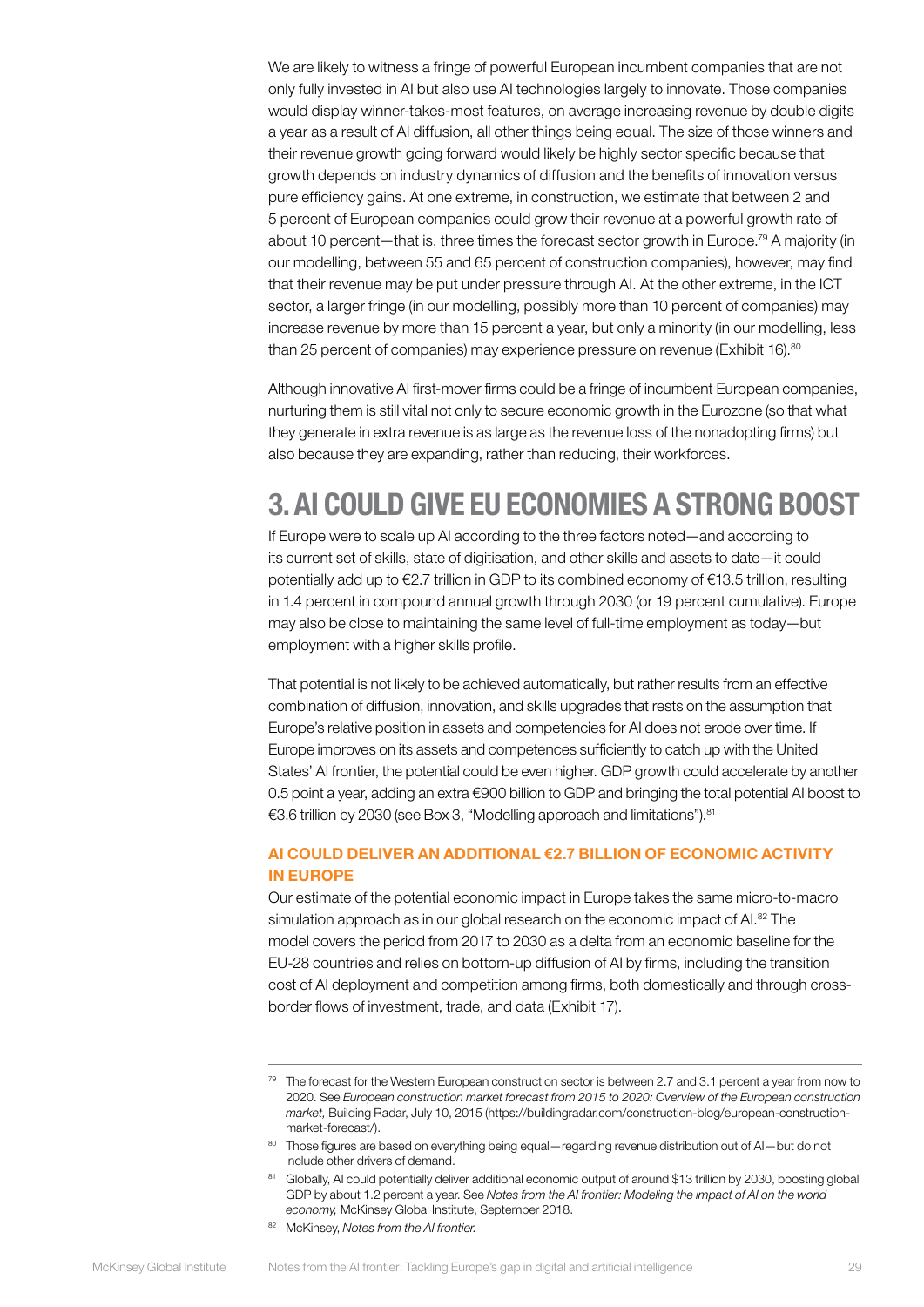We are likely to witness a fringe of powerful European incumbent companies that are not only fully invested in AI but also use AI technologies largely to innovate. Those companies would display winner-takes-most features, on average increasing revenue by double digits a year as a result of AI diffusion, all other things being equal. The size of those winners and their revenue growth going forward would likely be highly sector specific because that growth depends on industry dynamics of diffusion and the benefits of innovation versus pure efficiency gains. At one extreme, in construction, we estimate that between 2 and 5 percent of European companies could grow their revenue at a powerful growth rate of about 10 percent—that is, three times the forecast sector growth in Europe.[79] A majority (in our modelling, between 55 and 65 percent of construction companies), however, may find that their revenue may be put under pressure through AI. At the other extreme, in the ICT sector, a larger fringe (in our modelling, possibly more than 10 percent of companies) may increase revenue by more than 15 percent a year, but only a minority (in our modelling, less than 25 percent of companies) may experience pressure on revenue (Exhibit 16).[80]

Although innovative AI first-mover firms could be a fringe of incumbent European companies, nurturing them is still vital not only to secure economic growth in the Eurozone (so that what they generate in extra revenue is as large as the revenue loss of the nonadopting firms) but also because they are expanding, rather than reducing, their workforces.

# 3. AI COULD GIVE EU ECONOMIES A STRONG BOOST

If Europe were to scale up AI according to the three factors noted—and according to its current set of skills, state of digitisation, and other skills and assets to date—it could potentially add up to €2.7 trillion in GDP to its combined economy of €13.5 trillion, resulting in 1.4 percent in compound annual growth through 2030 (or 19 percent cumulative). Europe may also be close to maintaining the same level of full-time employment as today—but employment with a higher skills profile.

That potential is not likely to be achieved automatically, but rather results from an effective combination of diffusion, innovation, and skills upgrades that rests on the assumption that Europe's relative position in assets and competencies for AI does not erode over time. If Europe improves on its assets and competences sufficiently to catch up with the United States' AI frontier, the potential could be even higher. GDP growth could accelerate by another 0.5 point a year, adding an extra €900 billion to GDP and bringing the total potential AI boost to €3.6 trillion by 2030 (see Box 3, "Modelling approach and limitations").[81]

## AI COULD DELIVER AN ADDITIONAL €2.7 BILLION OF ECONOMIC ACTIVITY IN EUROPE

Our estimate of the potential economic impact in Europe takes the same micro-to-macro simulation approach as in our global research on the economic impact of AI.[82] The model covers the period from 2017 to 2030 as a delta from an economic baseline for the EU-28 countries and relies on bottom-up diffusion of AI by firms, including the transition cost of AI deployment and competition among firms, both domestically and through cross-border flows of investment, trade, and data (Exhibit 17).

---

[79] The forecast for the Western European construction sector is between 2.7 and 3.1 percent a year from now to 2020. See *European construction market forecast from 2015 to 2020: Overview of the European construction market,* Building Radar, July 10, 2015 (https://buildingradar.com/construction-blog/european-construction-market-forecast/).

[80] Those figures are based on everything being equal—regarding revenue distribution out of AI—but do not include other drivers of demand.

[81] Globally, AI could potentially deliver additional economic output of around $13 trillion by 2030, boosting global GDP by about 1.2 percent a year. See *Notes from the AI frontier: Modeling the impact of AI on the world economy,* McKinsey Global Institute, September 2018.

[82] McKinsey, *Notes from the AI frontier.*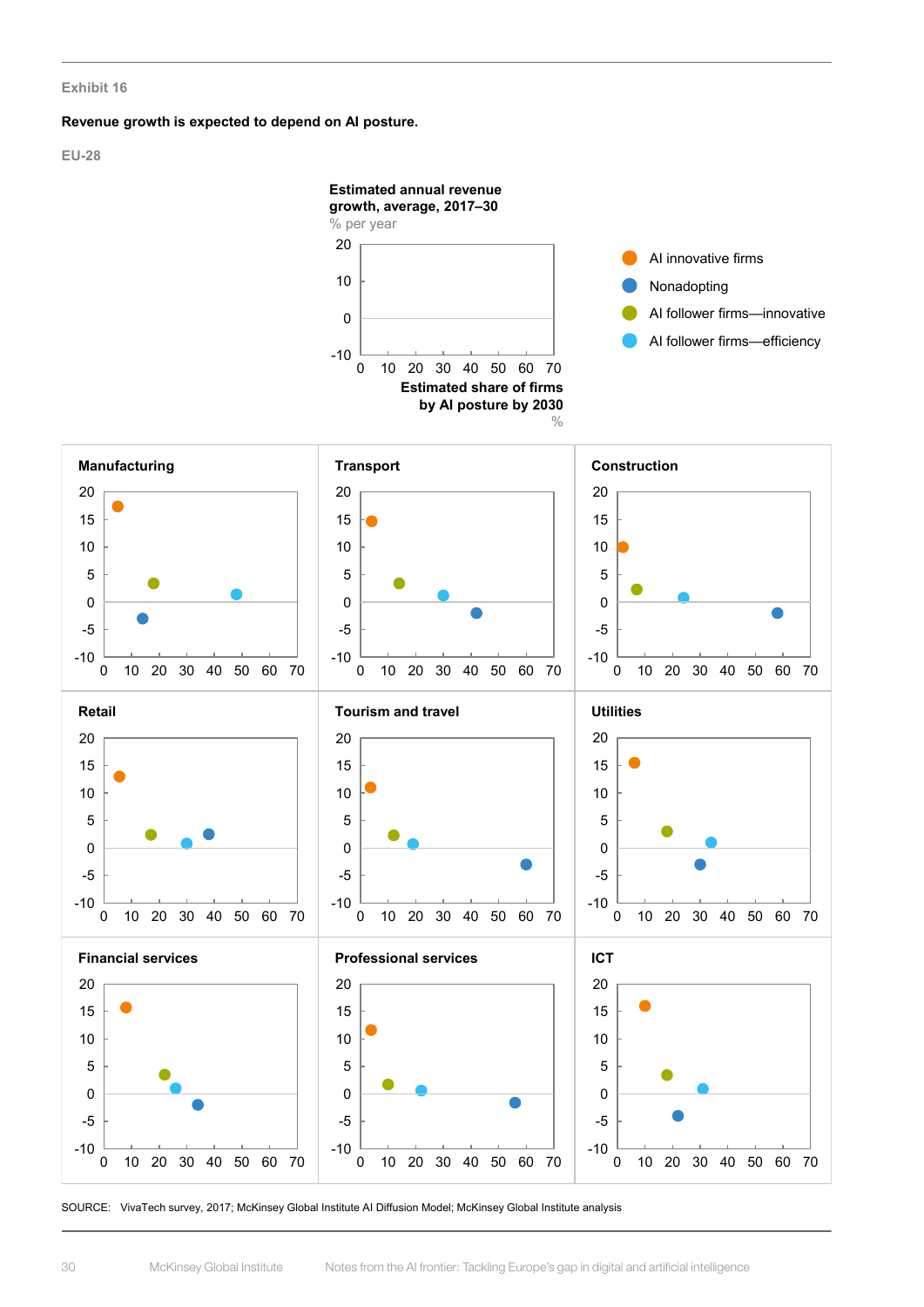Exhibit 16

**Revenue growth is expected to depend on AI posture.**

EU-28

**Estimated annual revenue growth, average, 2017–30**
% per year

**Estimated share of firms by AI posture by 2030**
%

- AI innovative firms
- Nonadopting
- AI follower firms—innovative
- AI follower firms—efficiency

**Manufacturing**

**Transport**

**Construction**

**Retail**

**Tourism and travel**

**Utilities**

**Financial services**

**Professional services**

**ICT**

SOURCE: VivaTech survey, 2017; McKinsey Global Institute AI Diffusion Model; McKinsey Global Institute analysis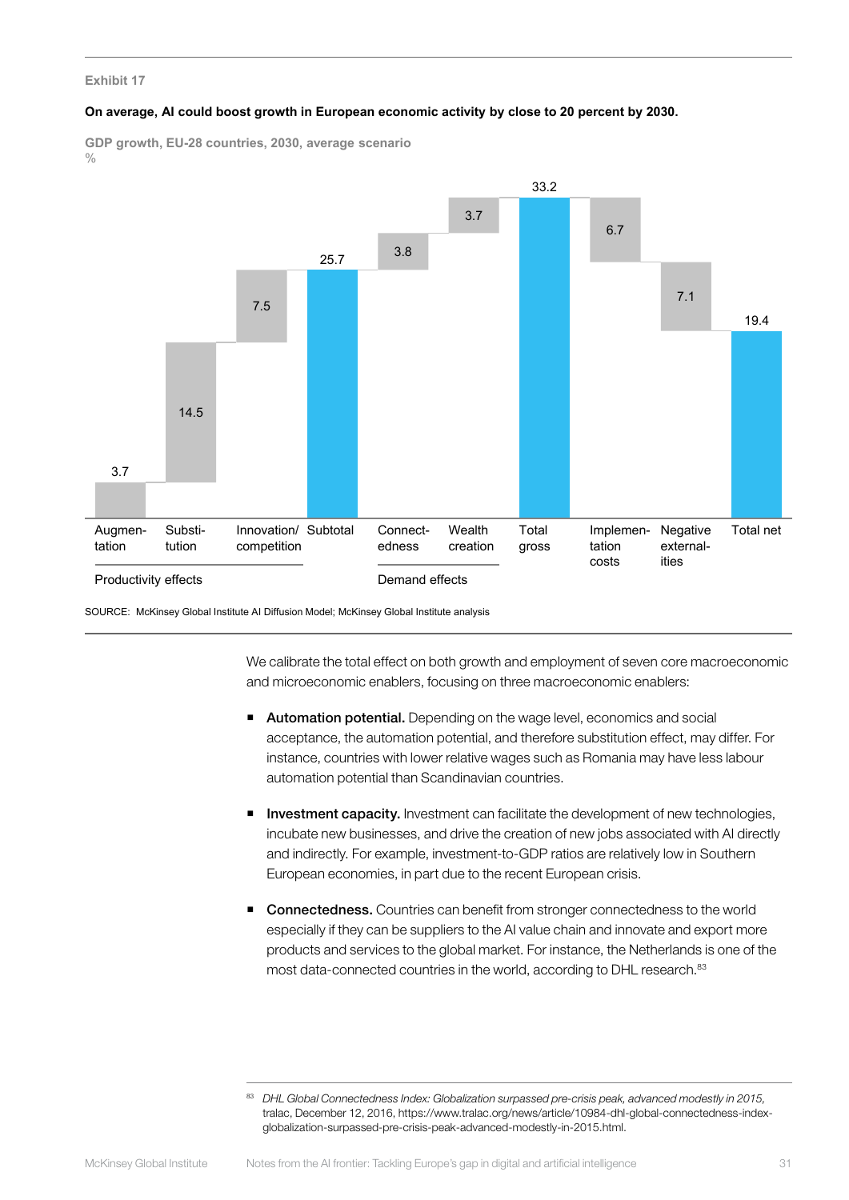Exhibit 17

**On average, AI could boost growth in European economic activity by close to 20 percent by 2030.**

GDP growth, EU-28 countries, 2030, average scenario
%

| Category | Item | Value |
|---|---|---|
| Productivity effects | Augmentation | 3.7 |
| Productivity effects | Substitution | 14.5 |
| Productivity effects | Innovation/competition | 7.5 |
| | Subtotal | 25.7 |
| Demand effects | Connectedness | 3.8 |
| Demand effects | Wealth creation | 3.7 |
| | Total gross | 33.2 |
| | Implementation costs | 6.7 |
| | Negative externalities | 7.1 |
| | Total net | 19.4 |

SOURCE: McKinsey Global Institute AI Diffusion Model; McKinsey Global Institute analysis

We calibrate the total effect on both growth and employment of seven core macroeconomic and microeconomic enablers, focusing on three macroeconomic enablers:

- **Automation potential.** Depending on the wage level, economics and social acceptance, the automation potential, and therefore substitution effect, may differ. For instance, countries with lower relative wages such as Romania may have less labour automation potential than Scandinavian countries.

- **Investment capacity.** Investment can facilitate the development of new technologies, incubate new businesses, and drive the creation of new jobs associated with AI directly and indirectly. For example, investment-to-GDP ratios are relatively low in Southern European economies, in part due to the recent European crisis.

- **Connectedness.** Countries can benefit from stronger connectedness to the world especially if they can be suppliers to the AI value chain and innovate and export more products and services to the global market. For instance, the Netherlands is one of the most data-connected countries in the world, according to DHL research.[83]

[83] *DHL Global Connectedness Index: Globalization surpassed pre-crisis peak, advanced modestly in 2015,* tralac, December 12, 2016, https://www.tralac.org/news/article/10984-dhl-global-connectedness-index-globalization-surpassed-pre-crisis-peak-advanced-modestly-in-2015.html.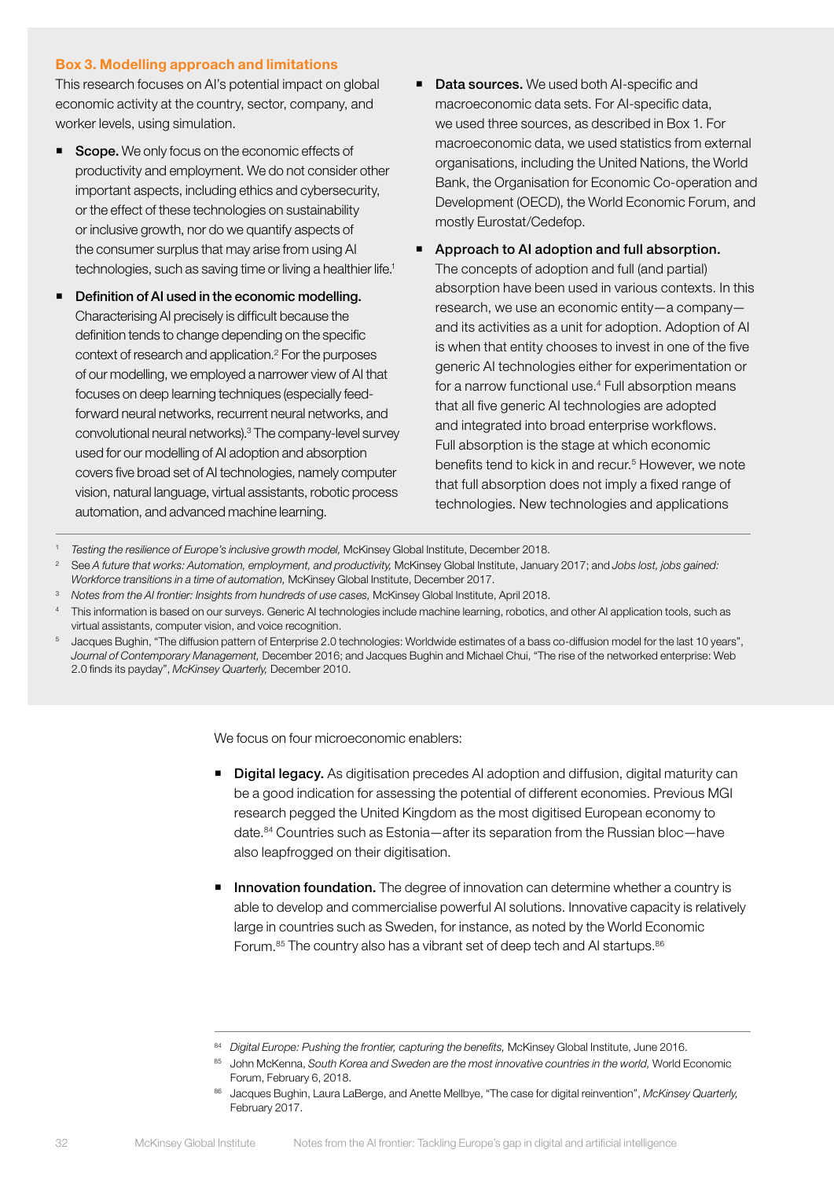### Box 3. Modelling approach and limitations

This research focuses on AI's potential impact on global economic activity at the country, sector, company, and worker levels, using simulation.

- **Scope.** We only focus on the economic effects of productivity and employment. We do not consider other important aspects, including ethics and cybersecurity, or the effect of these technologies on sustainability or inclusive growth, nor do we quantify aspects of the consumer surplus that may arise from using AI technologies, such as saving time or living a healthier life.[1]
- **Definition of AI used in the economic modelling.** Characterising AI precisely is difficult because the definition tends to change depending on the specific context of research and application.[2] For the purposes of our modelling, we employed a narrower view of AI that focuses on deep learning techniques (especially feed-forward neural networks, recurrent neural networks, and convolutional neural networks).[3] The company-level survey used for our modelling of AI adoption and absorption covers five broad set of AI technologies, namely computer vision, natural language, virtual assistants, robotic process automation, and advanced machine learning.
- **Data sources.** We used both AI-specific and macroeconomic data sets. For AI-specific data, we used three sources, as described in Box 1. For macroeconomic data, we used statistics from external organisations, including the United Nations, the World Bank, the Organisation for Economic Co-operation and Development (OECD), the World Economic Forum, and mostly Eurostat/Cedefop.
- **Approach to AI adoption and full absorption.** The concepts of adoption and full (and partial) absorption have been used in various contexts. In this research, we use an economic entity—a company—and its activities as a unit for adoption. Adoption of AI is when that entity chooses to invest in one of the five generic AI technologies either for experimentation or for a narrow functional use.[4] Full absorption means that all five generic AI technologies are adopted and integrated into broad enterprise workflows. Full absorption is the stage at which economic benefits tend to kick in and recur.[5] However, we note that full absorption does not imply a fixed range of technologies. New technologies and applications

[1] *Testing the resilience of Europe's inclusive growth model,* McKinsey Global Institute, December 2018.

[2] See *A future that works: Automation, employment, and productivity,* McKinsey Global Institute, January 2017; and *Jobs lost, jobs gained: Workforce transitions in a time of automation,* McKinsey Global Institute, December 2017.

[3] *Notes from the AI frontier: Insights from hundreds of use cases,* McKinsey Global Institute, April 2018.

[4] This information is based on our surveys. Generic AI technologies include machine learning, robotics, and other AI application tools, such as virtual assistants, computer vision, and voice recognition.

[5] Jacques Bughin, "The diffusion pattern of Enterprise 2.0 technologies: Worldwide estimates of a bass co-diffusion model for the last 10 years", *Journal of Contemporary Management,* December 2016; and Jacques Bughin and Michael Chui, "The rise of the networked enterprise: Web 2.0 finds its payday", *McKinsey Quarterly,* December 2010.

We focus on four microeconomic enablers:

- **Digital legacy.** As digitisation precedes AI adoption and diffusion, digital maturity can be a good indication for assessing the potential of different economies. Previous MGI research pegged the United Kingdom as the most digitised European economy to date.[84] Countries such as Estonia—after its separation from the Russian bloc—have also leapfrogged on their digitisation.
- **Innovation foundation.** The degree of innovation can determine whether a country is able to develop and commercialise powerful AI solutions. Innovative capacity is relatively large in countries such as Sweden, for instance, as noted by the World Economic Forum.[85] The country also has a vibrant set of deep tech and AI startups.[86]

[84] *Digital Europe: Pushing the frontier, capturing the benefits,* McKinsey Global Institute, June 2016.

[85] John McKenna, *South Korea and Sweden are the most innovative countries in the world,* World Economic Forum, February 6, 2018.

[86] Jacques Bughin, Laura LaBerge, and Anette Mellbye, "The case for digital reinvention", *McKinsey Quarterly,* February 2017.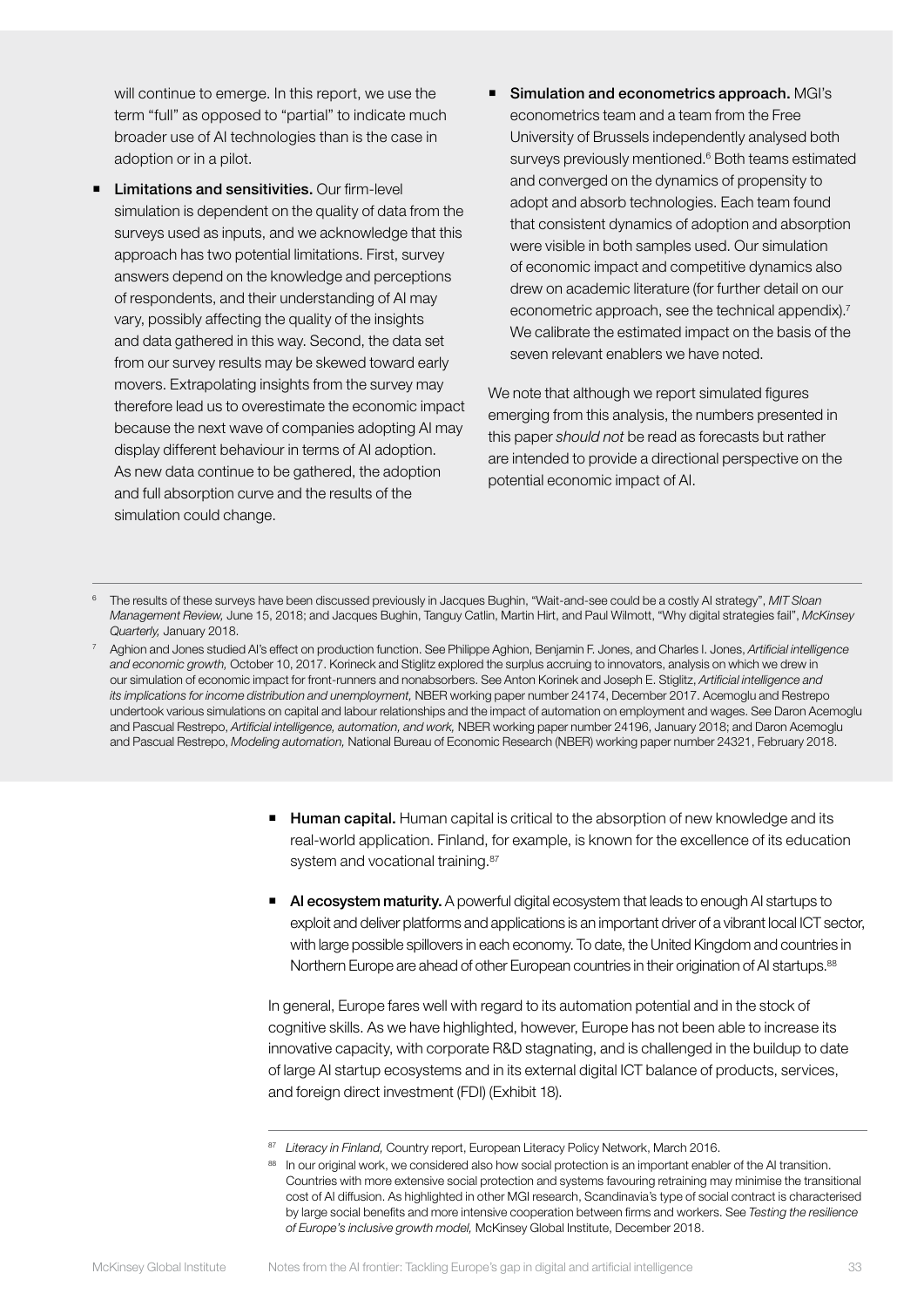will continue to emerge. In this report, we use the term "full" as opposed to "partial" to indicate much broader use of AI technologies than is the case in adoption or in a pilot.

- **Limitations and sensitivities.** Our firm-level simulation is dependent on the quality of data from the surveys used as inputs, and we acknowledge that this approach has two potential limitations. First, survey answers depend on the knowledge and perceptions of respondents, and their understanding of AI may vary, possibly affecting the quality of the insights and data gathered in this way. Second, the data set from our survey results may be skewed toward early movers. Extrapolating insights from the survey may therefore lead us to overestimate the economic impact because the next wave of companies adopting AI may display different behaviour in terms of AI adoption. As new data continue to be gathered, the adoption and full absorption curve and the results of the simulation could change.

- **Simulation and econometrics approach.** MGI's econometrics team and a team from the Free University of Brussels independently analysed both surveys previously mentioned.[6] Both teams estimated and converged on the dynamics of propensity to adopt and absorb technologies. Each team found that consistent dynamics of adoption and absorption were visible in both samples used. Our simulation of economic impact and competitive dynamics also drew on academic literature (for further detail on our econometric approach, see the technical appendix).[7] We calibrate the estimated impact on the basis of the seven relevant enablers we have noted.

We note that although we report simulated figures emerging from this analysis, the numbers presented in this paper *should not* be read as forecasts but rather are intended to provide a directional perspective on the potential economic impact of AI.

[6] The results of these surveys have been discussed previously in Jacques Bughin, "Wait-and-see could be a costly AI strategy", *MIT Sloan Management Review,* June 15, 2018; and Jacques Bughin, Tanguy Catlin, Martin Hirt, and Paul Wilmott, "Why digital strategies fail", *McKinsey Quarterly,* January 2018.

[7] Aghion and Jones studied AI's effect on production function. See Philippe Aghion, Benjamin F. Jones, and Charles I. Jones, *Artificial intelligence and economic growth,* October 10, 2017. Korineck and Stiglitz explored the surplus accruing to innovators, analysis on which we drew in our simulation of economic impact for front-runners and nonabsorbers. See Anton Korinek and Joseph E. Stiglitz, *Artificial intelligence and its implications for income distribution and unemployment,* NBER working paper number 24174, December 2017. Acemoglu and Restrepo undertook various simulations on capital and labour relationships and the impact of automation on employment and wages. See Daron Acemoglu and Pascual Restrepo, *Artificial intelligence, automation, and work,* NBER working paper number 24196, January 2018; and Daron Acemoglu and Pascual Restrepo, *Modeling automation,* National Bureau of Economic Research (NBER) working paper number 24321, February 2018.

- **Human capital.** Human capital is critical to the absorption of new knowledge and its real-world application. Finland, for example, is known for the excellence of its education system and vocational training.[87]

- **AI ecosystem maturity.** A powerful digital ecosystem that leads to enough AI startups to exploit and deliver platforms and applications is an important driver of a vibrant local ICT sector, with large possible spillovers in each economy. To date, the United Kingdom and countries in Northern Europe are ahead of other European countries in their origination of AI startups.[88]

In general, Europe fares well with regard to its automation potential and in the stock of cognitive skills. As we have highlighted, however, Europe has not been able to increase its innovative capacity, with corporate R&D stagnating, and is challenged in the buildup to date of large AI startup ecosystems and in its external digital ICT balance of products, services, and foreign direct investment (FDI) (Exhibit 18).

[87] *Literacy in Finland,* Country report, European Literacy Policy Network, March 2016.

[88] In our original work, we considered also how social protection is an important enabler of the AI transition. Countries with more extensive social protection and systems favouring retraining may minimise the transitional cost of AI diffusion. As highlighted in other MGI research, Scandinavia's type of social contract is characterised by large social benefits and more intensive cooperation between firms and workers. See *Testing the resilience of Europe's inclusive growth model,* McKinsey Global Institute, December 2018.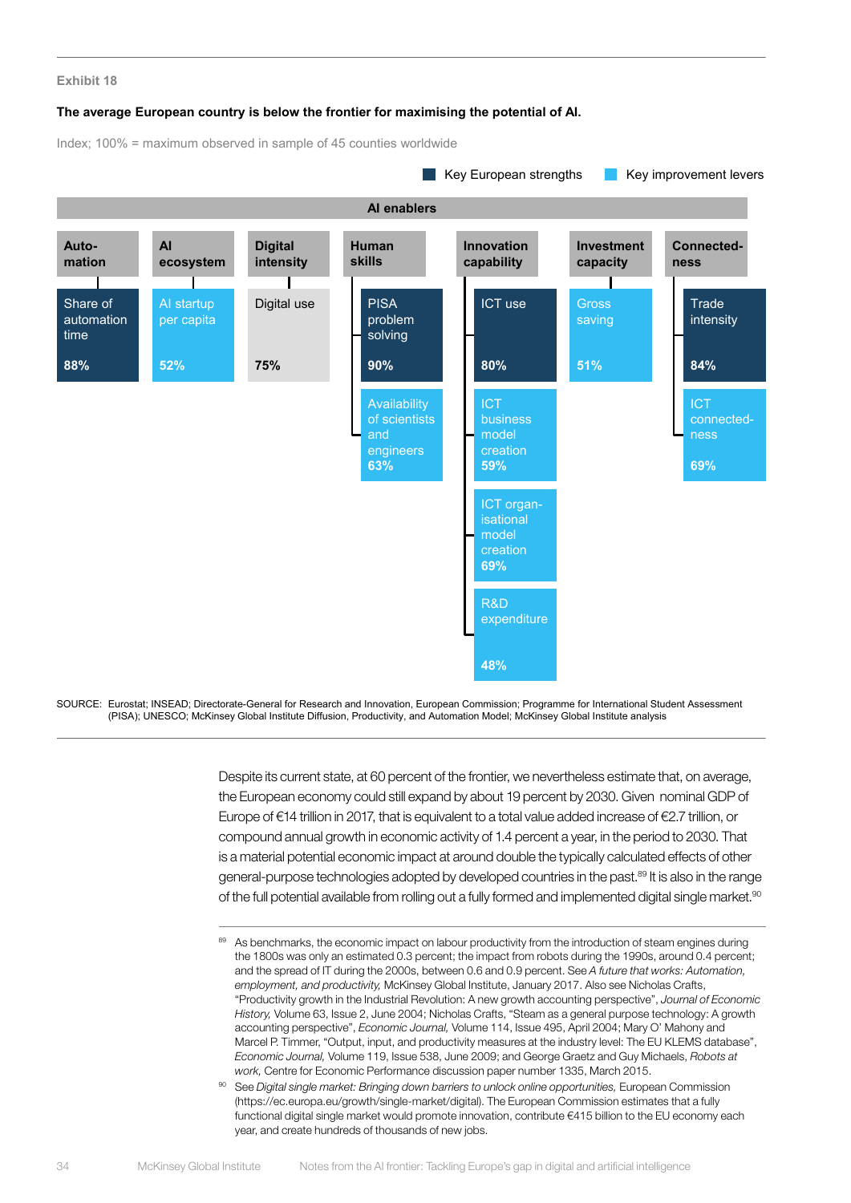Exhibit 18

**The average European country is below the frontier for maximising the potential of AI.**

Index; 100% = maximum observed in sample of 45 counties worldwide

Key European strengths | Key improvement levers

**AI enablers**

| Enabler | Indicator | Index | Type |
|---|---|---|---|
| **Automation** | Share of automation time | **88%** | Key European strength |
| **AI ecosystem** | AI startup per capita | **52%** | Key improvement lever |
| **Digital intensity** | Digital use | **75%** | |
| **Human skills** | PISA problem solving | **90%** | Key European strength |
| | Availability of scientists and engineers | **63%** | Key improvement lever |
| **Innovation capability** | ICT use | **80%** | Key European strength |
| | ICT business model creation | **59%** | Key improvement lever |
| | ICT organisational model creation | **69%** | Key improvement lever |
| | R&D expenditure | **48%** | Key improvement lever |
| **Investment capacity** | Gross saving | **51%** | Key improvement lever |
| **Connectedness** | Trade intensity | **84%** | Key European strength |
| | ICT connectedness | **69%** | Key improvement lever |

SOURCE: Eurostat; INSEAD; Directorate-General for Research and Innovation, European Commission; Programme for International Student Assessment (PISA); UNESCO; McKinsey Global Institute Diffusion, Productivity, and Automation Model; McKinsey Global Institute analysis

Despite its current state, at 60 percent of the frontier, we nevertheless estimate that, on average, the European economy could still expand by about 19 percent by 2030. Given nominal GDP of Europe of €14 trillion in 2017, that is equivalent to a total value added increase of €2.7 trillion, or compound annual growth in economic activity of 1.4 percent a year, in the period to 2030. That is a material potential economic impact at around double the typically calculated effects of other general-purpose technologies adopted by developed countries in the past.[89] It is also in the range of the full potential available from rolling out a fully formed and implemented digital single market.[90]

[89] As benchmarks, the economic impact on labour productivity from the introduction of steam engines during the 1800s was only an estimated 0.3 percent; the impact from robots during the 1990s, around 0.4 percent; and the spread of IT during the 2000s, between 0.6 and 0.9 percent. See *A future that works: Automation, employment, and productivity,* McKinsey Global Institute, January 2017. Also see Nicholas Crafts, "Productivity growth in the Industrial Revolution: A new growth accounting perspective", *Journal of Economic History,* Volume 63, Issue 2, June 2004; Nicholas Crafts, "Steam as a general purpose technology: A growth accounting perspective", *Economic Journal,* Volume 114, Issue 495, April 2004; Mary O' Mahony and Marcel P. Timmer, "Output, input, and productivity measures at the industry level: The EU KLEMS database", *Economic Journal,* Volume 119, Issue 538, June 2009; and George Graetz and Guy Michaels, *Robots at work,* Centre for Economic Performance discussion paper number 1335, March 2015.

[90] See *Digital single market: Bringing down barriers to unlock online opportunities,* European Commission (https://ec.europa.eu/growth/single-market/digital). The European Commission estimates that a fully functional digital single market would promote innovation, contribute €415 billion to the EU economy each year, and create hundreds of thousands of new jobs.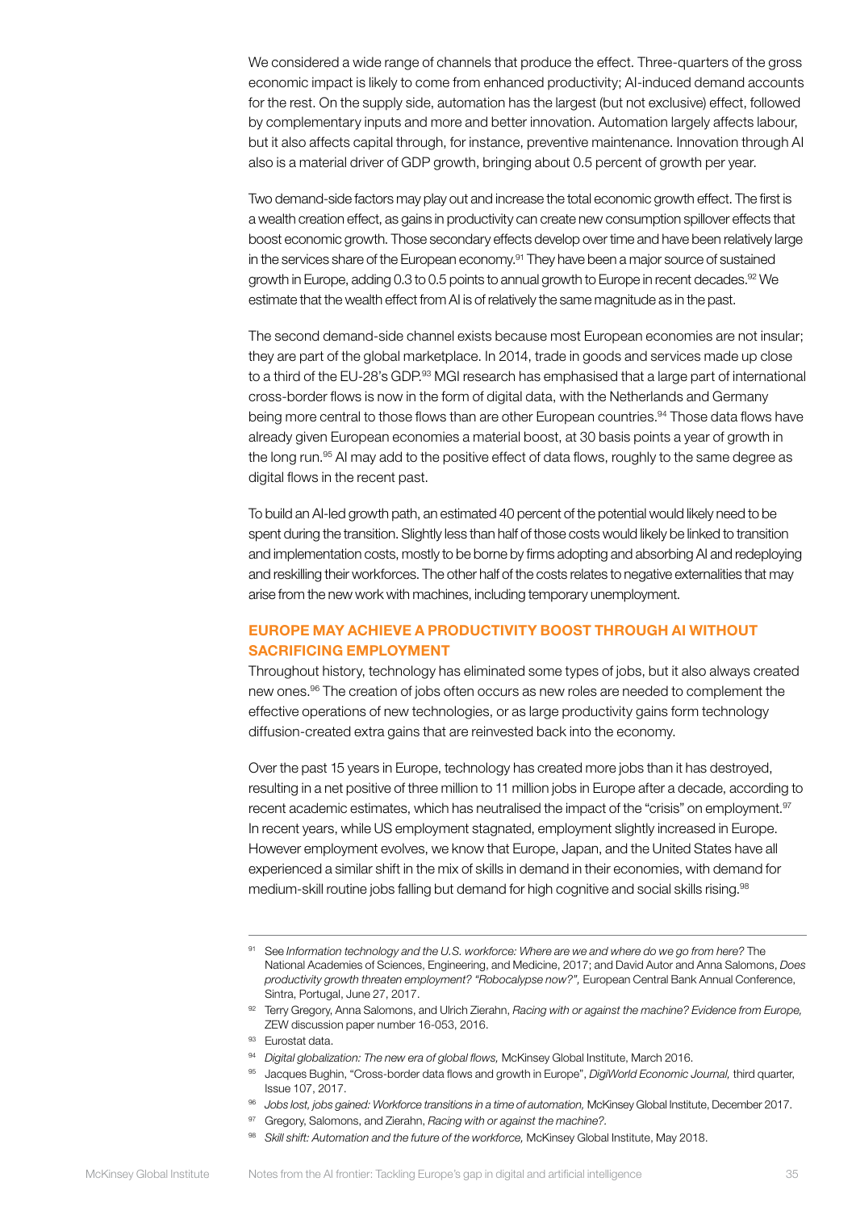We considered a wide range of channels that produce the effect. Three-quarters of the gross economic impact is likely to come from enhanced productivity; AI-induced demand accounts for the rest. On the supply side, automation has the largest (but not exclusive) effect, followed by complementary inputs and more and better innovation. Automation largely affects labour, but it also affects capital through, for instance, preventive maintenance. Innovation through AI also is a material driver of GDP growth, bringing about 0.5 percent of growth per year.

Two demand-side factors may play out and increase the total economic growth effect. The first is a wealth creation effect, as gains in productivity can create new consumption spillover effects that boost economic growth. Those secondary effects develop over time and have been relatively large in the services share of the European economy.[91] They have been a major source of sustained growth in Europe, adding 0.3 to 0.5 points to annual growth to Europe in recent decades.[92] We estimate that the wealth effect from AI is of relatively the same magnitude as in the past.

The second demand-side channel exists because most European economies are not insular; they are part of the global marketplace. In 2014, trade in goods and services made up close to a third of the EU-28's GDP.[93] MGI research has emphasised that a large part of international cross-border flows is now in the form of digital data, with the Netherlands and Germany being more central to those flows than are other European countries.[94] Those data flows have already given European economies a material boost, at 30 basis points a year of growth in the long run.[95] AI may add to the positive effect of data flows, roughly to the same degree as digital flows in the recent past.

To build an AI-led growth path, an estimated 40 percent of the potential would likely need to be spent during the transition. Slightly less than half of those costs would likely be linked to transition and implementation costs, mostly to be borne by firms adopting and absorbing AI and redeploying and reskilling their workforces. The other half of the costs relates to negative externalities that may arise from the new work with machines, including temporary unemployment.

## EUROPE MAY ACHIEVE A PRODUCTIVITY BOOST THROUGH AI WITHOUT SACRIFICING EMPLOYMENT

Throughout history, technology has eliminated some types of jobs, but it also always created new ones.[96] The creation of jobs often occurs as new roles are needed to complement the effective operations of new technologies, or as large productivity gains form technology diffusion-created extra gains that are reinvested back into the economy.

Over the past 15 years in Europe, technology has created more jobs than it has destroyed, resulting in a net positive of three million to 11 million jobs in Europe after a decade, according to recent academic estimates, which has neutralised the impact of the "crisis" on employment.[97] In recent years, while US employment stagnated, employment slightly increased in Europe. However employment evolves, we know that Europe, Japan, and the United States have all experienced a similar shift in the mix of skills in demand in their economies, with demand for medium-skill routine jobs falling but demand for high cognitive and social skills rising.[98]

---

[91] See *Information technology and the U.S. workforce: Where are we and where do we go from here?* The National Academies of Sciences, Engineering, and Medicine, 2017; and David Autor and Anna Salomons, *Does productivity growth threaten employment? "Robocalypse now?",* European Central Bank Annual Conference, Sintra, Portugal, June 27, 2017.

[92] Terry Gregory, Anna Salomons, and Ulrich Zierahn, *Racing with or against the machine? Evidence from Europe,* ZEW discussion paper number 16-053, 2016.

[93] Eurostat data.

[94] *Digital globalization: The new era of global flows,* McKinsey Global Institute, March 2016.

[95] Jacques Bughin, "Cross-border data flows and growth in Europe", *DigiWorld Economic Journal,* third quarter, Issue 107, 2017.

[96] *Jobs lost, jobs gained: Workforce transitions in a time of automation,* McKinsey Global Institute, December 2017.

[97] Gregory, Salomons, and Zierahn, *Racing with or against the machine?.*

[98] *Skill shift: Automation and the future of the workforce,* McKinsey Global Institute, May 2018.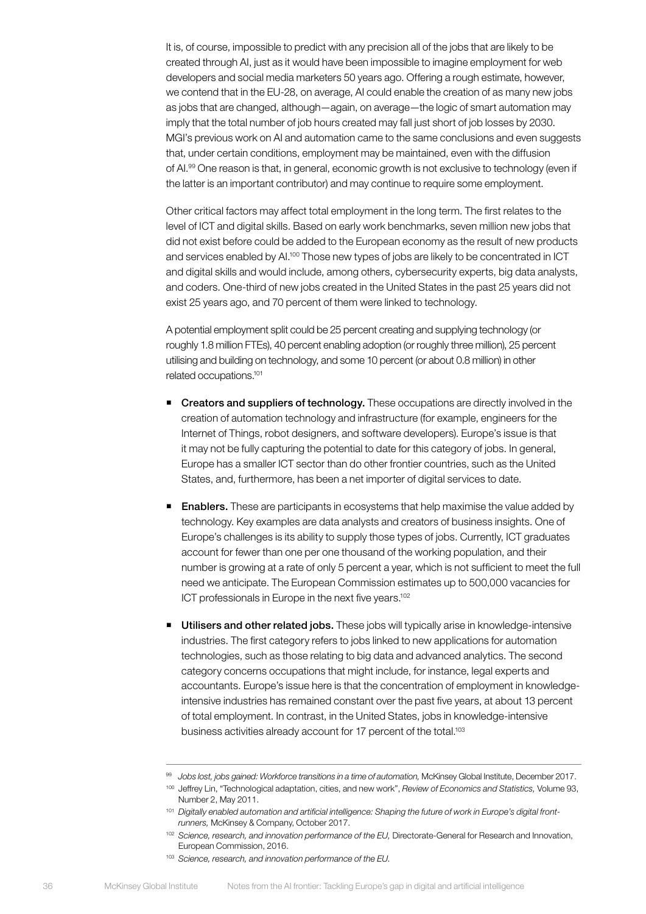It is, of course, impossible to predict with any precision all of the jobs that are likely to be created through AI, just as it would have been impossible to imagine employment for web developers and social media marketers 50 years ago. Offering a rough estimate, however, we contend that in the EU-28, on average, AI could enable the creation of as many new jobs as jobs that are changed, although—again, on average—the logic of smart automation may imply that the total number of job hours created may fall just short of job losses by 2030. MGI's previous work on AI and automation came to the same conclusions and even suggests that, under certain conditions, employment may be maintained, even with the diffusion of AI.[99] One reason is that, in general, economic growth is not exclusive to technology (even if the latter is an important contributor) and may continue to require some employment.

Other critical factors may affect total employment in the long term. The first relates to the level of ICT and digital skills. Based on early work benchmarks, seven million new jobs that did not exist before could be added to the European economy as the result of new products and services enabled by AI.[100] Those new types of jobs are likely to be concentrated in ICT and digital skills and would include, among others, cybersecurity experts, big data analysts, and coders. One-third of new jobs created in the United States in the past 25 years did not exist 25 years ago, and 70 percent of them were linked to technology.

A potential employment split could be 25 percent creating and supplying technology (or roughly 1.8 million FTEs), 40 percent enabling adoption (or roughly three million), 25 percent utilising and building on technology, and some 10 percent (or about 0.8 million) in other related occupations.[101]

- **Creators and suppliers of technology.** These occupations are directly involved in the creation of automation technology and infrastructure (for example, engineers for the Internet of Things, robot designers, and software developers). Europe's issue is that it may not be fully capturing the potential to date for this category of jobs. In general, Europe has a smaller ICT sector than do other frontier countries, such as the United States, and, furthermore, has been a net importer of digital services to date.

- **Enablers.** These are participants in ecosystems that help maximise the value added by technology. Key examples are data analysts and creators of business insights. One of Europe's challenges is its ability to supply those types of jobs. Currently, ICT graduates account for fewer than one per one thousand of the working population, and their number is growing at a rate of only 5 percent a year, which is not sufficient to meet the full need we anticipate. The European Commission estimates up to 500,000 vacancies for ICT professionals in Europe in the next five years.[102]

- **Utilisers and other related jobs.** These jobs will typically arise in knowledge-intensive industries. The first category refers to jobs linked to new applications for automation technologies, such as those relating to big data and advanced analytics. The second category concerns occupations that might include, for instance, legal experts and accountants. Europe's issue here is that the concentration of employment in knowledge-intensive industries has remained constant over the past five years, at about 13 percent of total employment. In contrast, in the United States, jobs in knowledge-intensive business activities already account for 17 percent of the total.[103]

---

[99] *Jobs lost, jobs gained: Workforce transitions in a time of automation,* McKinsey Global Institute, December 2017.

[100] Jeffrey Lin, "Technological adaptation, cities, and new work", *Review of Economics and Statistics,* Volume 93, Number 2, May 2011.

[101] *Digitally enabled automation and artificial intelligence: Shaping the future of work in Europe's digital front-runners,* McKinsey & Company, October 2017.

[102] *Science, research, and innovation performance of the EU,* Directorate-General for Research and Innovation, European Commission, 2016.

[103] *Science, research, and innovation performance of the EU.*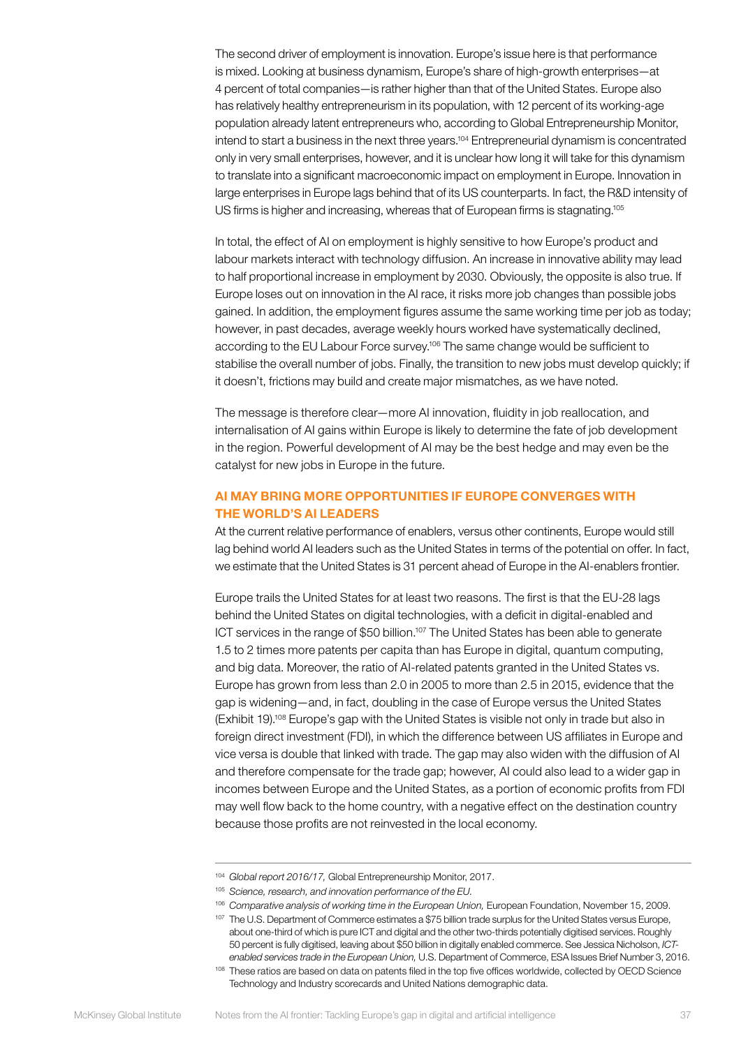The second driver of employment is innovation. Europe's issue here is that performance is mixed. Looking at business dynamism, Europe's share of high-growth enterprises—at 4 percent of total companies—is rather higher than that of the United States. Europe also has relatively healthy entrepreneurism in its population, with 12 percent of its working-age population already latent entrepreneurs who, according to Global Entrepreneurship Monitor, intend to start a business in the next three years.[104] Entrepreneurial dynamism is concentrated only in very small enterprises, however, and it is unclear how long it will take for this dynamism to translate into a significant macroeconomic impact on employment in Europe. Innovation in large enterprises in Europe lags behind that of its US counterparts. In fact, the R&D intensity of US firms is higher and increasing, whereas that of European firms is stagnating.[105]

In total, the effect of AI on employment is highly sensitive to how Europe's product and labour markets interact with technology diffusion. An increase in innovative ability may lead to half proportional increase in employment by 2030. Obviously, the opposite is also true. If Europe loses out on innovation in the AI race, it risks more job changes than possible jobs gained. In addition, the employment figures assume the same working time per job as today; however, in past decades, average weekly hours worked have systematically declined, according to the EU Labour Force survey.[106] The same change would be sufficient to stabilise the overall number of jobs. Finally, the transition to new jobs must develop quickly; if it doesn't, frictions may build and create major mismatches, as we have noted.

The message is therefore clear—more AI innovation, fluidity in job reallocation, and internalisation of AI gains within Europe is likely to determine the fate of job development in the region. Powerful development of AI may be the best hedge and may even be the catalyst for new jobs in Europe in the future.

### AI MAY BRING MORE OPPORTUNITIES IF EUROPE CONVERGES WITH THE WORLD'S AI LEADERS

At the current relative performance of enablers, versus other continents, Europe would still lag behind world AI leaders such as the United States in terms of the potential on offer. In fact, we estimate that the United States is 31 percent ahead of Europe in the AI-enablers frontier.

Europe trails the United States for at least two reasons. The first is that the EU-28 lags behind the United States on digital technologies, with a deficit in digital-enabled and ICT services in the range of $50 billion.[107] The United States has been able to generate 1.5 to 2 times more patents per capita than has Europe in digital, quantum computing, and big data. Moreover, the ratio of AI-related patents granted in the United States vs. Europe has grown from less than 2.0 in 2005 to more than 2.5 in 2015, evidence that the gap is widening—and, in fact, doubling in the case of Europe versus the United States (Exhibit 19).[108] Europe's gap with the United States is visible not only in trade but also in foreign direct investment (FDI), in which the difference between US affiliates in Europe and vice versa is double that linked with trade. The gap may also widen with the diffusion of AI and therefore compensate for the trade gap; however, AI could also lead to a wider gap in incomes between Europe and the United States, as a portion of economic profits from FDI may well flow back to the home country, with a negative effect on the destination country because those profits are not reinvested in the local economy.

---

[104] *Global report 2016/17,* Global Entrepreneurship Monitor, 2017.

[105] *Science, research, and innovation performance of the EU.*

[106] *Comparative analysis of working time in the European Union,* European Foundation, November 15, 2009.

[107] The U.S. Department of Commerce estimates a $75 billion trade surplus for the United States versus Europe, about one-third of which is pure ICT and digital and the other two-thirds potentially digitised services. Roughly 50 percent is fully digitised, leaving about $50 billion in digitally enabled commerce. See Jessica Nicholson, *ICT-enabled services trade in the European Union,* U.S. Department of Commerce, ESA Issues Brief Number 3, 2016.

[108] These ratios are based on data on patents filed in the top five offices worldwide, collected by OECD Science Technology and Industry scorecards and United Nations demographic data.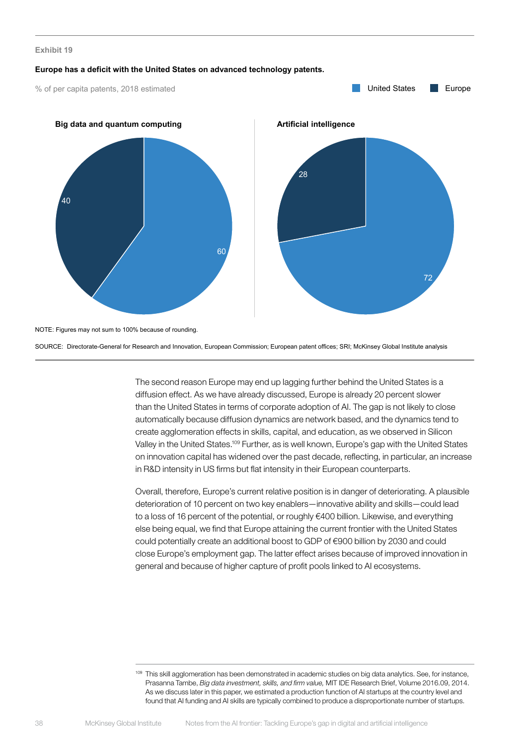Exhibit 19

**Europe has a deficit with the United States on advanced technology patents.**

% of per capita patents, 2018 estimated

United States | Europe

**Big data and quantum computing**

| | % |
|---|---|
| United States | 60 |
| Europe | 40 |

**Artificial intelligence**

| | % |
|---|---|
| United States | 72 |
| Europe | 28 |

NOTE: Figures may not sum to 100% because of rounding.

SOURCE: Directorate-General for Research and Innovation, European Commission; European patent offices; SRI; McKinsey Global Institute analysis

The second reason Europe may end up lagging further behind the United States is a diffusion effect. As we have already discussed, Europe is already 20 percent slower than the United States in terms of corporate adoption of AI. The gap is not likely to close automatically because diffusion dynamics are network based, and the dynamics tend to create agglomeration effects in skills, capital, and education, as we observed in Silicon Valley in the United States.[109] Further, as is well known, Europe's gap with the United States on innovation capital has widened over the past decade, reflecting, in particular, an increase in R&D intensity in US firms but flat intensity in their European counterparts.

Overall, therefore, Europe's current relative position is in danger of deteriorating. A plausible deterioration of 10 percent on two key enablers—innovative ability and skills—could lead to a loss of 16 percent of the potential, or roughly €400 billion. Likewise, and everything else being equal, we find that Europe attaining the current frontier with the United States could potentially create an additional boost to GDP of €900 billion by 2030 and could close Europe's employment gap. The latter effect arises because of improved innovation in general and because of higher capture of profit pools linked to AI ecosystems.

[109] This skill agglomeration has been demonstrated in academic studies on big data analytics. See, for instance, Prasanna Tambe, *Big data investment, skills, and firm value,* MIT IDE Research Brief, Volume 2016.09, 2014. As we discuss later in this paper, we estimated a production function of AI startups at the country level and found that AI funding and AI skills are typically combined to produce a disproportionate number of startups.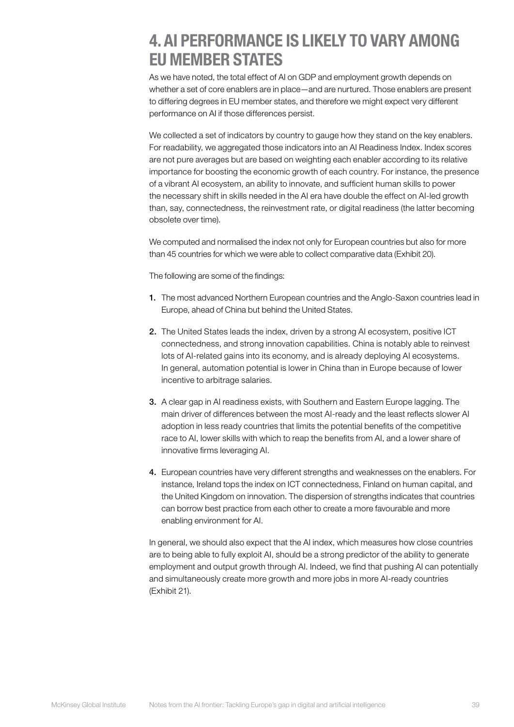# 4. AI PERFORMANCE IS LIKELY TO VARY AMONG EU MEMBER STATES

As we have noted, the total effect of AI on GDP and employment growth depends on whether a set of core enablers are in place—and are nurtured. Those enablers are present to differing degrees in EU member states, and therefore we might expect very different performance on AI if those differences persist.

We collected a set of indicators by country to gauge how they stand on the key enablers. For readability, we aggregated those indicators into an AI Readiness Index. Index scores are not pure averages but are based on weighting each enabler according to its relative importance for boosting the economic growth of each country. For instance, the presence of a vibrant AI ecosystem, an ability to innovate, and sufficient human skills to power the necessary shift in skills needed in the AI era have double the effect on AI-led growth than, say, connectedness, the reinvestment rate, or digital readiness (the latter becoming obsolete over time).

We computed and normalised the index not only for European countries but also for more than 45 countries for which we were able to collect comparative data (Exhibit 20).

The following are some of the findings:

1. The most advanced Northern European countries and the Anglo-Saxon countries lead in Europe, ahead of China but behind the United States.

2. The United States leads the index, driven by a strong AI ecosystem, positive ICT connectedness, and strong innovation capabilities. China is notably able to reinvest lots of AI-related gains into its economy, and is already deploying AI ecosystems. In general, automation potential is lower in China than in Europe because of lower incentive to arbitrage salaries.

3. A clear gap in AI readiness exists, with Southern and Eastern Europe lagging. The main driver of differences between the most AI-ready and the least reflects slower AI adoption in less ready countries that limits the potential benefits of the competitive race to AI, lower skills with which to reap the benefits from AI, and a lower share of innovative firms leveraging AI.

4. European countries have very different strengths and weaknesses on the enablers. For instance, Ireland tops the index on ICT connectedness, Finland on human capital, and the United Kingdom on innovation. The dispersion of strengths indicates that countries can borrow best practice from each other to create a more favourable and more enabling environment for AI.

In general, we should also expect that the AI index, which measures how close countries are to being able to fully exploit AI, should be a strong predictor of the ability to generate employment and output growth through AI. Indeed, we find that pushing AI can potentially and simultaneously create more growth and more jobs in more AI-ready countries (Exhibit 21).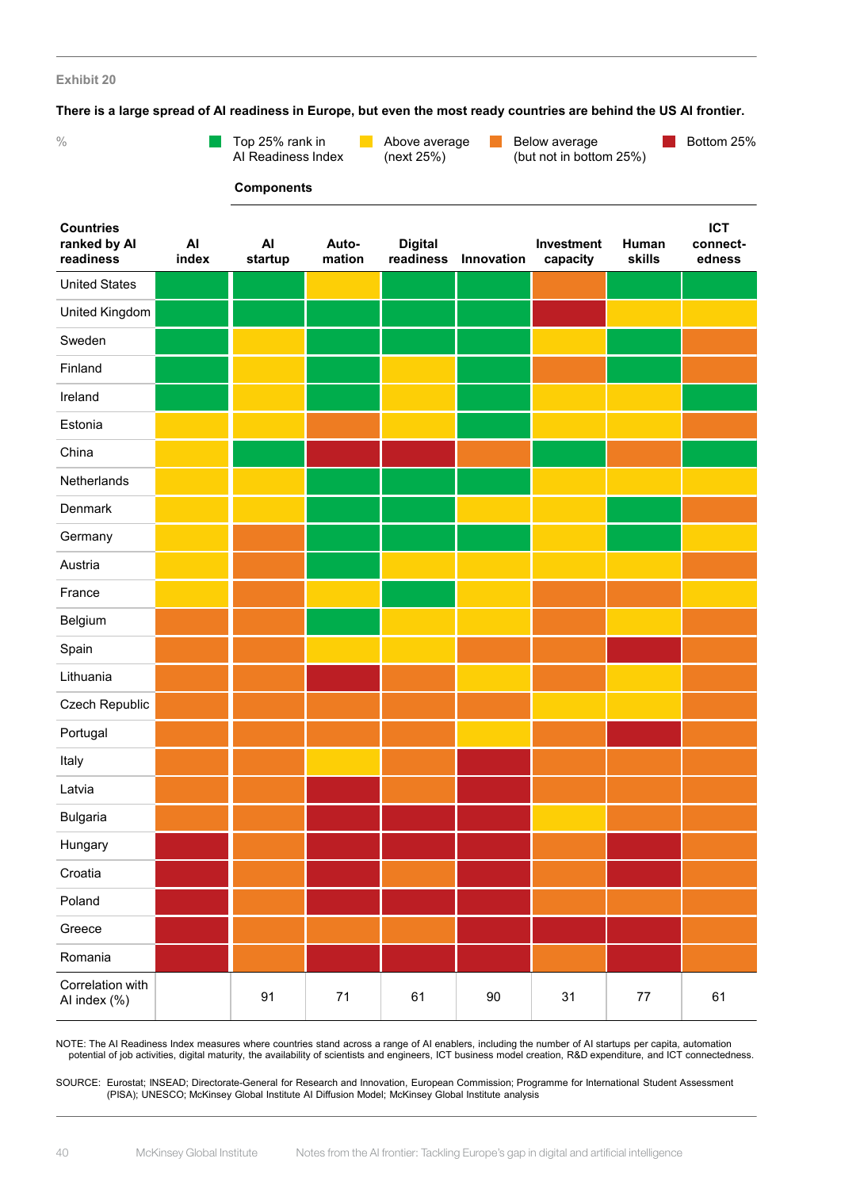Exhibit 20

**There is a large spread of AI readiness in Europe, but even the most ready countries are behind the US AI frontier.**

%

Legend: Top 25% rank in AI Readiness Index | Above average (next 25%) | Below average (but not in bottom 25%) | Bottom 25%

| Countries ranked by AI readiness | AI index | Components | | | | | | |
|---|---|---|---|---|---|---|---|---|
| | | AI startup | Automation | Digital readiness | Innovation | Investment capacity | Human skills | ICT connectedness |
| United States | Top 25% | Top 25% | Above average | Top 25% | Top 25% | Below average | Top 25% | Top 25% |
| United Kingdom | Top 25% | Top 25% | Top 25% | Top 25% | Top 25% | Bottom 25% | Above average | Above average |
| Sweden | Top 25% | Above average | Top 25% | Top 25% | Top 25% | Above average | Top 25% | Below average |
| Finland | Top 25% | Above average | Top 25% | Above average | Top 25% | Below average | Top 25% | Below average |
| Ireland | Top 25% | Above average | Top 25% | Above average | Top 25% | Above average | Above average | Top 25% |
| Estonia | Above average | Above average | Below average | Above average | Top 25% | Above average | Above average | Below average |
| China | Above average | Top 25% | Bottom 25% | Bottom 25% | Below average | Top 25% | Below average | Top 25% |
| Netherlands | Above average | Above average | Top 25% | Top 25% | Top 25% | Above average | Above average | Above average |
| Denmark | Above average | Above average | Top 25% | Top 25% | Above average | Above average | Top 25% | Below average |
| Germany | Above average | Below average | Top 25% | Top 25% | Top 25% | Above average | Top 25% | Above average |
| Austria | Above average | Below average | Top 25% | Above average | Above average | Above average | Above average | Below average |
| France | Above average | Below average | Above average | Top 25% | Above average | Below average | Below average | Above average |
| Belgium | Below average | Below average | Top 25% | Above average | Above average | Below average | Above average | Below average |
| Spain | Below average | Below average | Above average | Above average | Below average | Below average | Bottom 25% | Below average |
| Lithuania | Below average | Below average | Bottom 25% | Below average | Above average | Below average | Above average | Below average |
| Czech Republic | Below average | Below average | Below average | Below average | Below average | Above average | Above average | Below average |
| Portugal | Below average | Below average | Below average | Below average | Above average | Below average | Bottom 25% | Below average |
| Italy | Below average | Below average | Above average | Below average | Bottom 25% | Below average | Below average | Below average |
| Latvia | Below average | Below average | Bottom 25% | Below average | Bottom 25% | Below average | Below average | Below average |
| Bulgaria | Below average | Below average | Bottom 25% | Bottom 25% | Bottom 25% | Above average | Below average | Below average |
| Hungary | Bottom 25% | Below average | Bottom 25% | Bottom 25% | Bottom 25% | Below average | Bottom 25% | Below average |
| Croatia | Bottom 25% | Below average | Bottom 25% | Below average | Bottom 25% | Below average | Bottom 25% | Below average |
| Poland | Bottom 25% | Below average | Bottom 25% | Bottom 25% | Bottom 25% | Below average | Below average | Below average |
| Greece | Bottom 25% | Below average | Below average | Below average | Bottom 25% | Bottom 25% | Bottom 25% | Below average |
| Romania | Bottom 25% | Below average | Bottom 25% | Bottom 25% | Bottom 25% | Below average | Bottom 25% | Below average |
| Correlation with AI index (%) | | 91 | 71 | 61 | 90 | 31 | 77 | 61 |

NOTE: The AI Readiness Index measures where countries stand across a range of AI enablers, including the number of AI startups per capita, automation potential of job activities, digital maturity, the availability of scientists and engineers, ICT business model creation, R&D expenditure, and ICT connectedness.

SOURCE: Eurostat; INSEAD; Directorate-General for Research and Innovation, European Commission; Programme for International Student Assessment (PISA); UNESCO; McKinsey Global Institute AI Diffusion Model; McKinsey Global Institute analysis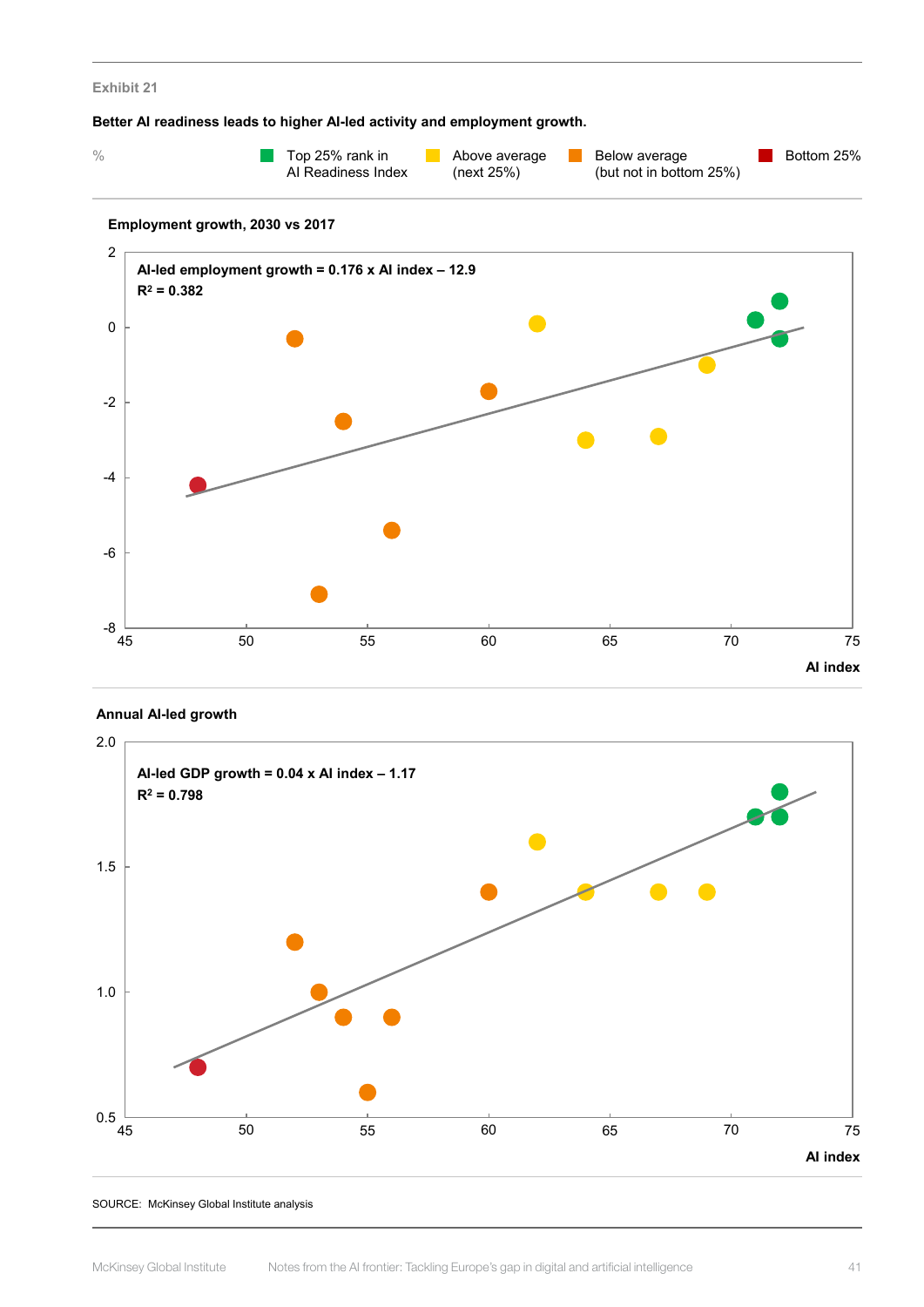Exhibit 21

**Better AI readiness leads to higher AI-led activity and employment growth.**

%

Top 25% rank in AI Readiness Index | Above average (next 25%) | Below average (but not in bottom 25%) | Bottom 25%

**Employment growth, 2030 vs 2017**

**AI-led employment growth = 0.176 x AI index – 12.9**
**$R^2$ = 0.382**

**AI index**

**Annual AI-led growth**

**AI-led GDP growth = 0.04 x AI index – 1.17**
**$R^2$ = 0.798**

**AI index**

SOURCE: McKinsey Global Institute analysis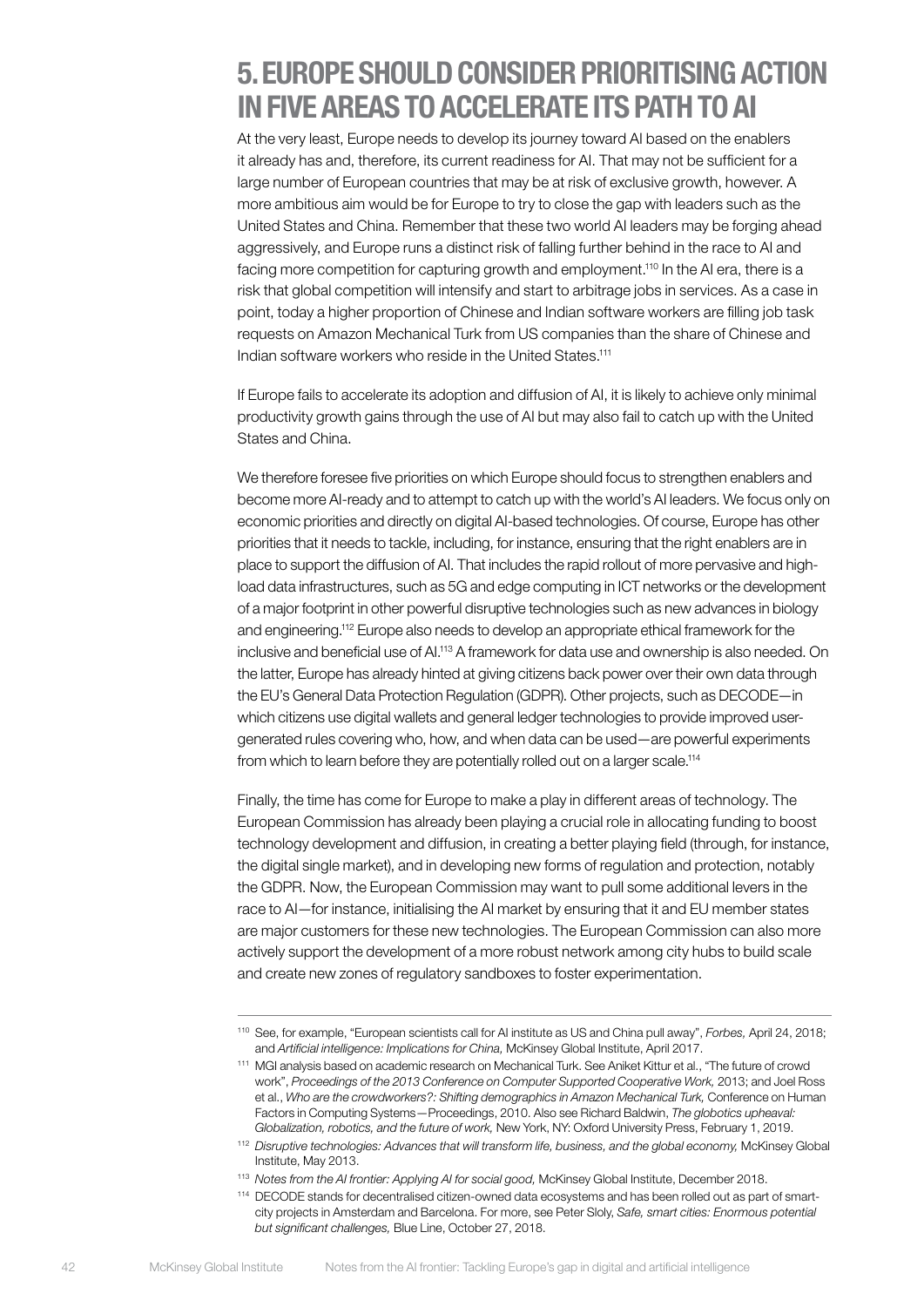# 5. EUROPE SHOULD CONSIDER PRIORITISING ACTION IN FIVE AREAS TO ACCELERATE ITS PATH TO AI

At the very least, Europe needs to develop its journey toward AI based on the enablers it already has and, therefore, its current readiness for AI. That may not be sufficient for a large number of European countries that may be at risk of exclusive growth, however. A more ambitious aim would be for Europe to try to close the gap with leaders such as the United States and China. Remember that these two world AI leaders may be forging ahead aggressively, and Europe runs a distinct risk of falling further behind in the race to AI and facing more competition for capturing growth and employment.[110] In the AI era, there is a risk that global competition will intensify and start to arbitrage jobs in services. As a case in point, today a higher proportion of Chinese and Indian software workers are filling job task requests on Amazon Mechanical Turk from US companies than the share of Chinese and Indian software workers who reside in the United States.[111]

If Europe fails to accelerate its adoption and diffusion of AI, it is likely to achieve only minimal productivity growth gains through the use of AI but may also fail to catch up with the United States and China.

We therefore foresee five priorities on which Europe should focus to strengthen enablers and become more AI-ready and to attempt to catch up with the world's AI leaders. We focus only on economic priorities and directly on digital AI-based technologies. Of course, Europe has other priorities that it needs to tackle, including, for instance, ensuring that the right enablers are in place to support the diffusion of AI. That includes the rapid rollout of more pervasive and high-load data infrastructures, such as 5G and edge computing in ICT networks or the development of a major footprint in other powerful disruptive technologies such as new advances in biology and engineering.[112] Europe also needs to develop an appropriate ethical framework for the inclusive and beneficial use of AI.[113] A framework for data use and ownership is also needed. On the latter, Europe has already hinted at giving citizens back power over their own data through the EU's General Data Protection Regulation (GDPR). Other projects, such as DECODE—in which citizens use digital wallets and general ledger technologies to provide improved user-generated rules covering who, how, and when data can be used—are powerful experiments from which to learn before they are potentially rolled out on a larger scale.[114]

Finally, the time has come for Europe to make a play in different areas of technology. The European Commission has already been playing a crucial role in allocating funding to boost technology development and diffusion, in creating a better playing field (through, for instance, the digital single market), and in developing new forms of regulation and protection, notably the GDPR. Now, the European Commission may want to pull some additional levers in the race to AI—for instance, initialising the AI market by ensuring that it and EU member states are major customers for these new technologies. The European Commission can also more actively support the development of a more robust network among city hubs to build scale and create new zones of regulatory sandboxes to foster experimentation.

---

[110] See, for example, "European scientists call for AI institute as US and China pull away", *Forbes,* April 24, 2018; and *Artificial intelligence: Implications for China,* McKinsey Global Institute, April 2017.

[111] MGI analysis based on academic research on Mechanical Turk. See Aniket Kittur et al., "The future of crowd work", *Proceedings of the 2013 Conference on Computer Supported Cooperative Work,* 2013; and Joel Ross et al., *Who are the crowdworkers?: Shifting demographics in Amazon Mechanical Turk,* Conference on Human Factors in Computing Systems—Proceedings, 2010. Also see Richard Baldwin, *The globotics upheaval: Globalization, robotics, and the future of work,* New York, NY: Oxford University Press, February 1, 2019.

[112] *Disruptive technologies: Advances that will transform life, business, and the global economy,* McKinsey Global Institute, May 2013.

[113] *Notes from the AI frontier: Applying AI for social good,* McKinsey Global Institute, December 2018.

[114] DECODE stands for decentralised citizen-owned data ecosystems and has been rolled out as part of smart-city projects in Amsterdam and Barcelona. For more, see Peter Sloly, *Safe, smart cities: Enormous potential but significant challenges,* Blue Line, October 27, 2018.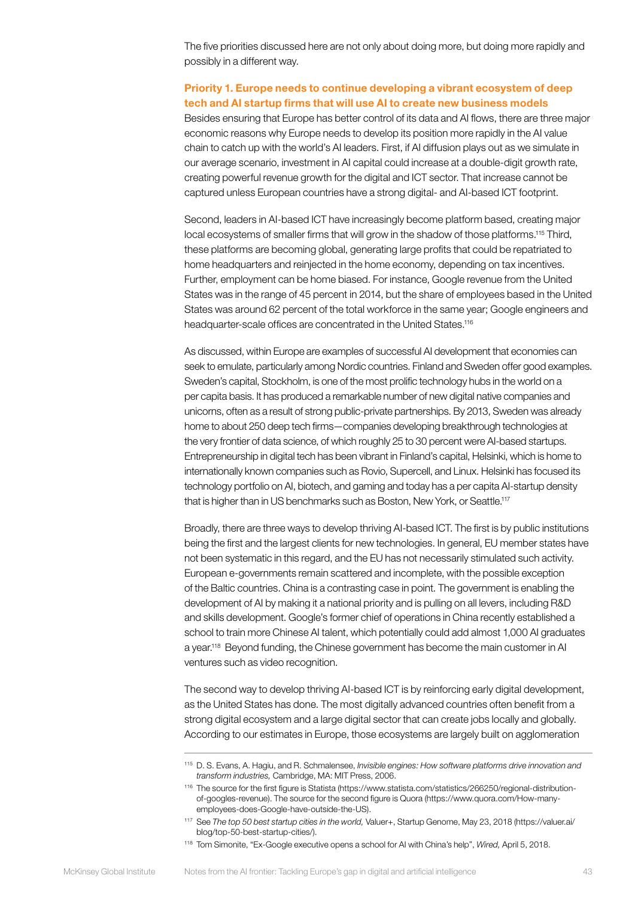The five priorities discussed here are not only about doing more, but doing more rapidly and possibly in a different way.

### Priority 1. Europe needs to continue developing a vibrant ecosystem of deep tech and AI startup firms that will use AI to create new business models

Besides ensuring that Europe has better control of its data and AI flows, there are three major economic reasons why Europe needs to develop its position more rapidly in the AI value chain to catch up with the world's AI leaders. First, if AI diffusion plays out as we simulate in our average scenario, investment in AI capital could increase at a double-digit growth rate, creating powerful revenue growth for the digital and ICT sector. That increase cannot be captured unless European countries have a strong digital- and AI-based ICT footprint.

Second, leaders in AI-based ICT have increasingly become platform based, creating major local ecosystems of smaller firms that will grow in the shadow of those platforms.[115] Third, these platforms are becoming global, generating large profits that could be repatriated to home headquarters and reinjected in the home economy, depending on tax incentives. Further, employment can be home biased. For instance, Google revenue from the United States was in the range of 45 percent in 2014, but the share of employees based in the United States was around 62 percent of the total workforce in the same year; Google engineers and headquarter-scale offices are concentrated in the United States.[116]

As discussed, within Europe are examples of successful AI development that economies can seek to emulate, particularly among Nordic countries. Finland and Sweden offer good examples. Sweden's capital, Stockholm, is one of the most prolific technology hubs in the world on a per capita basis. It has produced a remarkable number of new digital native companies and unicorns, often as a result of strong public-private partnerships. By 2013, Sweden was already home to about 250 deep tech firms—companies developing breakthrough technologies at the very frontier of data science, of which roughly 25 to 30 percent were AI-based startups. Entrepreneurship in digital tech has been vibrant in Finland's capital, Helsinki, which is home to internationally known companies such as Rovio, Supercell, and Linux. Helsinki has focused its technology portfolio on AI, biotech, and gaming and today has a per capita AI-startup density that is higher than in US benchmarks such as Boston, New York, or Seattle.[117]

Broadly, there are three ways to develop thriving AI-based ICT. The first is by public institutions being the first and the largest clients for new technologies. In general, EU member states have not been systematic in this regard, and the EU has not necessarily stimulated such activity. European e-governments remain scattered and incomplete, with the possible exception of the Baltic countries. China is a contrasting case in point. The government is enabling the development of AI by making it a national priority and is pulling on all levers, including R&D and skills development. Google's former chief of operations in China recently established a school to train more Chinese AI talent, which potentially could add almost 1,000 AI graduates a year.[118] Beyond funding, the Chinese government has become the main customer in AI ventures such as video recognition.

The second way to develop thriving AI-based ICT is by reinforcing early digital development, as the United States has done. The most digitally advanced countries often benefit from a strong digital ecosystem and a large digital sector that can create jobs locally and globally. According to our estimates in Europe, those ecosystems are largely built on agglomeration

---

[115] D. S. Evans, A. Hagiu, and R. Schmalensee, *Invisible engines: How software platforms drive innovation and transform industries,* Cambridge, MA: MIT Press, 2006.

[116] The source for the first figure is Statista (https://www.statista.com/statistics/266250/regional-distribution-of-googles-revenue). The source for the second figure is Quora (https://www.quora.com/How-many-employees-does-Google-have-outside-the-US).

[117] See *The top 50 best startup cities in the world,* Valuer+, Startup Genome, May 23, 2018 (https://valuer.ai/blog/top-50-best-startup-cities/).

[118] Tom Simonite, "Ex-Google executive opens a school for AI with China's help", *Wired,* April 5, 2018.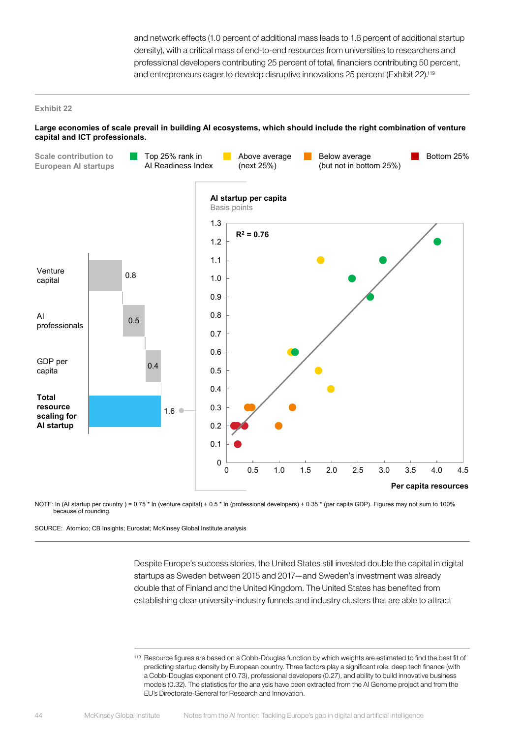and network effects (1.0 percent of additional mass leads to 1.6 percent of additional startup density), with a critical mass of end-to-end resources from universities to researchers and professional developers contributing 25 percent of total, financiers contributing 50 percent, and entrepreneurs eager to develop disruptive innovations 25 percent (Exhibit 22).[119]

Exhibit 22

**Large economies of scale prevail in building AI ecosystems, which should include the right combination of venture capital and ICT professionals.**

Scale contribution to European AI startups

Legend: Top 25% rank in AI Readiness Index; Above average (next 25%); Below average (but not in bottom 25%); Bottom 25%

| Factor | Contribution |
|---|---|
| Venture capital | 0.8 |
| AI professionals | 0.5 |
| GDP per capita | 0.4 |
| **Total resource scaling for AI startup** | 1.6 |

**AI startup per capita**
Basis points

$R^2 = 0.76$

**Per capita resources**

NOTE: ln (AI startup per country ) = 0.75 * ln (venture capital) + 0.5 * ln (professional developers) + 0.35 * (per capita GDP). Figures may not sum to 100% because of rounding.

SOURCE: Atomico; CB Insights; Eurostat; McKinsey Global Institute analysis

Despite Europe's success stories, the United States still invested double the capital in digital startups as Sweden between 2015 and 2017—and Sweden's investment was already double that of Finland and the United Kingdom. The United States has benefited from establishing clear university-industry funnels and industry clusters that are able to attract

[119] Resource figures are based on a Cobb-Douglas function by which weights are estimated to find the best fit of predicting startup density by European country. Three factors play a significant role: deep tech finance (with a Cobb-Douglas exponent of 0.73), professional developers (0.27), and ability to build innovative business models (0.32). The statistics for the analysis have been extracted from the AI Genome project and from the EU's Directorate-General for Research and Innovation.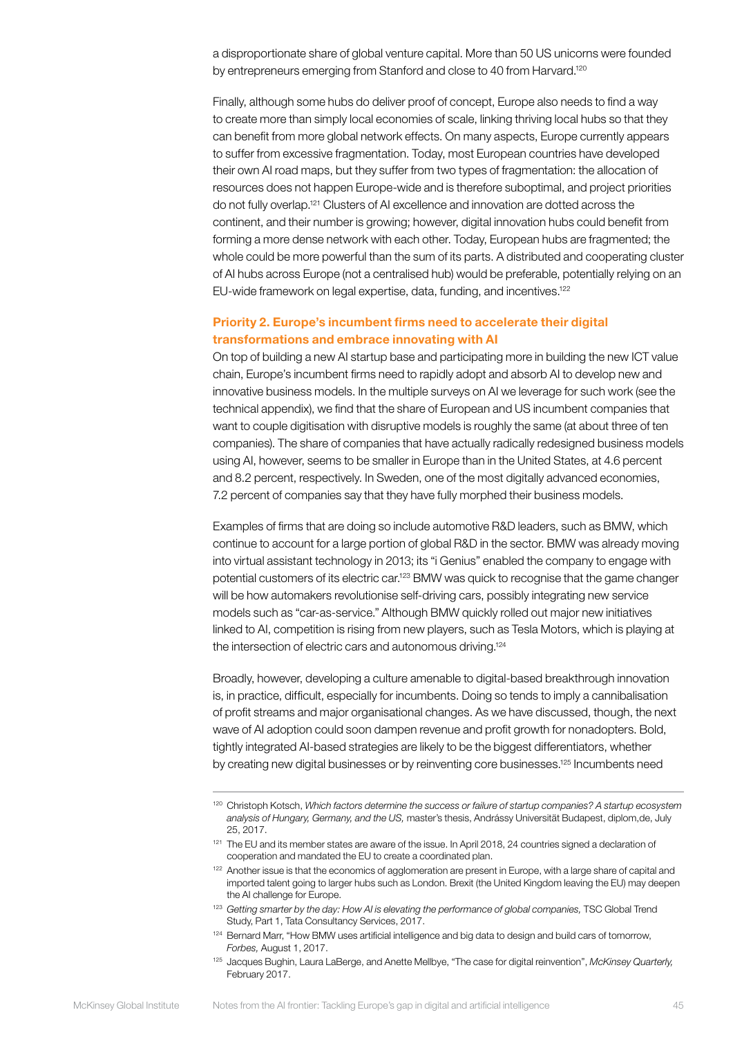a disproportionate share of global venture capital. More than 50 US unicorns were founded by entrepreneurs emerging from Stanford and close to 40 from Harvard.[120]

Finally, although some hubs do deliver proof of concept, Europe also needs to find a way to create more than simply local economies of scale, linking thriving local hubs so that they can benefit from more global network effects. On many aspects, Europe currently appears to suffer from excessive fragmentation. Today, most European countries have developed their own AI road maps, but they suffer from two types of fragmentation: the allocation of resources does not happen Europe-wide and is therefore suboptimal, and project priorities do not fully overlap.[121] Clusters of AI excellence and innovation are dotted across the continent, and their number is growing; however, digital innovation hubs could benefit from forming a more dense network with each other. Today, European hubs are fragmented; the whole could be more powerful than the sum of its parts. A distributed and cooperating cluster of AI hubs across Europe (not a centralised hub) would be preferable, potentially relying on an EU-wide framework on legal expertise, data, funding, and incentives.[122]

### Priority 2. Europe's incumbent firms need to accelerate their digital transformations and embrace innovating with AI

On top of building a new AI startup base and participating more in building the new ICT value chain, Europe's incumbent firms need to rapidly adopt and absorb AI to develop new and innovative business models. In the multiple surveys on AI we leverage for such work (see the technical appendix), we find that the share of European and US incumbent companies that want to couple digitisation with disruptive models is roughly the same (at about three of ten companies). The share of companies that have actually radically redesigned business models using AI, however, seems to be smaller in Europe than in the United States, at 4.6 percent and 8.2 percent, respectively. In Sweden, one of the most digitally advanced economies, 7.2 percent of companies say that they have fully morphed their business models.

Examples of firms that are doing so include automotive R&D leaders, such as BMW, which continue to account for a large portion of global R&D in the sector. BMW was already moving into virtual assistant technology in 2013; its "i Genius" enabled the company to engage with potential customers of its electric car.[123] BMW was quick to recognise that the game changer will be how automakers revolutionise self-driving cars, possibly integrating new service models such as "car-as-service." Although BMW quickly rolled out major new initiatives linked to AI, competition is rising from new players, such as Tesla Motors, which is playing at the intersection of electric cars and autonomous driving.[124]

Broadly, however, developing a culture amenable to digital-based breakthrough innovation is, in practice, difficult, especially for incumbents. Doing so tends to imply a cannibalisation of profit streams and major organisational changes. As we have discussed, though, the next wave of AI adoption could soon dampen revenue and profit growth for nonadopters. Bold, tightly integrated AI-based strategies are likely to be the biggest differentiators, whether by creating new digital businesses or by reinventing core businesses.[125] Incumbents need

---

[120] Christoph Kotsch, *Which factors determine the success or failure of startup companies? A startup ecosystem analysis of Hungary, Germany, and the US,* master's thesis, Andrássy Universität Budapest, diplom,de, July 25, 2017.

[121] The EU and its member states are aware of the issue. In April 2018, 24 countries signed a declaration of cooperation and mandated the EU to create a coordinated plan.

[122] Another issue is that the economics of agglomeration are present in Europe, with a large share of capital and imported talent going to larger hubs such as London. Brexit (the United Kingdom leaving the EU) may deepen the AI challenge for Europe.

[123] *Getting smarter by the day: How AI is elevating the performance of global companies,* TSC Global Trend Study, Part 1, Tata Consultancy Services, 2017.

[124] Bernard Marr, "How BMW uses artificial intelligence and big data to design and build cars of tomorrow, *Forbes,* August 1, 2017.

[125] Jacques Bughin, Laura LaBerge, and Anette Mellbye, "The case for digital reinvention", *McKinsey Quarterly,* February 2017.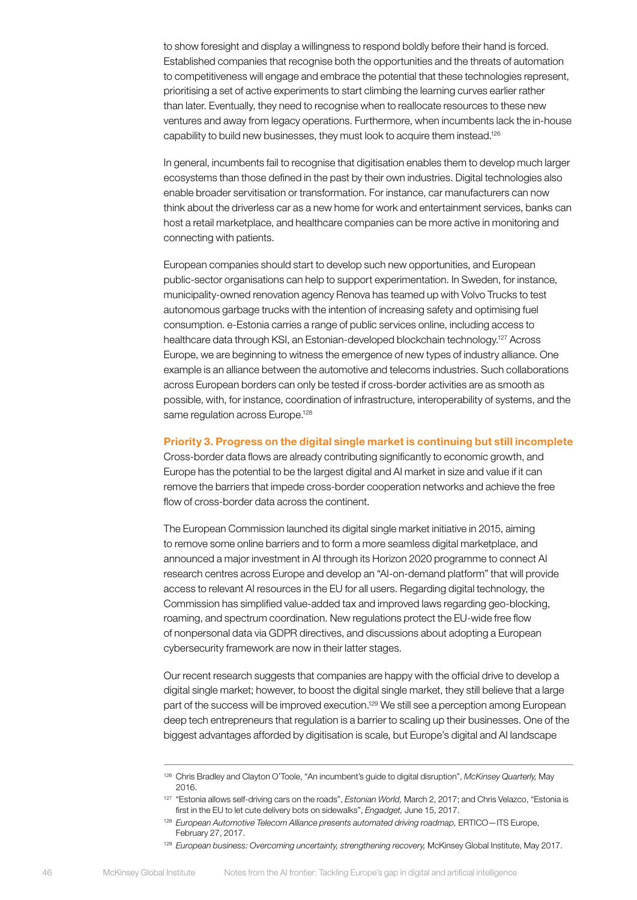to show foresight and display a willingness to respond boldly before their hand is forced. Established companies that recognise both the opportunities and the threats of automation to competitiveness will engage and embrace the potential that these technologies represent, prioritising a set of active experiments to start climbing the learning curves earlier rather than later. Eventually, they need to recognise when to reallocate resources to these new ventures and away from legacy operations. Furthermore, when incumbents lack the in-house capability to build new businesses, they must look to acquire them instead.[126]

In general, incumbents fail to recognise that digitisation enables them to develop much larger ecosystems than those defined in the past by their own industries. Digital technologies also enable broader servitisation or transformation. For instance, car manufacturers can now think about the driverless car as a new home for work and entertainment services, banks can host a retail marketplace, and healthcare companies can be more active in monitoring and connecting with patients.

European companies should start to develop such new opportunities, and European public-sector organisations can help to support experimentation. In Sweden, for instance, municipality-owned renovation agency Renova has teamed up with Volvo Trucks to test autonomous garbage trucks with the intention of increasing safety and optimising fuel consumption. e-Estonia carries a range of public services online, including access to healthcare data through KSI, an Estonian-developed blockchain technology.[127] Across Europe, we are beginning to witness the emergence of new types of industry alliance. One example is an alliance between the automotive and telecoms industries. Such collaborations across European borders can only be tested if cross-border activities are as smooth as possible, with, for instance, coordination of infrastructure, interoperability of systems, and the same regulation across Europe.[128]

**Priority 3. Progress on the digital single market is continuing but still incomplete**

Cross-border data flows are already contributing significantly to economic growth, and Europe has the potential to be the largest digital and AI market in size and value if it can remove the barriers that impede cross-border cooperation networks and achieve the free flow of cross-border data across the continent.

The European Commission launched its digital single market initiative in 2015, aiming to remove some online barriers and to form a more seamless digital marketplace, and announced a major investment in AI through its Horizon 2020 programme to connect AI research centres across Europe and develop an "AI-on-demand platform" that will provide access to relevant AI resources in the EU for all users. Regarding digital technology, the Commission has simplified value-added tax and improved laws regarding geo-blocking, roaming, and spectrum coordination. New regulations protect the EU-wide free flow of nonpersonal data via GDPR directives, and discussions about adopting a European cybersecurity framework are now in their latter stages.

Our recent research suggests that companies are happy with the official drive to develop a digital single market; however, to boost the digital single market, they still believe that a large part of the success will be improved execution.[129] We still see a perception among European deep tech entrepreneurs that regulation is a barrier to scaling up their businesses. One of the biggest advantages afforded by digitisation is scale, but Europe's digital and AI landscape

---

[126] Chris Bradley and Clayton O'Toole, "An incumbent's guide to digital disruption", *McKinsey Quarterly,* May 2016.

[127] "Estonia allows self-driving cars on the roads", *Estonian World,* March 2, 2017; and Chris Velazco, "Estonia is first in the EU to let cute delivery bots on sidewalks", *Engadget,* June 15, 2017.

[128] *European Automotive Telecom Alliance presents automated driving roadmap,* ERTICO—ITS Europe, February 27, 2017.

[129] *European business: Overcoming uncertainty, strengthening recovery,* McKinsey Global Institute, May 2017.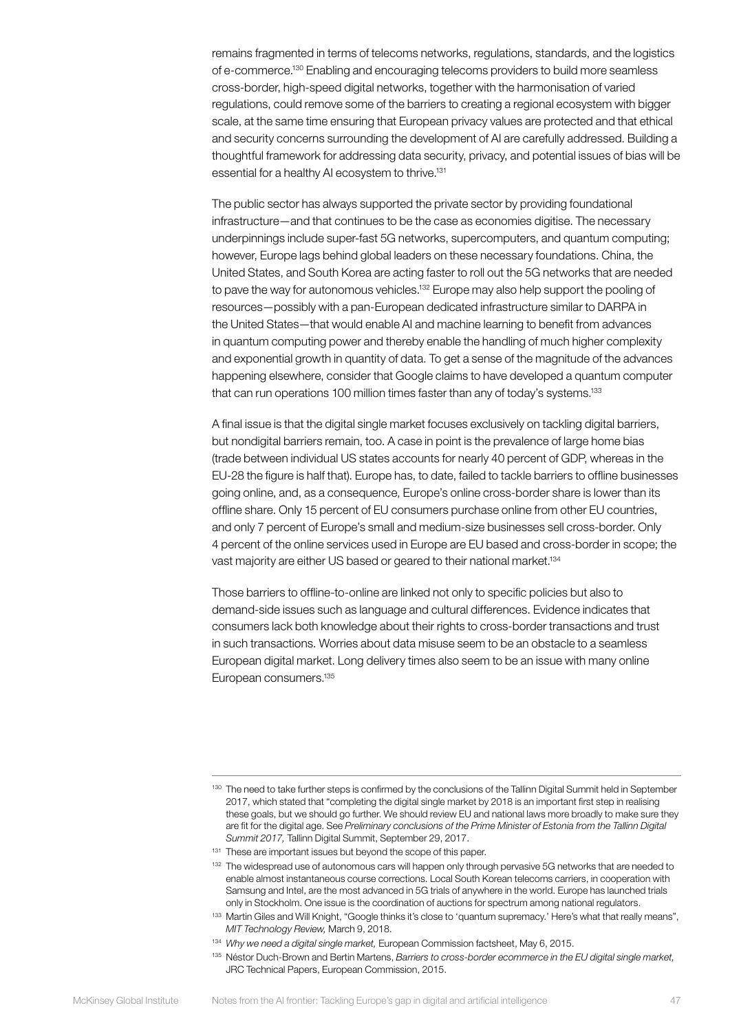remains fragmented in terms of telecoms networks, regulations, standards, and the logistics of e-commerce.[130] Enabling and encouraging telecoms providers to build more seamless cross-border, high-speed digital networks, together with the harmonisation of varied regulations, could remove some of the barriers to creating a regional ecosystem with bigger scale, at the same time ensuring that European privacy values are protected and that ethical and security concerns surrounding the development of AI are carefully addressed. Building a thoughtful framework for addressing data security, privacy, and potential issues of bias will be essential for a healthy AI ecosystem to thrive.[131]

The public sector has always supported the private sector by providing foundational infrastructure—and that continues to be the case as economies digitise. The necessary underpinnings include super-fast 5G networks, supercomputers, and quantum computing; however, Europe lags behind global leaders on these necessary foundations. China, the United States, and South Korea are acting faster to roll out the 5G networks that are needed to pave the way for autonomous vehicles.[132] Europe may also help support the pooling of resources—possibly with a pan-European dedicated infrastructure similar to DARPA in the United States—that would enable AI and machine learning to benefit from advances in quantum computing power and thereby enable the handling of much higher complexity and exponential growth in quantity of data. To get a sense of the magnitude of the advances happening elsewhere, consider that Google claims to have developed a quantum computer that can run operations 100 million times faster than any of today's systems.[133]

A final issue is that the digital single market focuses exclusively on tackling digital barriers, but nondigital barriers remain, too. A case in point is the prevalence of large home bias (trade between individual US states accounts for nearly 40 percent of GDP, whereas in the EU-28 the figure is half that). Europe has, to date, failed to tackle barriers to offline businesses going online, and, as a consequence, Europe's online cross-border share is lower than its offline share. Only 15 percent of EU consumers purchase online from other EU countries, and only 7 percent of Europe's small and medium-size businesses sell cross-border. Only 4 percent of the online services used in Europe are EU based and cross-border in scope; the vast majority are either US based or geared to their national market.[134]

Those barriers to offline-to-online are linked not only to specific policies but also to demand-side issues such as language and cultural differences. Evidence indicates that consumers lack both knowledge about their rights to cross-border transactions and trust in such transactions. Worries about data misuse seem to be an obstacle to a seamless European digital market. Long delivery times also seem to be an issue with many online European consumers.[135]

---

[130] The need to take further steps is confirmed by the conclusions of the Tallinn Digital Summit held in September 2017, which stated that "completing the digital single market by 2018 is an important first step in realising these goals, but we should go further. We should review EU and national laws more broadly to make sure they are fit for the digital age. See *Preliminary conclusions of the Prime Minister of Estonia from the Tallinn Digital Summit 2017,* Tallinn Digital Summit, September 29, 2017.

[131] These are important issues but beyond the scope of this paper.

[132] The widespread use of autonomous cars will happen only through pervasive 5G networks that are needed to enable almost instantaneous course corrections. Local South Korean telecoms carriers, in cooperation with Samsung and Intel, are the most advanced in 5G trials of anywhere in the world. Europe has launched trials only in Stockholm. One issue is the coordination of auctions for spectrum among national regulators.

[133] Martin Giles and Will Knight, "Google thinks it's close to 'quantum supremacy.' Here's what that really means", *MIT Technology Review,* March 9, 2018.

[134] *Why we need a digital single market,* European Commission factsheet, May 6, 2015.

[135] Néstor Duch-Brown and Bertin Martens, *Barriers to cross-border ecommerce in the EU digital single market,* JRC Technical Papers, European Commission, 2015.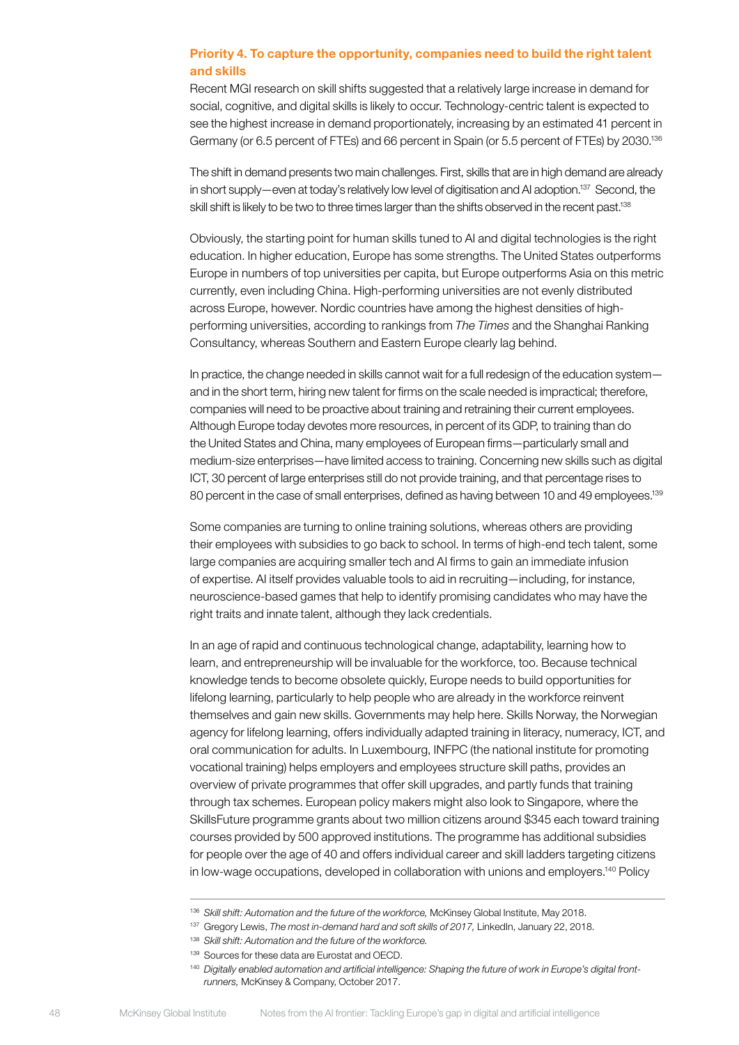### Priority 4. To capture the opportunity, companies need to build the right talent and skills

Recent MGI research on skill shifts suggested that a relatively large increase in demand for social, cognitive, and digital skills is likely to occur. Technology-centric talent is expected to see the highest increase in demand proportionately, increasing by an estimated 41 percent in Germany (or 6.5 percent of FTEs) and 66 percent in Spain (or 5.5 percent of FTEs) by 2030.[136]

The shift in demand presents two main challenges. First, skills that are in high demand are already in short supply—even at today's relatively low level of digitisation and AI adoption.[137] Second, the skill shift is likely to be two to three times larger than the shifts observed in the recent past.[138]

Obviously, the starting point for human skills tuned to AI and digital technologies is the right education. In higher education, Europe has some strengths. The United States outperforms Europe in numbers of top universities per capita, but Europe outperforms Asia on this metric currently, even including China. High-performing universities are not evenly distributed across Europe, however. Nordic countries have among the highest densities of high-performing universities, according to rankings from *The Times* and the Shanghai Ranking Consultancy, whereas Southern and Eastern Europe clearly lag behind.

In practice, the change needed in skills cannot wait for a full redesign of the education system—and in the short term, hiring new talent for firms on the scale needed is impractical; therefore, companies will need to be proactive about training and retraining their current employees. Although Europe today devotes more resources, in percent of its GDP, to training than do the United States and China, many employees of European firms—particularly small and medium-size enterprises—have limited access to training. Concerning new skills such as digital ICT, 30 percent of large enterprises still do not provide training, and that percentage rises to 80 percent in the case of small enterprises, defined as having between 10 and 49 employees.[139]

Some companies are turning to online training solutions, whereas others are providing their employees with subsidies to go back to school. In terms of high-end tech talent, some large companies are acquiring smaller tech and AI firms to gain an immediate infusion of expertise. AI itself provides valuable tools to aid in recruiting—including, for instance, neuroscience-based games that help to identify promising candidates who may have the right traits and innate talent, although they lack credentials.

In an age of rapid and continuous technological change, adaptability, learning how to learn, and entrepreneurship will be invaluable for the workforce, too. Because technical knowledge tends to become obsolete quickly, Europe needs to build opportunities for lifelong learning, particularly to help people who are already in the workforce reinvent themselves and gain new skills. Governments may help here. Skills Norway, the Norwegian agency for lifelong learning, offers individually adapted training in literacy, numeracy, ICT, and oral communication for adults. In Luxembourg, INFPC (the national institute for promoting vocational training) helps employers and employees structure skill paths, provides an overview of private programmes that offer skill upgrades, and partly funds that training through tax schemes. European policy makers might also look to Singapore, where the SkillsFuture programme grants about two million citizens around $345 each toward training courses provided by 500 approved institutions. The programme has additional subsidies for people over the age of 40 and offers individual career and skill ladders targeting citizens in low-wage occupations, developed in collaboration with unions and employers.[140] Policy

---

[136] *Skill shift: Automation and the future of the workforce,* McKinsey Global Institute, May 2018.

[137] Gregory Lewis, *The most in-demand hard and soft skills of 2017,* LinkedIn, January 22, 2018.

[138] *Skill shift: Automation and the future of the workforce.*

[139] Sources for these data are Eurostat and OECD.

[140] *Digitally enabled automation and artificial intelligence: Shaping the future of work in Europe's digital front-runners,* McKinsey & Company, October 2017.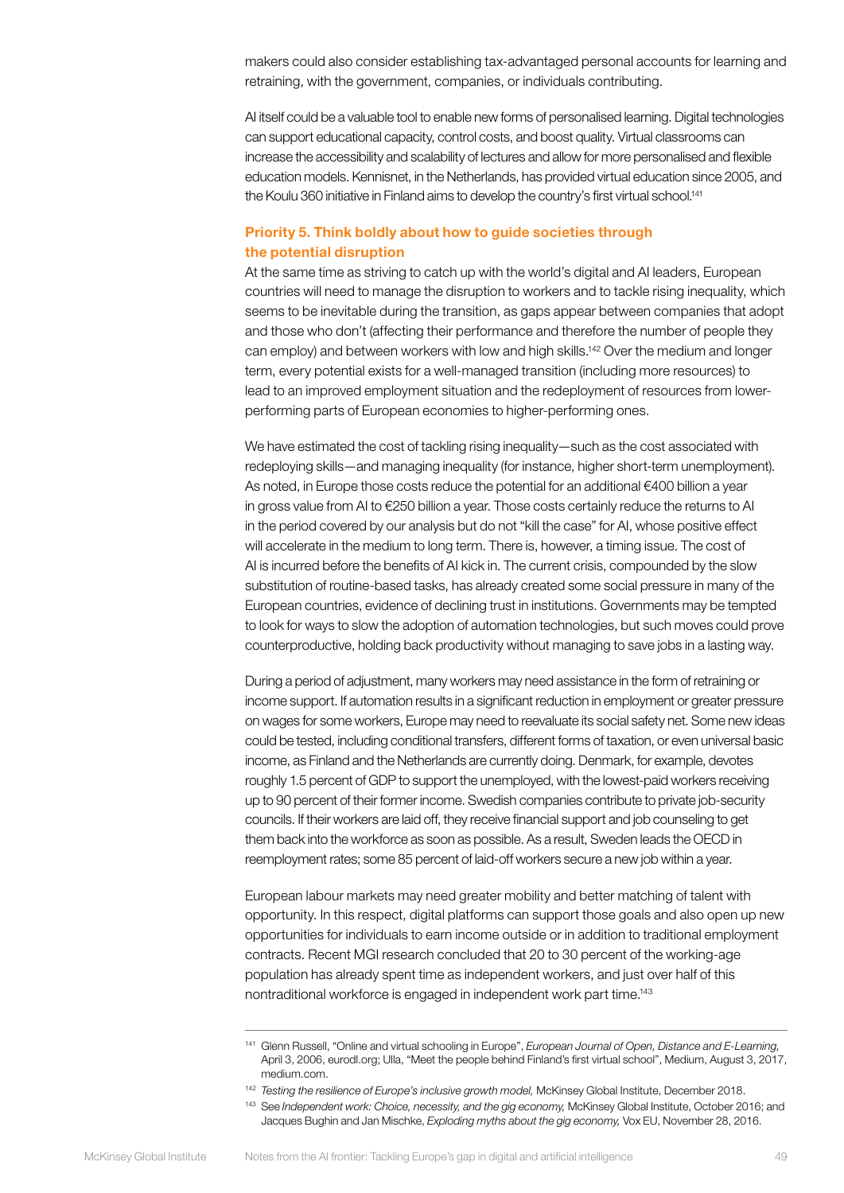makers could also consider establishing tax-advantaged personal accounts for learning and retraining, with the government, companies, or individuals contributing.

AI itself could be a valuable tool to enable new forms of personalised learning. Digital technologies can support educational capacity, control costs, and boost quality. Virtual classrooms can increase the accessibility and scalability of lectures and allow for more personalised and flexible education models. Kennisnet, in the Netherlands, has provided virtual education since 2005, and the Koulu 360 initiative in Finland aims to develop the country's first virtual school.[141]

### Priority 5. Think boldly about how to guide societies through the potential disruption

At the same time as striving to catch up with the world's digital and AI leaders, European countries will need to manage the disruption to workers and to tackle rising inequality, which seems to be inevitable during the transition, as gaps appear between companies that adopt and those who don't (affecting their performance and therefore the number of people they can employ) and between workers with low and high skills.[142] Over the medium and longer term, every potential exists for a well-managed transition (including more resources) to lead to an improved employment situation and the redeployment of resources from lower-performing parts of European economies to higher-performing ones.

We have estimated the cost of tackling rising inequality—such as the cost associated with redeploying skills—and managing inequality (for instance, higher short-term unemployment). As noted, in Europe those costs reduce the potential for an additional €400 billion a year in gross value from AI to €250 billion a year. Those costs certainly reduce the returns to AI in the period covered by our analysis but do not "kill the case" for AI, whose positive effect will accelerate in the medium to long term. There is, however, a timing issue. The cost of AI is incurred before the benefits of AI kick in. The current crisis, compounded by the slow substitution of routine-based tasks, has already created some social pressure in many of the European countries, evidence of declining trust in institutions. Governments may be tempted to look for ways to slow the adoption of automation technologies, but such moves could prove counterproductive, holding back productivity without managing to save jobs in a lasting way.

During a period of adjustment, many workers may need assistance in the form of retraining or income support. If automation results in a significant reduction in employment or greater pressure on wages for some workers, Europe may need to reevaluate its social safety net. Some new ideas could be tested, including conditional transfers, different forms of taxation, or even universal basic income, as Finland and the Netherlands are currently doing. Denmark, for example, devotes roughly 1.5 percent of GDP to support the unemployed, with the lowest-paid workers receiving up to 90 percent of their former income. Swedish companies contribute to private job-security councils. If their workers are laid off, they receive financial support and job counseling to get them back into the workforce as soon as possible. As a result, Sweden leads the OECD in reemployment rates; some 85 percent of laid-off workers secure a new job within a year.

European labour markets may need greater mobility and better matching of talent with opportunity. In this respect, digital platforms can support those goals and also open up new opportunities for individuals to earn income outside or in addition to traditional employment contracts. Recent MGI research concluded that 20 to 30 percent of the working-age population has already spent time as independent workers, and just over half of this nontraditional workforce is engaged in independent work part time.[143]

---

[141] Glenn Russell, "Online and virtual schooling in Europe", *European Journal of Open, Distance and E-Learning,* April 3, 2006, eurodl.org; Ulla, "Meet the people behind Finland's first virtual school", Medium, August 3, 2017, medium.com.

[142] *Testing the resilience of Europe's inclusive growth model,* McKinsey Global Institute, December 2018.

[143] See *Independent work: Choice, necessity, and the gig economy,* McKinsey Global Institute, October 2016; and Jacques Bughin and Jan Mischke, *Exploding myths about the gig economy,* Vox EU, November 28, 2016.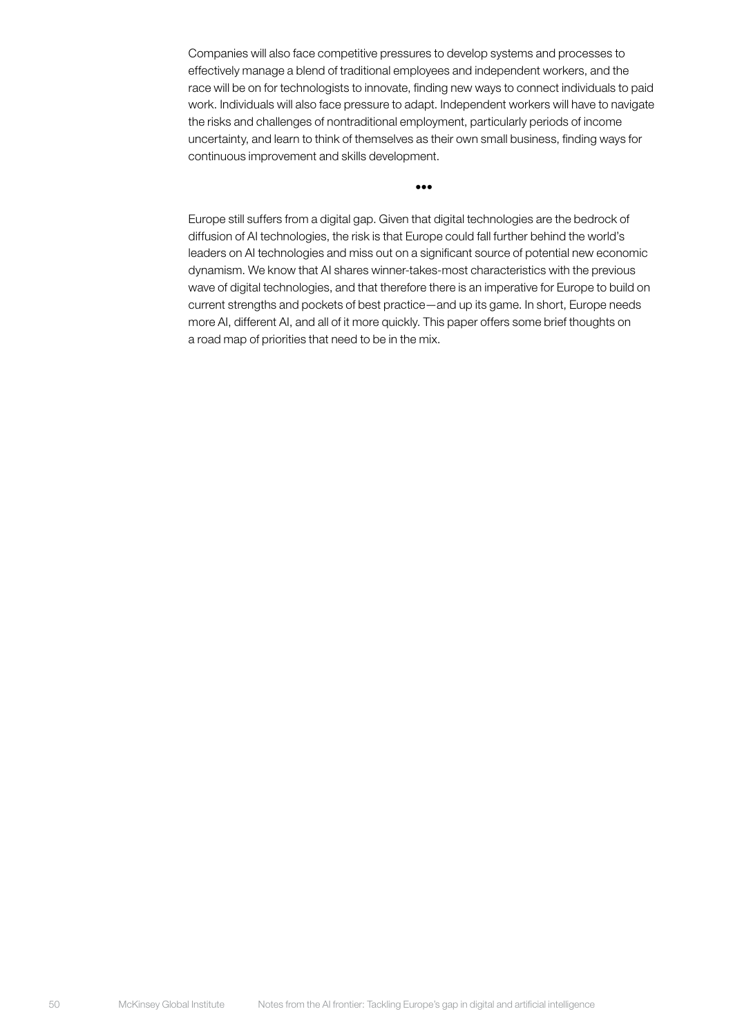Companies will also face competitive pressures to develop systems and processes to effectively manage a blend of traditional employees and independent workers, and the race will be on for technologists to innovate, finding new ways to connect individuals to paid work. Individuals will also face pressure to adapt. Independent workers will have to navigate the risks and challenges of nontraditional employment, particularly periods of income uncertainty, and learn to think of themselves as their own small business, finding ways for continuous improvement and skills development.

•••

Europe still suffers from a digital gap. Given that digital technologies are the bedrock of diffusion of AI technologies, the risk is that Europe could fall further behind the world's leaders on AI technologies and miss out on a significant source of potential new economic dynamism. We know that AI shares winner-takes-most characteristics with the previous wave of digital technologies, and that therefore there is an imperative for Europe to build on current strengths and pockets of best practice—and up its game. In short, Europe needs more AI, different AI, and all of it more quickly. This paper offers some brief thoughts on a road map of priorities that need to be in the mix.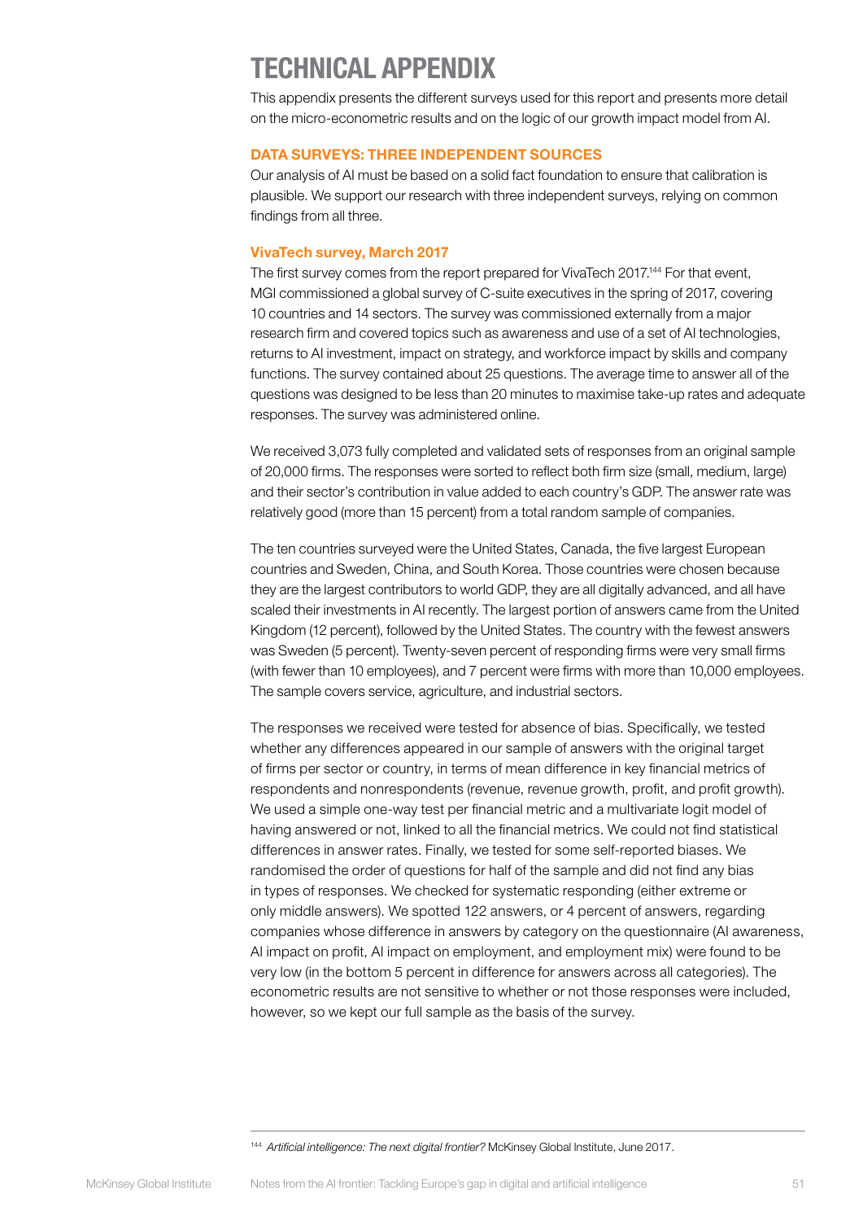# TECHNICAL APPENDIX

This appendix presents the different surveys used for this report and presents more detail on the micro-econometric results and on the logic of our growth impact model from AI.

## DATA SURVEYS: THREE INDEPENDENT SOURCES

Our analysis of AI must be based on a solid fact foundation to ensure that calibration is plausible. We support our research with three independent surveys, relying on common findings from all three.

### VivaTech survey, March 2017

The first survey comes from the report prepared for VivaTech 2017.[144] For that event, MGI commissioned a global survey of C-suite executives in the spring of 2017, covering 10 countries and 14 sectors. The survey was commissioned externally from a major research firm and covered topics such as awareness and use of a set of AI technologies, returns to AI investment, impact on strategy, and workforce impact by skills and company functions. The survey contained about 25 questions. The average time to answer all of the questions was designed to be less than 20 minutes to maximise take-up rates and adequate responses. The survey was administered online.

We received 3,073 fully completed and validated sets of responses from an original sample of 20,000 firms. The responses were sorted to reflect both firm size (small, medium, large) and their sector's contribution in value added to each country's GDP. The answer rate was relatively good (more than 15 percent) from a total random sample of companies.

The ten countries surveyed were the United States, Canada, the five largest European countries and Sweden, China, and South Korea. Those countries were chosen because they are the largest contributors to world GDP, they are all digitally advanced, and all have scaled their investments in AI recently. The largest portion of answers came from the United Kingdom (12 percent), followed by the United States. The country with the fewest answers was Sweden (5 percent). Twenty-seven percent of responding firms were very small firms (with fewer than 10 employees), and 7 percent were firms with more than 10,000 employees. The sample covers service, agriculture, and industrial sectors.

The responses we received were tested for absence of bias. Specifically, we tested whether any differences appeared in our sample of answers with the original target of firms per sector or country, in terms of mean difference in key financial metrics of respondents and nonrespondents (revenue, revenue growth, profit, and profit growth). We used a simple one-way test per financial metric and a multivariate logit model of having answered or not, linked to all the financial metrics. We could not find statistical differences in answer rates. Finally, we tested for some self-reported biases. We randomised the order of questions for half of the sample and did not find any bias in types of responses. We checked for systematic responding (either extreme or only middle answers). We spotted 122 answers, or 4 percent of answers, regarding companies whose difference in answers by category on the questionnaire (AI awareness, AI impact on profit, AI impact on employment, and employment mix) were found to be very low (in the bottom 5 percent in difference for answers across all categories). The econometric results are not sensitive to whether or not those responses were included, however, so we kept our full sample as the basis of the survey.

---

[144] *Artificial intelligence: The next digital frontier?* McKinsey Global Institute, June 2017.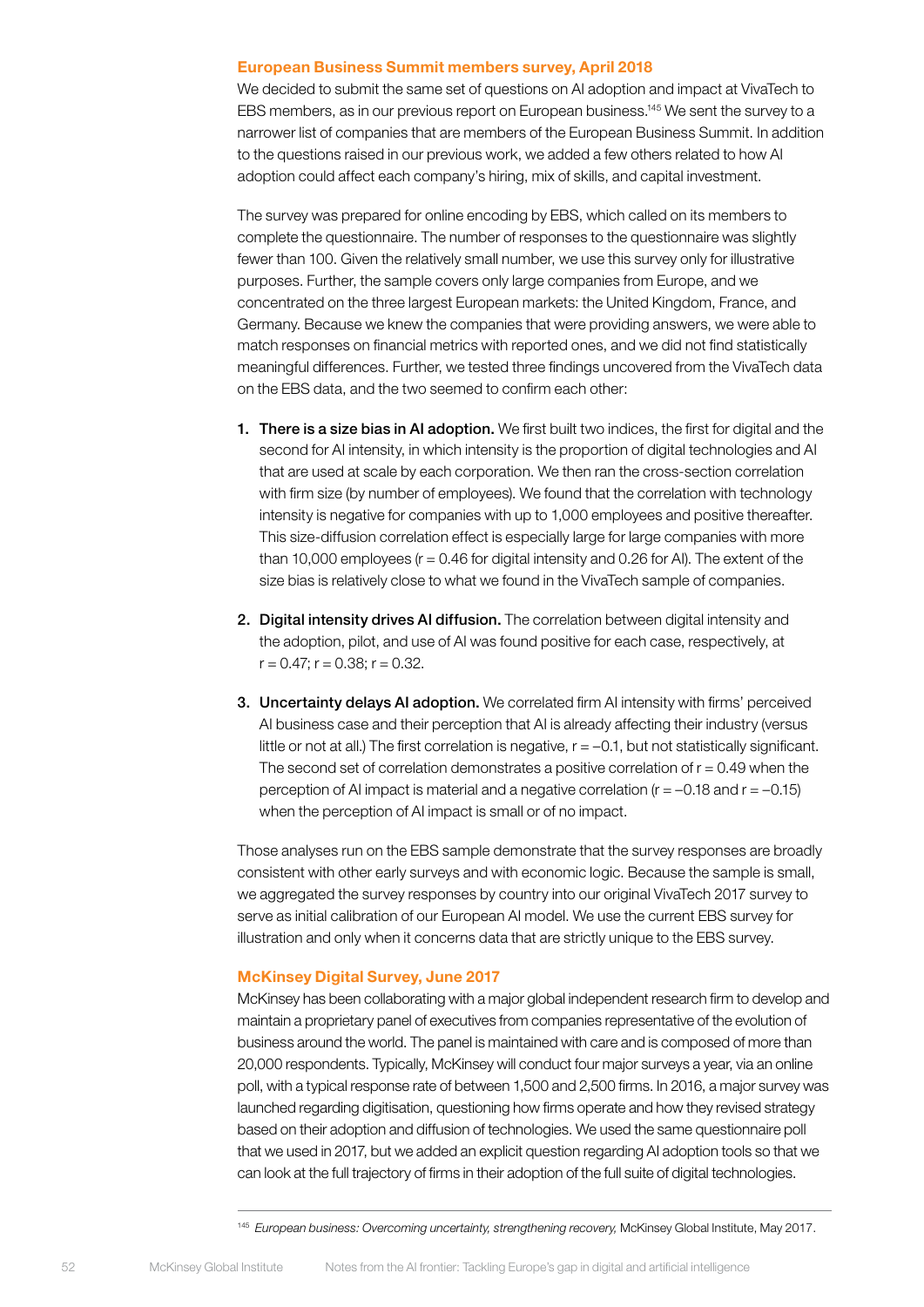### European Business Summit members survey, April 2018

We decided to submit the same set of questions on AI adoption and impact at VivaTech to EBS members, as in our previous report on European business.[145] We sent the survey to a narrower list of companies that are members of the European Business Summit. In addition to the questions raised in our previous work, we added a few others related to how AI adoption could affect each company's hiring, mix of skills, and capital investment.

The survey was prepared for online encoding by EBS, which called on its members to complete the questionnaire. The number of responses to the questionnaire was slightly fewer than 100. Given the relatively small number, we use this survey only for illustrative purposes. Further, the sample covers only large companies from Europe, and we concentrated on the three largest European markets: the United Kingdom, France, and Germany. Because we knew the companies that were providing answers, we were able to match responses on financial metrics with reported ones, and we did not find statistically meaningful differences. Further, we tested three findings uncovered from the VivaTech data on the EBS data, and the two seemed to confirm each other:

1. **There is a size bias in AI adoption.** We first built two indices, the first for digital and the second for AI intensity, in which intensity is the proportion of digital technologies and AI that are used at scale by each corporation. We then ran the cross-section correlation with firm size (by number of employees). We found that the correlation with technology intensity is negative for companies with up to 1,000 employees and positive thereafter. This size-diffusion correlation effect is especially large for large companies with more than 10,000 employees ($r = 0.46$ for digital intensity and 0.26 for AI). The extent of the size bias is relatively close to what we found in the VivaTech sample of companies.

2. **Digital intensity drives AI diffusion.** The correlation between digital intensity and the adoption, pilot, and use of AI was found positive for each case, respectively, at $r = 0.47$; $r = 0.38$; $r = 0.32$.

3. **Uncertainty delays AI adoption.** We correlated firm AI intensity with firms' perceived AI business case and their perception that AI is already affecting their industry (versus little or not at all.) The first correlation is negative, $r = -0.1$, but not statistically significant. The second set of correlation demonstrates a positive correlation of $r = 0.49$ when the perception of AI impact is material and a negative correlation ($r = -0.18$ and $r = -0.15$) when the perception of AI impact is small or of no impact.

Those analyses run on the EBS sample demonstrate that the survey responses are broadly consistent with other early surveys and with economic logic. Because the sample is small, we aggregated the survey responses by country into our original VivaTech 2017 survey to serve as initial calibration of our European AI model. We use the current EBS survey for illustration and only when it concerns data that are strictly unique to the EBS survey.

### McKinsey Digital Survey, June 2017

McKinsey has been collaborating with a major global independent research firm to develop and maintain a proprietary panel of executives from companies representative of the evolution of business around the world. The panel is maintained with care and is composed of more than 20,000 respondents. Typically, McKinsey will conduct four major surveys a year, via an online poll, with a typical response rate of between 1,500 and 2,500 firms. In 2016, a major survey was launched regarding digitisation, questioning how firms operate and how they revised strategy based on their adoption and diffusion of technologies. We used the same questionnaire poll that we used in 2017, but we added an explicit question regarding AI adoption tools so that we can look at the full trajectory of firms in their adoption of the full suite of digital technologies.

[145] *European business: Overcoming uncertainty, strengthening recovery,* McKinsey Global Institute, May 2017.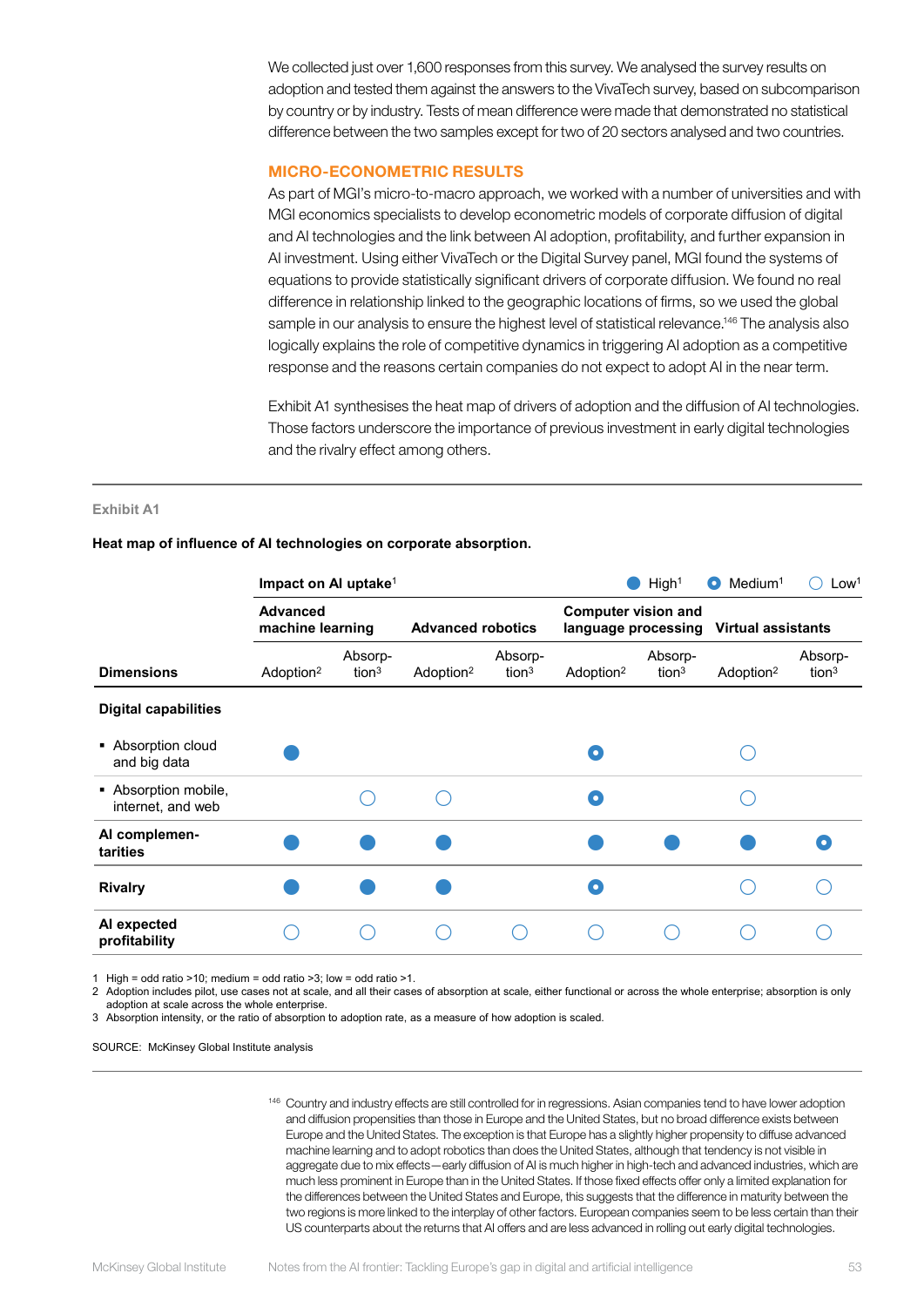We collected just over 1,600 responses from this survey. We analysed the survey results on adoption and tested them against the answers to the VivaTech survey, based on subcomparison by country or by industry. Tests of mean difference were made that demonstrated no statistical difference between the two samples except for two of 20 sectors analysed and two countries.

## MICRO-ECONOMETRIC RESULTS

As part of MGI's micro-to-macro approach, we worked with a number of universities and with MGI economics specialists to develop econometric models of corporate diffusion of digital and AI technologies and the link between AI adoption, profitability, and further expansion in AI investment. Using either VivaTech or the Digital Survey panel, MGI found the systems of equations to provide statistically significant drivers of corporate diffusion. We found no real difference in relationship linked to the geographic locations of firms, so we used the global sample in our analysis to ensure the highest level of statistical relevance.[146] The analysis also logically explains the role of competitive dynamics in triggering AI adoption as a competitive response and the reasons certain companies do not expect to adopt AI in the near term.

Exhibit A1 synthesises the heat map of drivers of adoption and the diffusion of AI technologies. Those factors underscore the importance of previous investment in early digital technologies and the rivalry effect among others.

Exhibit A1

**Heat map of influence of AI technologies on corporate absorption.**

Impact on AI uptake[1]: High[1] / Medium[1] / Low[1]

| Dimensions | Advanced machine learning: Adoption[2] | Advanced machine learning: Absorption[3] | Advanced robotics: Adoption[2] | Advanced robotics: Absorption[3] | Computer vision and language processing: Adoption[2] | Computer vision and language processing: Absorption[3] | Virtual assistants: Adoption[2] | Virtual assistants: Absorption[3] |
|---|---|---|---|---|---|---|---|---|
| **Digital capabilities** | | | | | | | | |
| ▪ Absorption cloud and big data | High | | | | Medium | | Low | |
| ▪ Absorption mobile, internet, and web | | Low | Low | | Medium | | Low | |
| **AI complementarities** | High | High | High | | High | High | High | Medium |
| **Rivalry** | High | High | High | | Medium | | Low | Low |
| **AI expected profitability** | Low | Low | Low | Low | Low | Low | Low | Low |

1 High = odd ratio >10; medium = odd ratio >3; low = odd ratio >1.
2 Adoption includes pilot, use cases not at scale, and all their cases of absorption at scale, either functional or across the whole enterprise; absorption is only adoption at scale across the whole enterprise.
3 Absorption intensity, or the ratio of absorption to adoption rate, as a measure of how adoption is scaled.

SOURCE: McKinsey Global Institute analysis

[146] Country and industry effects are still controlled for in regressions. Asian companies tend to have lower adoption and diffusion propensities than those in Europe and the United States, but no broad difference exists between Europe and the United States. The exception is that Europe has a slightly higher propensity to diffuse advanced machine learning and to adopt robotics than does the United States, although that tendency is not visible in aggregate due to mix effects—early diffusion of AI is much higher in high-tech and advanced industries, which are much less prominent in Europe than in the United States. If those fixed effects offer only a limited explanation for the differences between the United States and Europe, this suggests that the difference in maturity between the two regions is more linked to the interplay of other factors. European companies seem to be less certain than their US counterparts about the returns that AI offers and are less advanced in rolling out early digital technologies.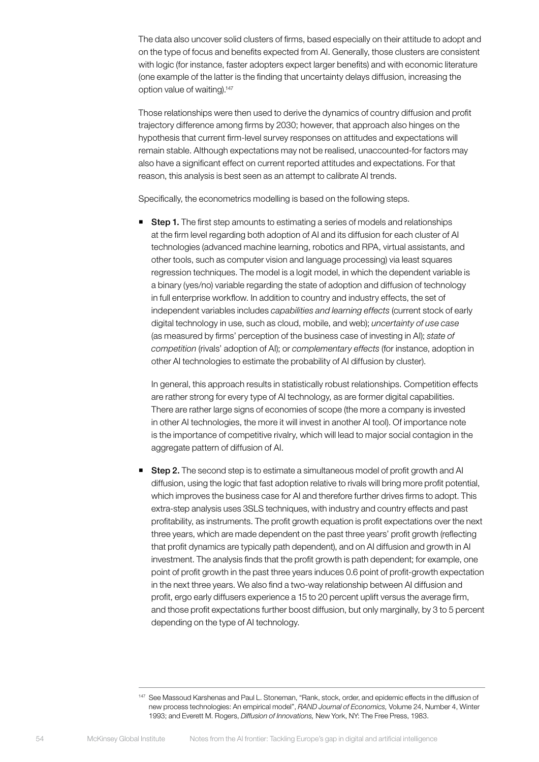The data also uncover solid clusters of firms, based especially on their attitude to adopt and on the type of focus and benefits expected from AI. Generally, those clusters are consistent with logic (for instance, faster adopters expect larger benefits) and with economic literature (one example of the latter is the finding that uncertainty delays diffusion, increasing the option value of waiting).[147]

Those relationships were then used to derive the dynamics of country diffusion and profit trajectory difference among firms by 2030; however, that approach also hinges on the hypothesis that current firm-level survey responses on attitudes and expectations will remain stable. Although expectations may not be realised, unaccounted-for factors may also have a significant effect on current reported attitudes and expectations. For that reason, this analysis is best seen as an attempt to calibrate AI trends.

Specifically, the econometrics modelling is based on the following steps.

- **Step 1.** The first step amounts to estimating a series of models and relationships at the firm level regarding both adoption of AI and its diffusion for each cluster of AI technologies (advanced machine learning, robotics and RPA, virtual assistants, and other tools, such as computer vision and language processing) via least squares regression techniques. The model is a logit model, in which the dependent variable is a binary (yes/no) variable regarding the state of adoption and diffusion of technology in full enterprise workflow. In addition to country and industry effects, the set of independent variables includes *capabilities and learning effects* (current stock of early digital technology in use, such as cloud, mobile, and web); *uncertainty of use case* (as measured by firms' perception of the business case of investing in AI); *state of competition* (rivals' adoption of AI); or *complementary effects* (for instance, adoption in other AI technologies to estimate the probability of AI diffusion by cluster).

  In general, this approach results in statistically robust relationships. Competition effects are rather strong for every type of AI technology, as are former digital capabilities. There are rather large signs of economies of scope (the more a company is invested in other AI technologies, the more it will invest in another AI tool). Of importance note is the importance of competitive rivalry, which will lead to major social contagion in the aggregate pattern of diffusion of AI.

- **Step 2.** The second step is to estimate a simultaneous model of profit growth and AI diffusion, using the logic that fast adoption relative to rivals will bring more profit potential, which improves the business case for AI and therefore further drives firms to adopt. This extra-step analysis uses 3SLS techniques, with industry and country effects and past profitability, as instruments. The profit growth equation is profit expectations over the next three years, which are made dependent on the past three years' profit growth (reflecting that profit dynamics are typically path dependent), and on AI diffusion and growth in AI investment. The analysis finds that the profit growth is path dependent; for example, one point of profit growth in the past three years induces 0.6 point of profit-growth expectation in the next three years. We also find a two-way relationship between AI diffusion and profit, ergo early diffusers experience a 15 to 20 percent uplift versus the average firm, and those profit expectations further boost diffusion, but only marginally, by 3 to 5 percent depending on the type of AI technology.

[147] See Massoud Karshenas and Paul L. Stoneman, "Rank, stock, order, and epidemic effects in the diffusion of new process technologies: An empirical model", *RAND Journal of Economics,* Volume 24, Number 4, Winter 1993; and Everett M. Rogers, *Diffusion of Innovations,* New York, NY: The Free Press, 1983.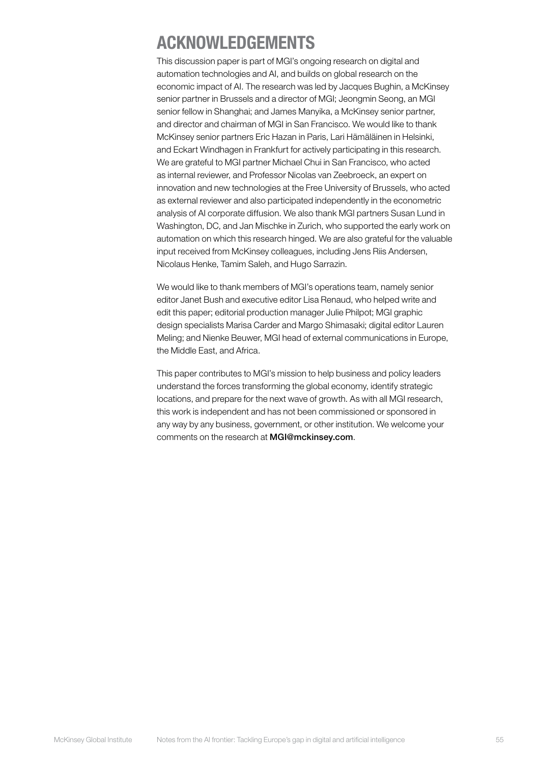# ACKNOWLEDGEMENTS

This discussion paper is part of MGI's ongoing research on digital and automation technologies and AI, and builds on global research on the economic impact of AI. The research was led by Jacques Bughin, a McKinsey senior partner in Brussels and a director of MGI; Jeongmin Seong, an MGI senior fellow in Shanghai; and James Manyika, a McKinsey senior partner, and director and chairman of MGI in San Francisco. We would like to thank McKinsey senior partners Eric Hazan in Paris, Lari Hämäläinen in Helsinki, and Eckart Windhagen in Frankfurt for actively participating in this research. We are grateful to MGI partner Michael Chui in San Francisco, who acted as internal reviewer, and Professor Nicolas van Zeebroeck, an expert on innovation and new technologies at the Free University of Brussels, who acted as external reviewer and also participated independently in the econometric analysis of AI corporate diffusion. We also thank MGI partners Susan Lund in Washington, DC, and Jan Mischke in Zurich, who supported the early work on automation on which this research hinged. We are also grateful for the valuable input received from McKinsey colleagues, including Jens Riis Andersen, Nicolaus Henke, Tamim Saleh, and Hugo Sarrazin.

We would like to thank members of MGI's operations team, namely senior editor Janet Bush and executive editor Lisa Renaud, who helped write and edit this paper; editorial production manager Julie Philpot; MGI graphic design specialists Marisa Carder and Margo Shimasaki; digital editor Lauren Meling; and Nienke Beuwer, MGI head of external communications in Europe, the Middle East, and Africa.

This paper contributes to MGI's mission to help business and policy leaders understand the forces transforming the global economy, identify strategic locations, and prepare for the next wave of growth. As with all MGI research, this work is independent and has not been commissioned or sponsored in any way by any business, government, or other institution. We welcome your comments on the research at **MGI@mckinsey.com**.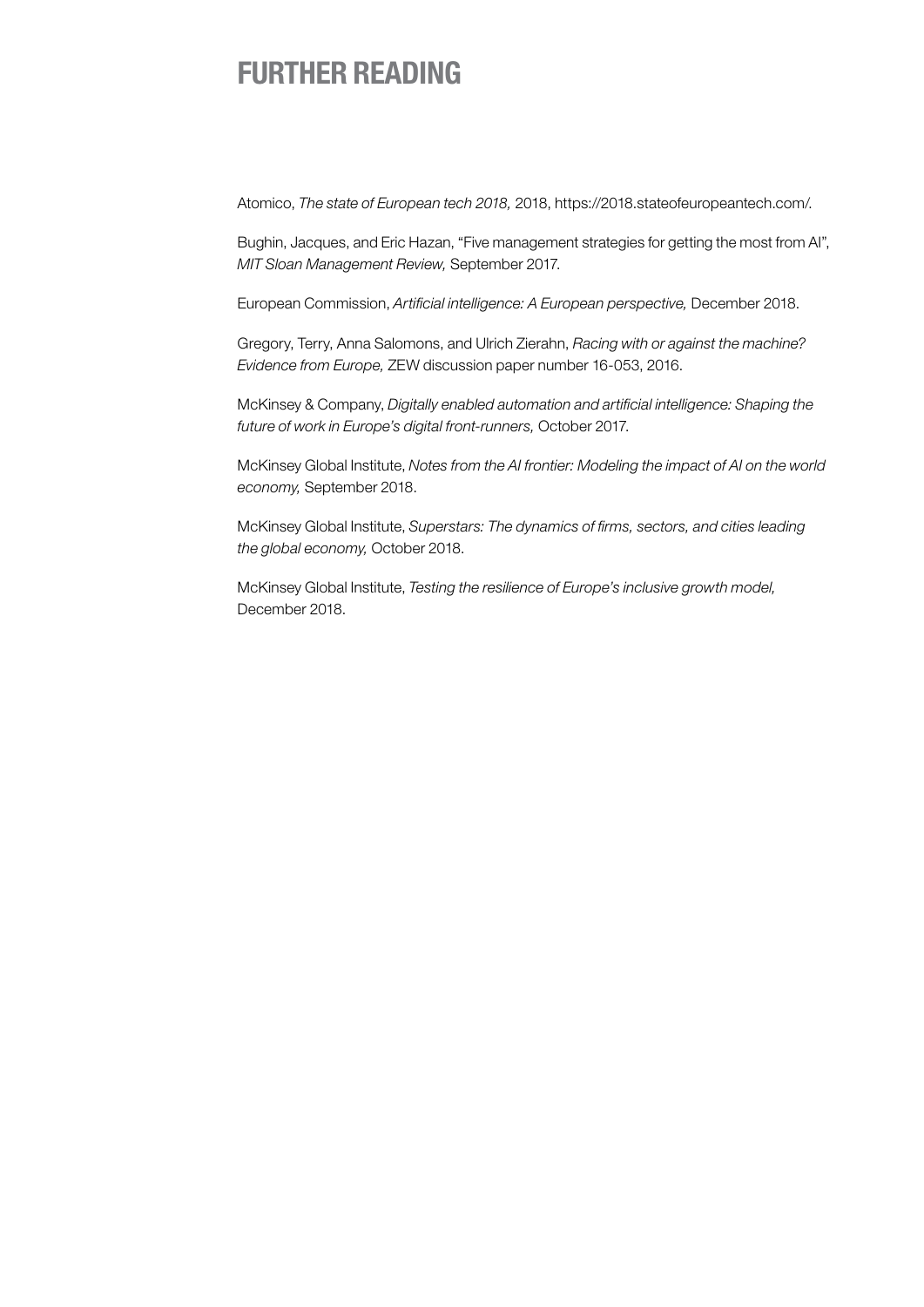# FURTHER READING

Atomico, *The state of European tech 2018,* 2018, https://2018.stateofeuropeantech.com/.

Bughin, Jacques, and Eric Hazan, "Five management strategies for getting the most from AI", *MIT Sloan Management Review,* September 2017.

European Commission, *Artificial intelligence: A European perspective,* December 2018.

Gregory, Terry, Anna Salomons, and Ulrich Zierahn, *Racing with or against the machine? Evidence from Europe,* ZEW discussion paper number 16-053, 2016.

McKinsey & Company, *Digitally enabled automation and artificial intelligence: Shaping the future of work in Europe's digital front-runners,* October 2017.

McKinsey Global Institute, *Notes from the AI frontier: Modeling the impact of AI on the world economy,* September 2018.

McKinsey Global Institute, *Superstars: The dynamics of firms, sectors, and cities leading the global economy,* October 2018.

McKinsey Global Institute, *Testing the resilience of Europe's inclusive growth model,* December 2018.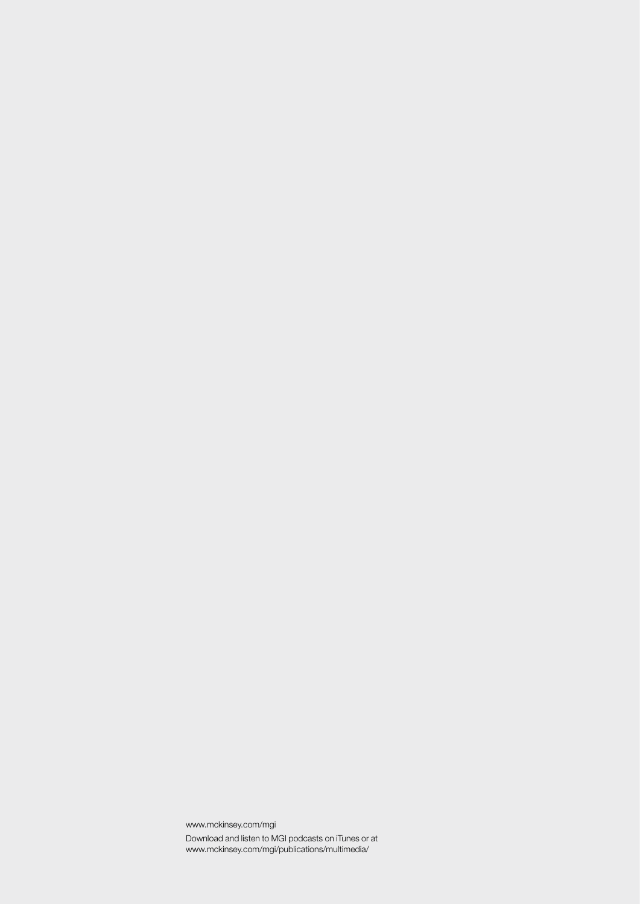www.mckinsey.com/mgi

Download and listen to MGI podcasts on iTunes or at www.mckinsey.com/mgi/publications/multimedia/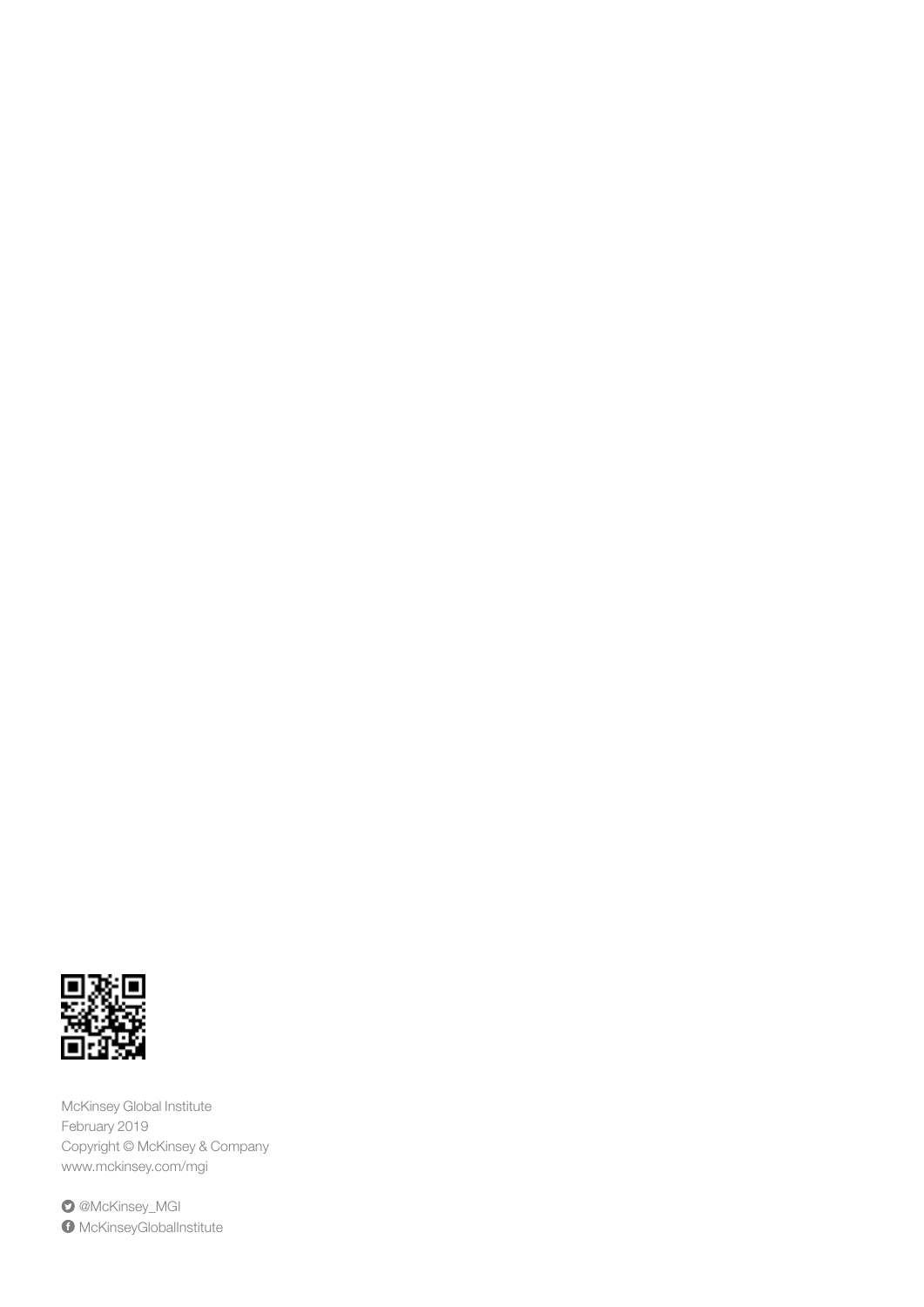McKinsey Global Institute
February 2019
Copyright © McKinsey & Company
www.mckinsey.com/mgi

@McKinsey_MGI
McKinseyGlobalInstitute